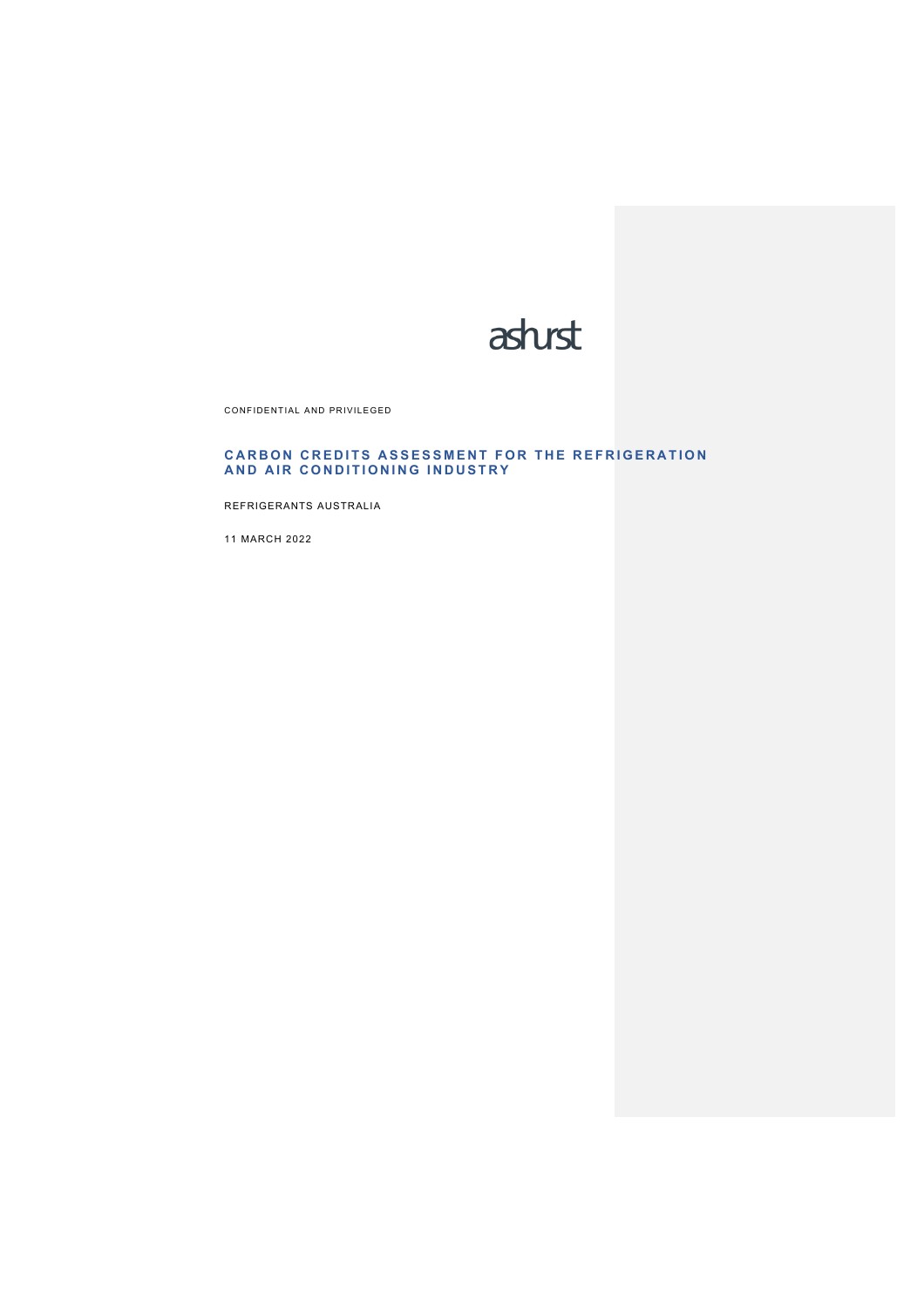ashurst

CONFIDENTIAL AND PRIVILEGED

# CARBON CREDITS ASSESSMENT FOR THE REFRIGERATION AND AIR CONDITIONING INDUSTRY

REFRIGERANTS AUSTRALIA

11 MARCH 2022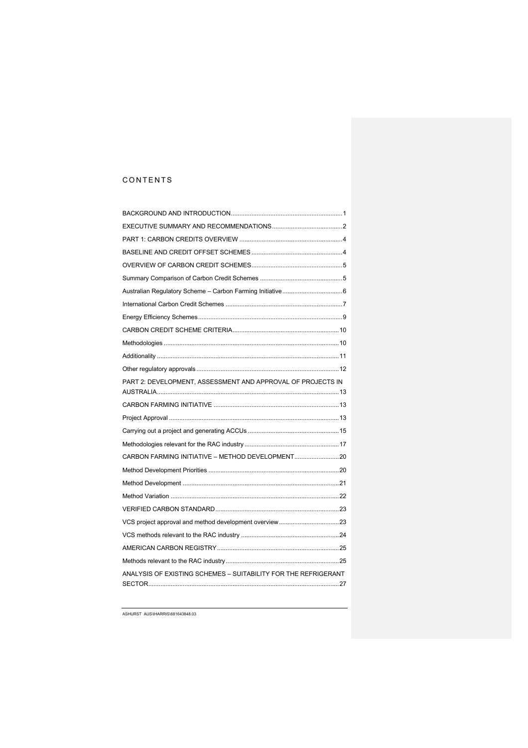# CONTENTS

BACKGROUND AND INTRODUCTION ............................................................. 1

EXECUTIVE SUMMARY AND RECOMMENDATIONS ......................................... 2

PART 1: CARBON CREDITS OVERVIEW ........................................................ 4

BASELINE AND CREDIT OFFSET SCHEMES .................................................. 4

OVERVIEW OF CARBON CREDIT SCHEMES .................................................. 5

Summary Comparison of Carbon Credit Schemes ........................................... 5

Australian Regulatory Scheme – Carbon Farming Initiative ................................ 6

International Carbon Credit Schemes ................................................................ 7

Energy Efficiency Schemes ................................................................................ 9

CARBON CREDIT SCHEME CRITERIA ........................................................... 10

Methodologies ................................................................................................... 10

Additionality ...................................................................................................... 11

Other regulatory approvals ................................................................................ 12

PART 2: DEVELOPMENT, ASSESSMENT AND APPROVAL OF PROJECTS IN AUSTRALIA ...................................................................................................... 13

CARBON FARMING INITIATIVE ...................................................................... 13

Project Approval ................................................................................................ 13

Carrying out a project and generating ACCUs .................................................. 15

Methodologies relevant for the RAC industry .................................................... 17

CARBON FARMING INITIATIVE – METHOD DEVELOPMENT ........................ 20

Method Development Priorities ......................................................................... 20

Method Development ........................................................................................ 21

Method Variation ............................................................................................... 22

VERIFIED CARBON STANDARD ..................................................................... 23

VCS project approval and method development overview ................................ 23

VCS methods relevant to the RAC industry ...................................................... 24

AMERICAN CARBON REGISTRY ..................................................................... 25

Methods relevant to the RAC industry ............................................................... 25

ANALYSIS OF EXISTING SCHEMES – SUITABILITY FOR THE REFRIGERANT SECTOR ............................................................................................................ 27

ASHURST AUS\IHARRIS\681643848.03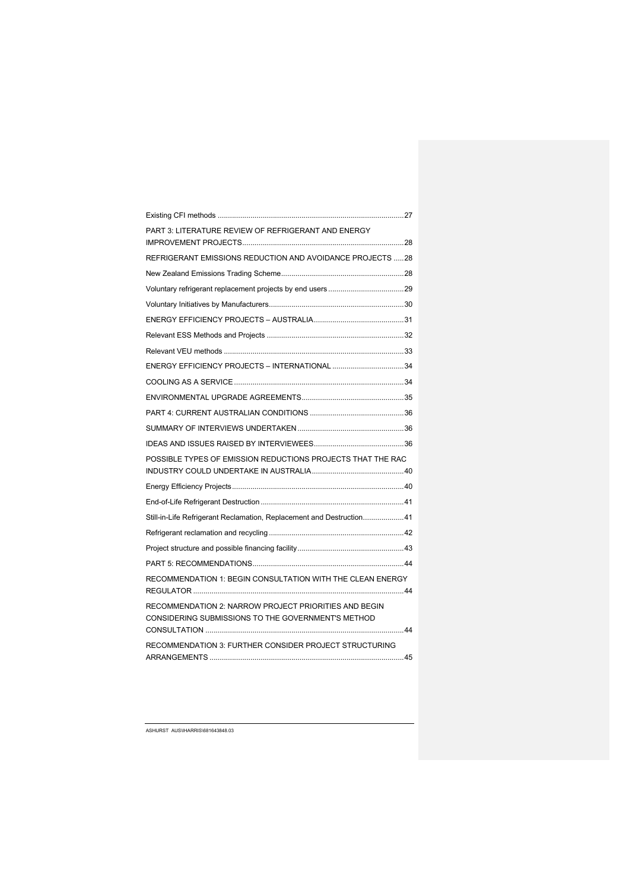Existing CFI methods ........ 27

PART 3: LITERATURE REVIEW OF REFRIGERANT AND ENERGY IMPROVEMENT PROJECTS ........ 28

REFRIGERANT EMISSIONS REDUCTION AND AVOIDANCE PROJECTS ........ 28

New Zealand Emissions Trading Scheme ........ 28

Voluntary refrigerant replacement projects by end users ........ 29

Voluntary Initiatives by Manufacturers ........ 30

ENERGY EFFICIENCY PROJECTS – AUSTRALIA ........ 31

Relevant ESS Methods and Projects ........ 32

Relevant VEU methods ........ 33

ENERGY EFFICIENCY PROJECTS – INTERNATIONAL ........ 34

COOLING AS A SERVICE ........ 34

ENVIRONMENTAL UPGRADE AGREEMENTS ........ 35

PART 4: CURRENT AUSTRALIAN CONDITIONS ........ 36

SUMMARY OF INTERVIEWS UNDERTAKEN ........ 36

IDEAS AND ISSUES RAISED BY INTERVIEWEES ........ 36

POSSIBLE TYPES OF EMISSION REDUCTIONS PROJECTS THAT THE RAC INDUSTRY COULD UNDERTAKE IN AUSTRALIA ........ 40

Energy Efficiency Projects ........ 40

End-of-Life Refrigerant Destruction ........ 41

Still-in-Life Refrigerant Reclamation, Replacement and Destruction ........ 41

Refrigerant reclamation and recycling ........ 42

Project structure and possible financing facility ........ 43

PART 5: RECOMMENDATIONS ........ 44

RECOMMENDATION 1: BEGIN CONSULTATION WITH THE CLEAN ENERGY REGULATOR ........ 44

RECOMMENDATION 2: NARROW PROJECT PRIORITIES AND BEGIN CONSIDERING SUBMISSIONS TO THE GOVERNMENT'S METHOD CONSULTATION ........ 44

RECOMMENDATION 3: FURTHER CONSIDER PROJECT STRUCTURING ARRANGEMENTS ........ 45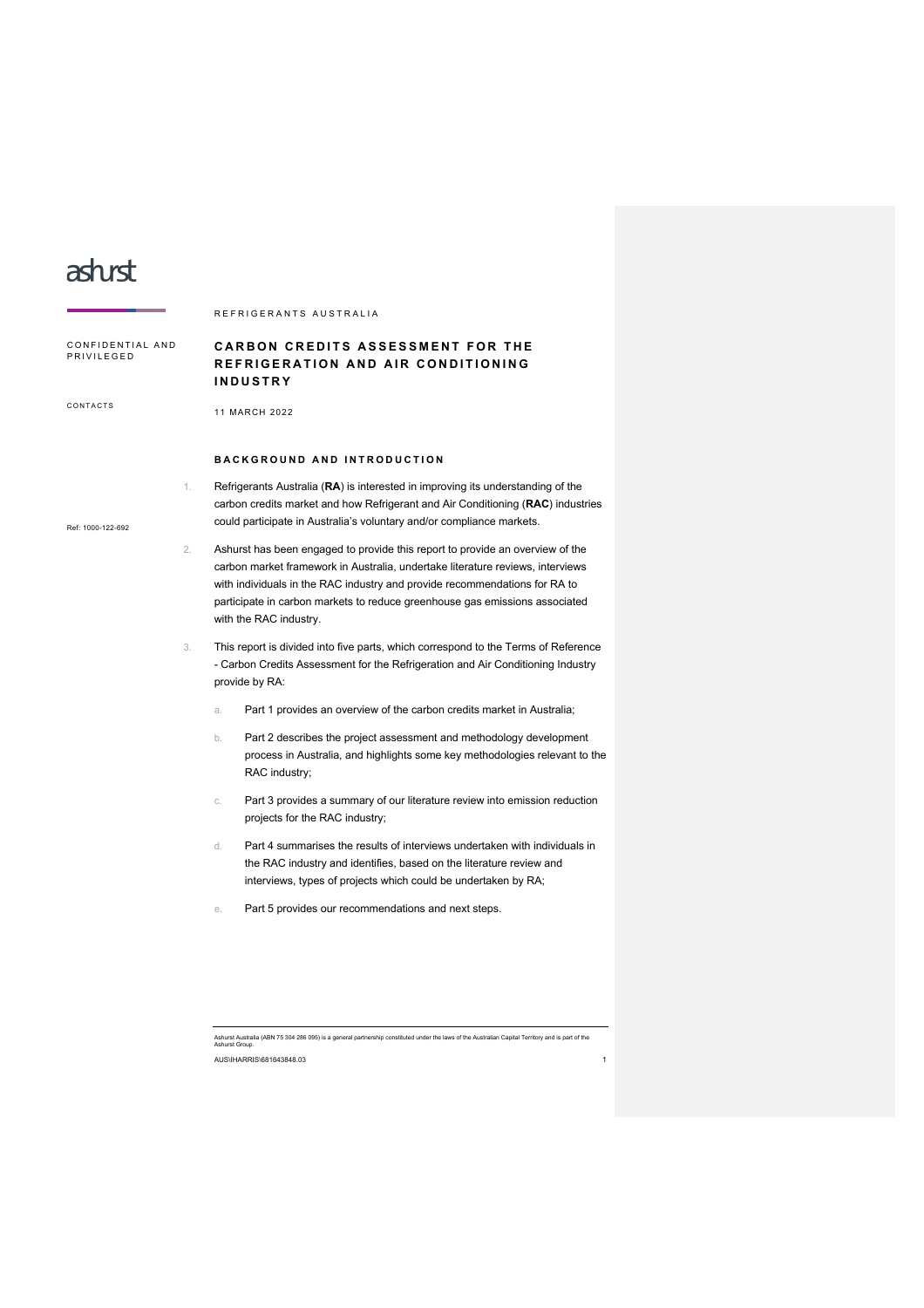ashurst

REFRIGERANTS AUSTRALIA

CONFIDENTIAL AND PRIVILEGED

# CARBON CREDITS ASSESSMENT FOR THE REFRIGERATION AND AIR CONDITIONING INDUSTRY

CONTACTS

11 MARCH 2022

Ref: 1000-122-692

## BACKGROUND AND INTRODUCTION

1. Refrigerants Australia (**RA**) is interested in improving its understanding of the carbon credits market and how Refrigerant and Air Conditioning (**RAC**) industries could participate in Australia's voluntary and/or compliance markets.

2. Ashurst has been engaged to provide this report to provide an overview of the carbon market framework in Australia, undertake literature reviews, interviews with individuals in the RAC industry and provide recommendations for RA to participate in carbon markets to reduce greenhouse gas emissions associated with the RAC industry.

3. This report is divided into five parts, which correspond to the Terms of Reference - Carbon Credits Assessment for the Refrigeration and Air Conditioning Industry provide by RA:

   a. Part 1 provides an overview of the carbon credits market in Australia;

   b. Part 2 describes the project assessment and methodology development process in Australia, and highlights some key methodologies relevant to the RAC industry;

   c. Part 3 provides a summary of our literature review into emission reduction projects for the RAC industry;

   d. Part 4 summarises the results of interviews undertaken with individuals in the RAC industry and identifies, based on the literature review and interviews, types of projects which could be undertaken by RA;

   e. Part 5 provides our recommendations and next steps.

Ashurst Australia (ABN 75 304 286 095) is a general partnership constituted under the laws of the Australian Capital Territory and is part of the Ashurst Group.

AUS\IHARRIS\681643848.03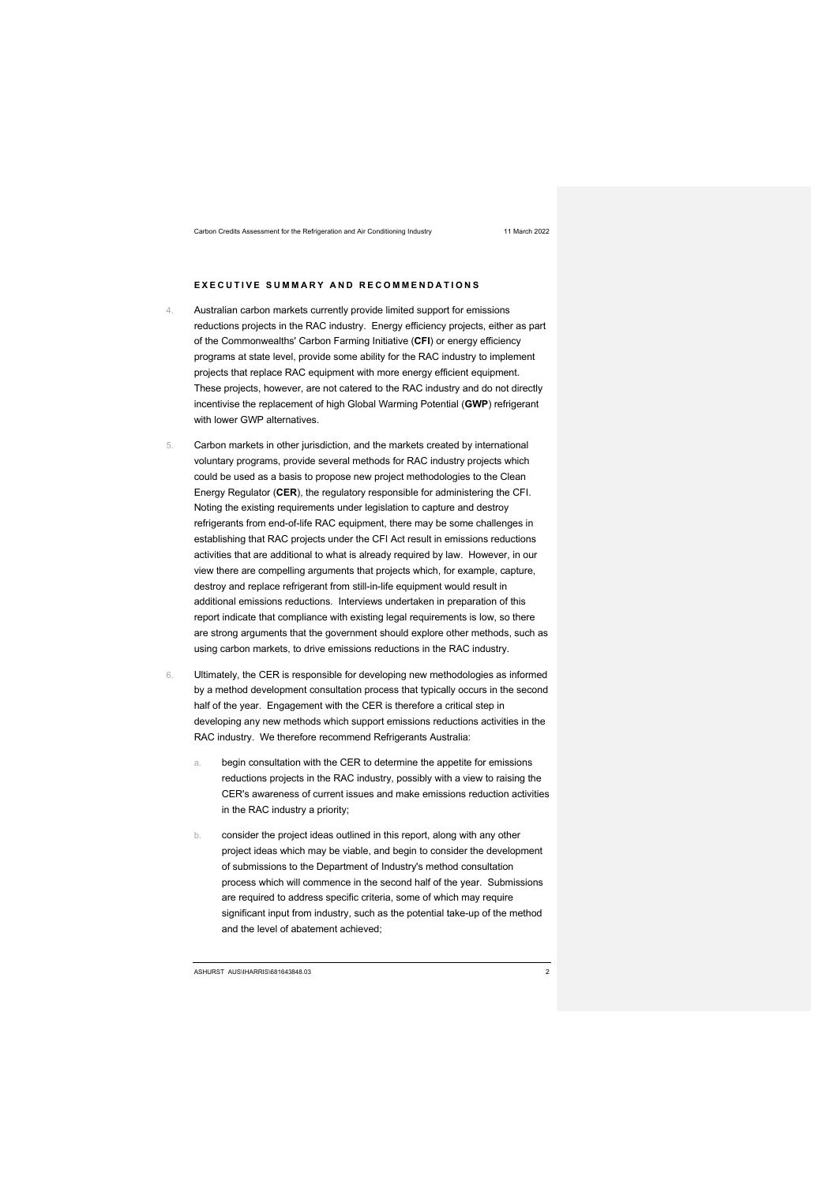## EXECUTIVE SUMMARY AND RECOMMENDATIONS

4. Australian carbon markets currently provide limited support for emissions reductions projects in the RAC industry. Energy efficiency projects, either as part of the Commonwealths' Carbon Farming Initiative (**CFI**) or energy efficiency programs at state level, provide some ability for the RAC industry to implement projects that replace RAC equipment with more energy efficient equipment. These projects, however, are not catered to the RAC industry and do not directly incentivise the replacement of high Global Warming Potential (**GWP**) refrigerant with lower GWP alternatives.

5. Carbon markets in other jurisdiction, and the markets created by international voluntary programs, provide several methods for RAC industry projects which could be used as a basis to propose new project methodologies to the Clean Energy Regulator (**CER**), the regulatory responsible for administering the CFI. Noting the existing requirements under legislation to capture and destroy refrigerants from end-of-life RAC equipment, there may be some challenges in establishing that RAC projects under the CFI Act result in emissions reductions activities that are additional to what is already required by law. However, in our view there are compelling arguments that projects which, for example, capture, destroy and replace refrigerant from still-in-life equipment would result in additional emissions reductions. Interviews undertaken in preparation of this report indicate that compliance with existing legal requirements is low, so there are strong arguments that the government should explore other methods, such as using carbon markets, to drive emissions reductions in the RAC industry.

6. Ultimately, the CER is responsible for developing new methodologies as informed by a method development consultation process that typically occurs in the second half of the year. Engagement with the CER is therefore a critical step in developing any new methods which support emissions reductions activities in the RAC industry. We therefore recommend Refrigerants Australia:

   a. begin consultation with the CER to determine the appetite for emissions reductions projects in the RAC industry, possibly with a view to raising the CER's awareness of current issues and make emissions reduction activities in the RAC industry a priority;

   b. consider the project ideas outlined in this report, along with any other project ideas which may be viable, and begin to consider the development of submissions to the Department of Industry's method consultation process which will commence in the second half of the year. Submissions are required to address specific criteria, some of which may require significant input from industry, such as the potential take-up of the method and the level of abatement achieved;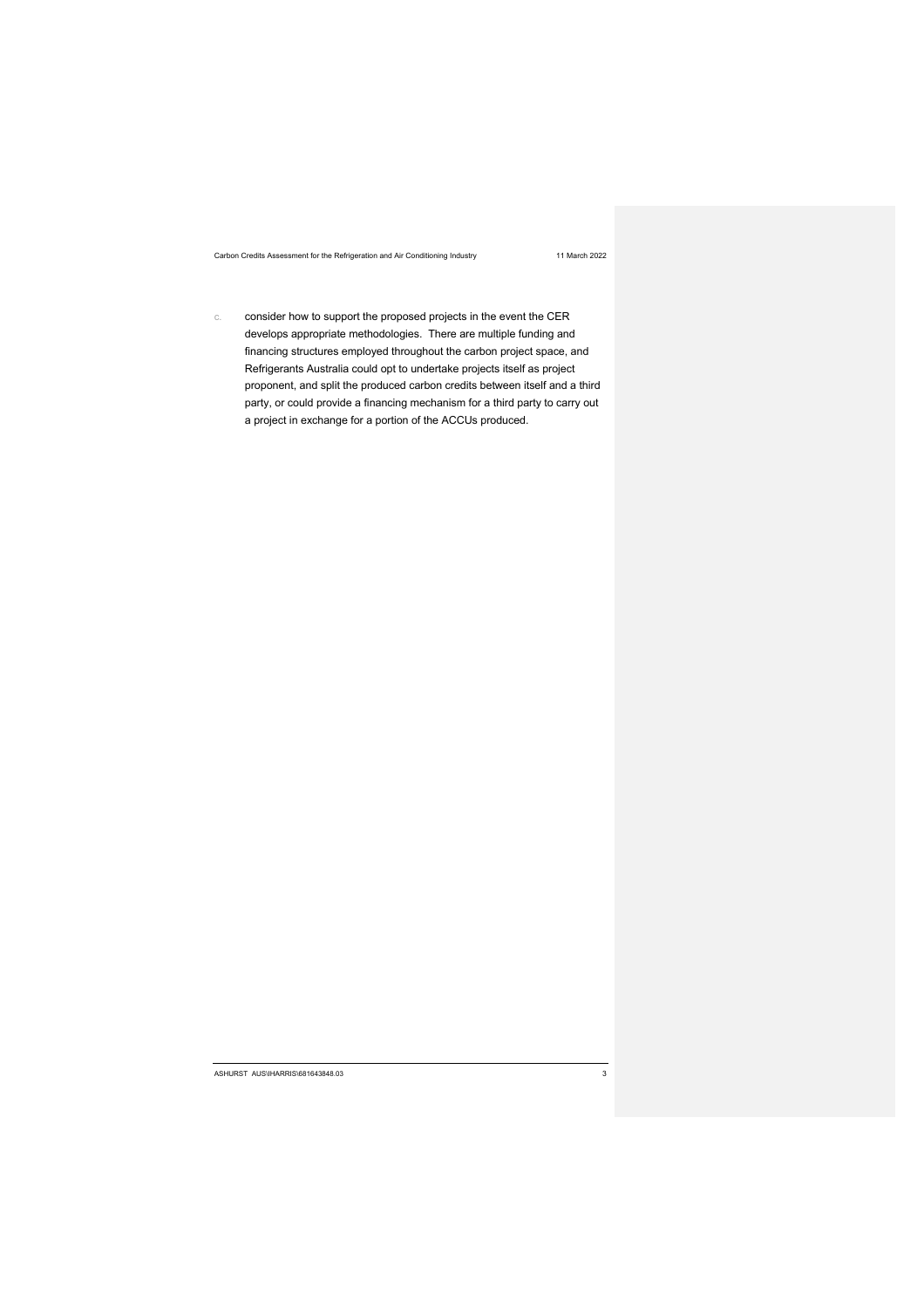c. consider how to support the proposed projects in the event the CER develops appropriate methodologies. There are multiple funding and financing structures employed throughout the carbon project space, and Refrigerants Australia could opt to undertake projects itself as project proponent, and split the produced carbon credits between itself and a third party, or could provide a financing mechanism for a third party to carry out a project in exchange for a portion of the ACCUs produced.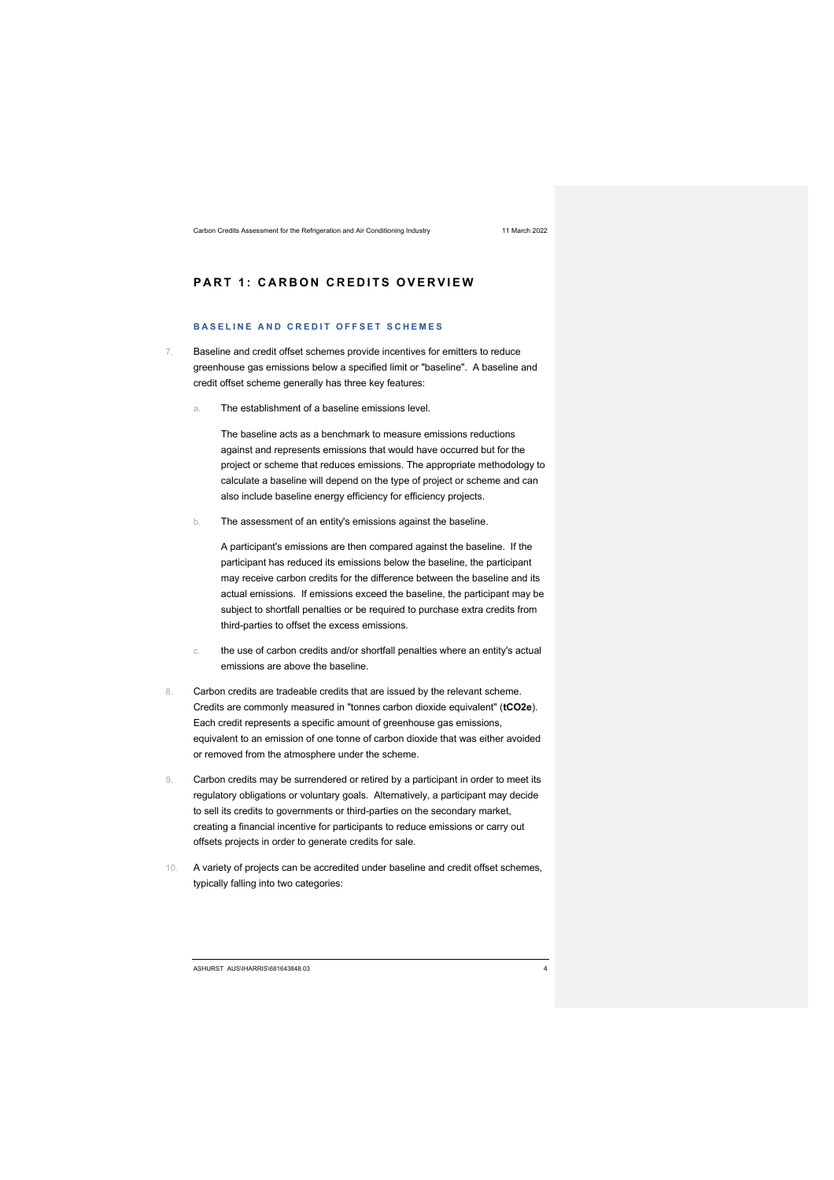# PART 1: CARBON CREDITS OVERVIEW

## BASELINE AND CREDIT OFFSET SCHEMES

7. Baseline and credit offset schemes provide incentives for emitters to reduce greenhouse gas emissions below a specified limit or "baseline". A baseline and credit offset scheme generally has three key features:

   a. The establishment of a baseline emissions level.

      The baseline acts as a benchmark to measure emissions reductions against and represents emissions that would have occurred but for the project or scheme that reduces emissions. The appropriate methodology to calculate a baseline will depend on the type of project or scheme and can also include baseline energy efficiency for efficiency projects.

   b. The assessment of an entity's emissions against the baseline.

      A participant's emissions are then compared against the baseline. If the participant has reduced its emissions below the baseline, the participant may receive carbon credits for the difference between the baseline and its actual emissions. If emissions exceed the baseline, the participant may be subject to shortfall penalties or be required to purchase extra credits from third-parties to offset the excess emissions.

   c. the use of carbon credits and/or shortfall penalties where an entity's actual emissions are above the baseline.

8. Carbon credits are tradeable credits that are issued by the relevant scheme. Credits are commonly measured in "tonnes carbon dioxide equivalent" (**tCO2e**). Each credit represents a specific amount of greenhouse gas emissions, equivalent to an emission of one tonne of carbon dioxide that was either avoided or removed from the atmosphere under the scheme.

9. Carbon credits may be surrendered or retired by a participant in order to meet its regulatory obligations or voluntary goals. Alternatively, a participant may decide to sell its credits to governments or third-parties on the secondary market, creating a financial incentive for participants to reduce emissions or carry out offsets projects in order to generate credits for sale.

10. A variety of projects can be accredited under baseline and credit offset schemes, typically falling into two categories: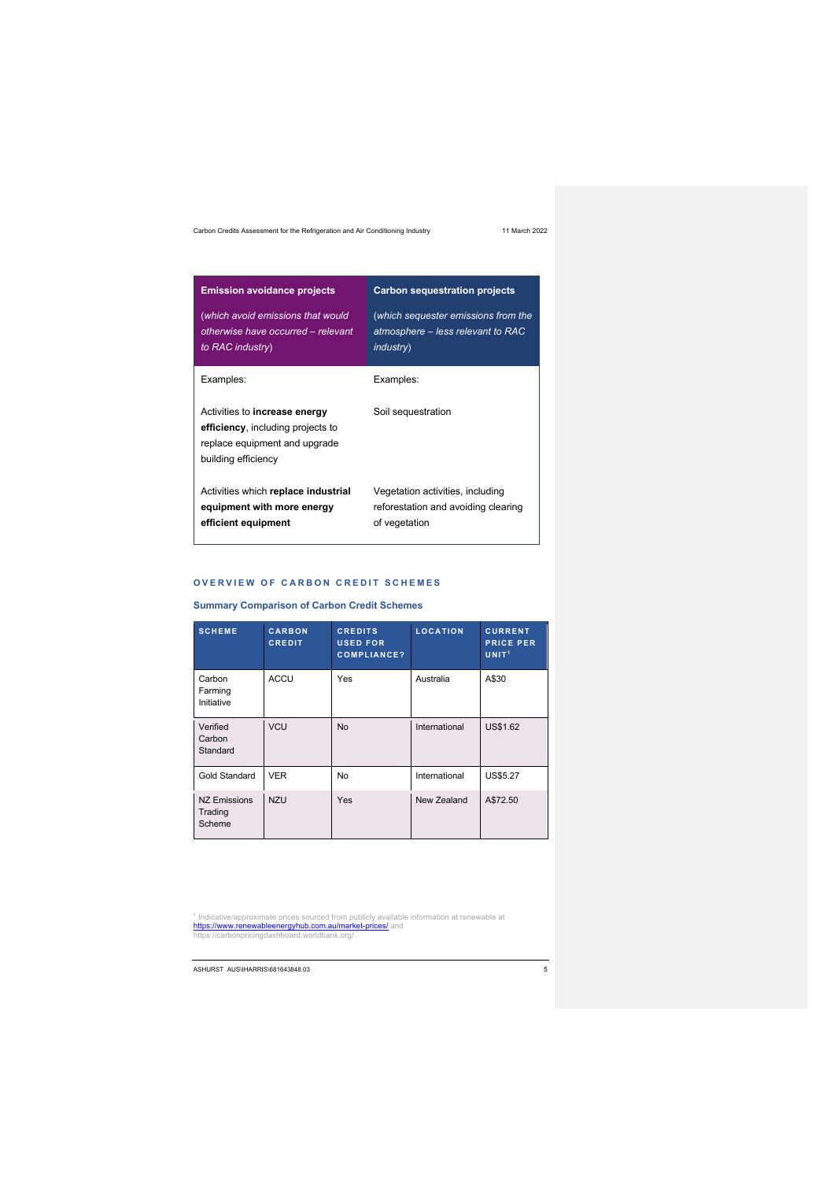| **Emission avoidance projects** (*which avoid emissions that would otherwise have occurred – relevant to RAC industry*) | **Carbon sequestration projects** (*which sequester emissions from the atmosphere – less relevant to RAC industry*) |
| --- | --- |
| Examples: | Examples: |
| Activities to **increase energy efficiency**, including projects to replace equipment and upgrade building efficiency | Soil sequestration |
| Activities which **replace industrial equipment with more energy efficient equipment** | Vegetation activities, including reforestation and avoiding clearing of vegetation |

## OVERVIEW OF CARBON CREDIT SCHEMES

### Summary Comparison of Carbon Credit Schemes

| SCHEME | CARBON CREDIT | CREDITS USED FOR COMPLIANCE? | LOCATION | CURRENT PRICE PER UNIT[1] |
| --- | --- | --- | --- | --- |
| Carbon Farming Initiative | ACCU | Yes | Australia | A$30 |
| Verified Carbon Standard | VCU | No | International | US$1.62 |
| Gold Standard | VER | No | International | US$5.27 |
| NZ Emissions Trading Scheme | NZU | Yes | New Zealand | A$72.50 |

[1] Indicative/approximate prices sourced from publicly available information at renewable at https://www.renewableenergyhub.com.au/market-prices/ and https://carbonpricingdashboard.worldbank.org/ .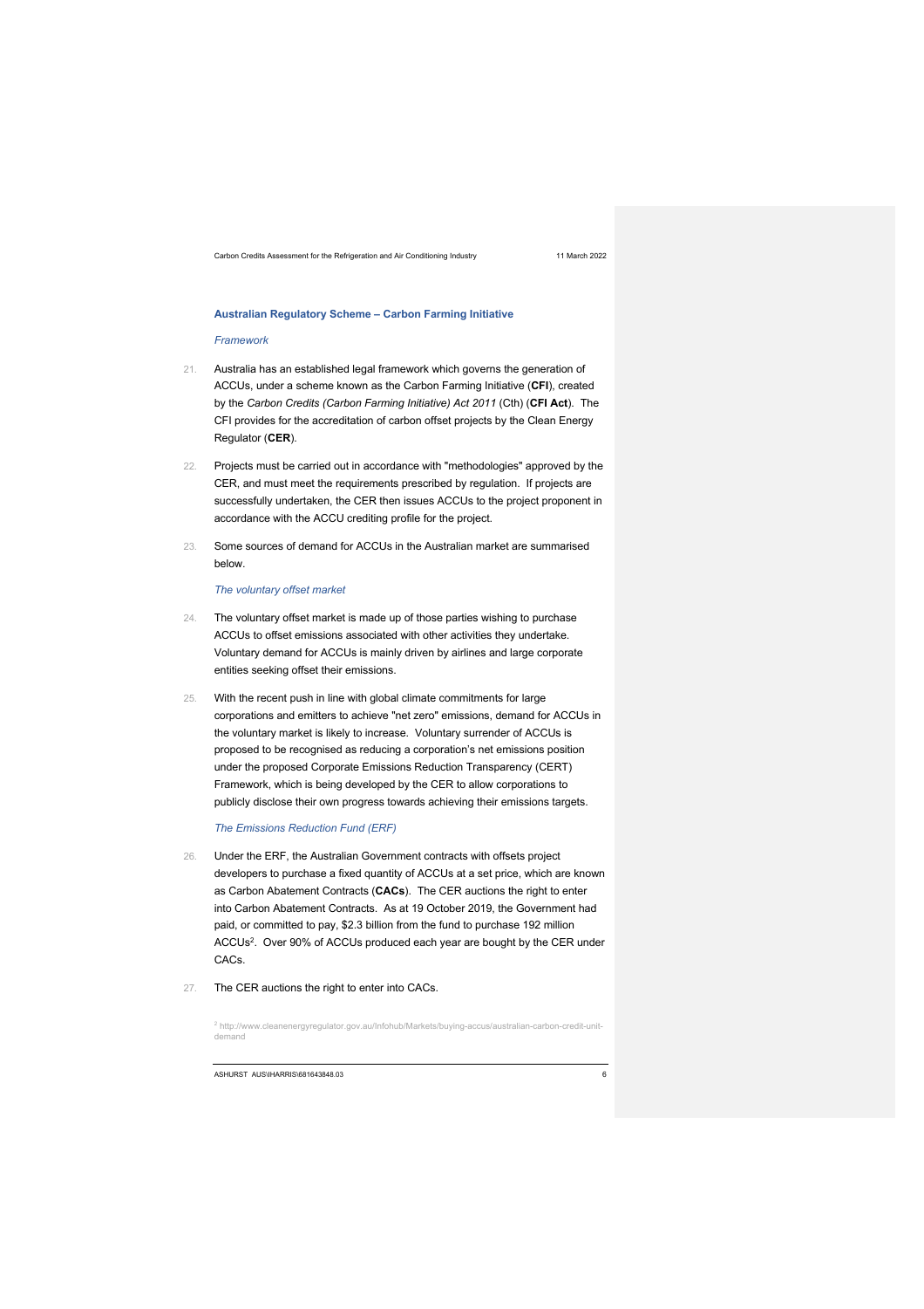### Australian Regulatory Scheme – Carbon Farming Initiative

*Framework*

21. Australia has an established legal framework which governs the generation of ACCUs, under a scheme known as the Carbon Farming Initiative (**CFI**), created by the *Carbon Credits (Carbon Farming Initiative) Act 2011* (Cth) (**CFI Act**). The CFI provides for the accreditation of carbon offset projects by the Clean Energy Regulator (**CER**).

22. Projects must be carried out in accordance with "methodologies" approved by the CER, and must meet the requirements prescribed by regulation. If projects are successfully undertaken, the CER then issues ACCUs to the project proponent in accordance with the ACCU crediting profile for the project.

23. Some sources of demand for ACCUs in the Australian market are summarised below.

*The voluntary offset market*

24. The voluntary offset market is made up of those parties wishing to purchase ACCUs to offset emissions associated with other activities they undertake. Voluntary demand for ACCUs is mainly driven by airlines and large corporate entities seeking offset their emissions.

25. With the recent push in line with global climate commitments for large corporations and emitters to achieve "net zero" emissions, demand for ACCUs in the voluntary market is likely to increase. Voluntary surrender of ACCUs is proposed to be recognised as reducing a corporation's net emissions position under the proposed Corporate Emissions Reduction Transparency (CERT) Framework, which is being developed by the CER to allow corporations to publicly disclose their own progress towards achieving their emissions targets.

*The Emissions Reduction Fund (ERF)*

26. Under the ERF, the Australian Government contracts with offsets project developers to purchase a fixed quantity of ACCUs at a set price, which are known as Carbon Abatement Contracts (**CACs**). The CER auctions the right to enter into Carbon Abatement Contracts. As at 19 October 2019, the Government had paid, or committed to pay, $2.3 billion from the fund to purchase 192 million ACCUs[2]. Over 90% of ACCUs produced each year are bought by the CER under CACs.

27. The CER auctions the right to enter into CACs.

[2] http://www.cleanenergyregulator.gov.au/Infohub/Markets/buying-accus/australian-carbon-credit-unit-demand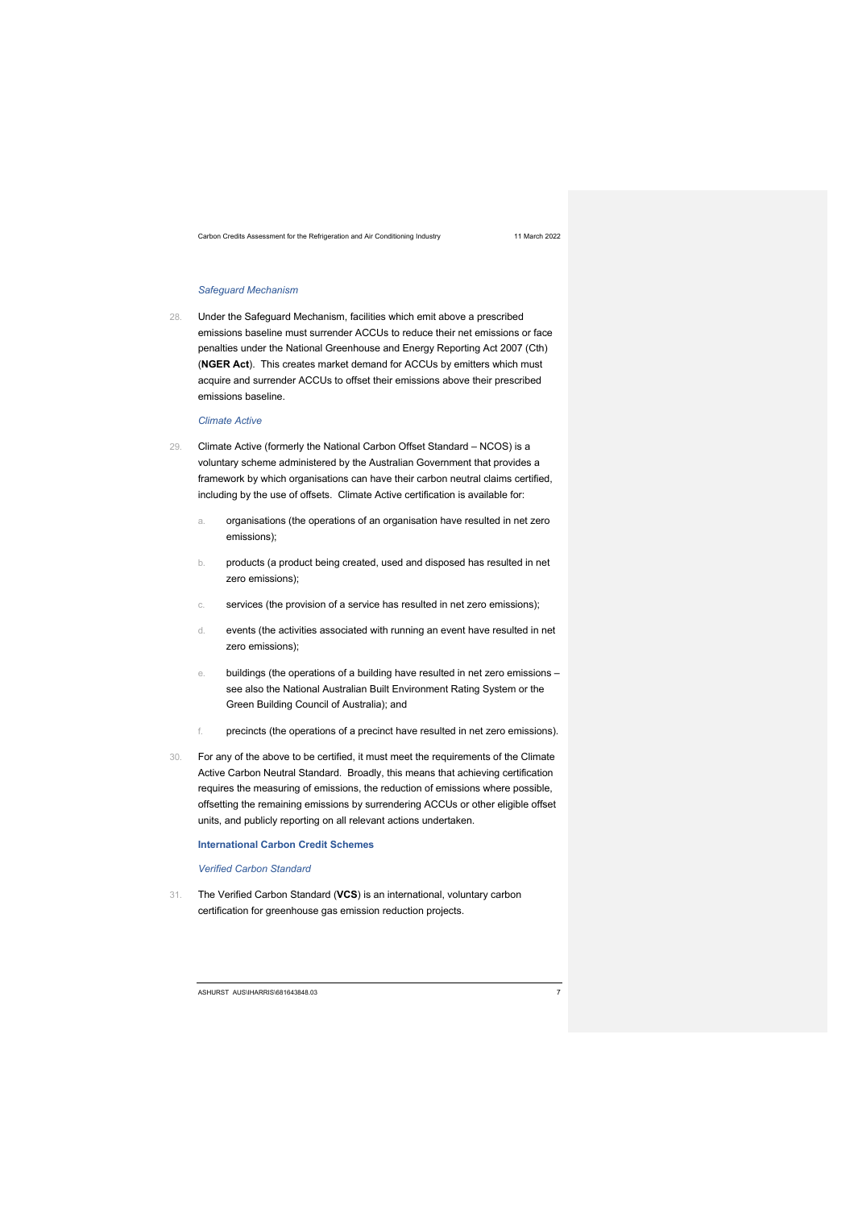*Safeguard Mechanism*

28. Under the Safeguard Mechanism, facilities which emit above a prescribed emissions baseline must surrender ACCUs to reduce their net emissions or face penalties under the National Greenhouse and Energy Reporting Act 2007 (Cth) (**NGER Act**). This creates market demand for ACCUs by emitters which must acquire and surrender ACCUs to offset their emissions above their prescribed emissions baseline.

*Climate Active*

29. Climate Active (formerly the National Carbon Offset Standard – NCOS) is a voluntary scheme administered by the Australian Government that provides a framework by which organisations can have their carbon neutral claims certified, including by the use of offsets. Climate Active certification is available for:

    a. organisations (the operations of an organisation have resulted in net zero emissions);

    b. products (a product being created, used and disposed has resulted in net zero emissions);

    c. services (the provision of a service has resulted in net zero emissions);

    d. events (the activities associated with running an event have resulted in net zero emissions);

    e. buildings (the operations of a building have resulted in net zero emissions – see also the National Australian Built Environment Rating System or the Green Building Council of Australia); and

    f. precincts (the operations of a precinct have resulted in net zero emissions).

30. For any of the above to be certified, it must meet the requirements of the Climate Active Carbon Neutral Standard. Broadly, this means that achieving certification requires the measuring of emissions, the reduction of emissions where possible, offsetting the remaining emissions by surrendering ACCUs or other eligible offset units, and publicly reporting on all relevant actions undertaken.

**International Carbon Credit Schemes**

*Verified Carbon Standard*

31. The Verified Carbon Standard (**VCS**) is an international, voluntary carbon certification for greenhouse gas emission reduction projects.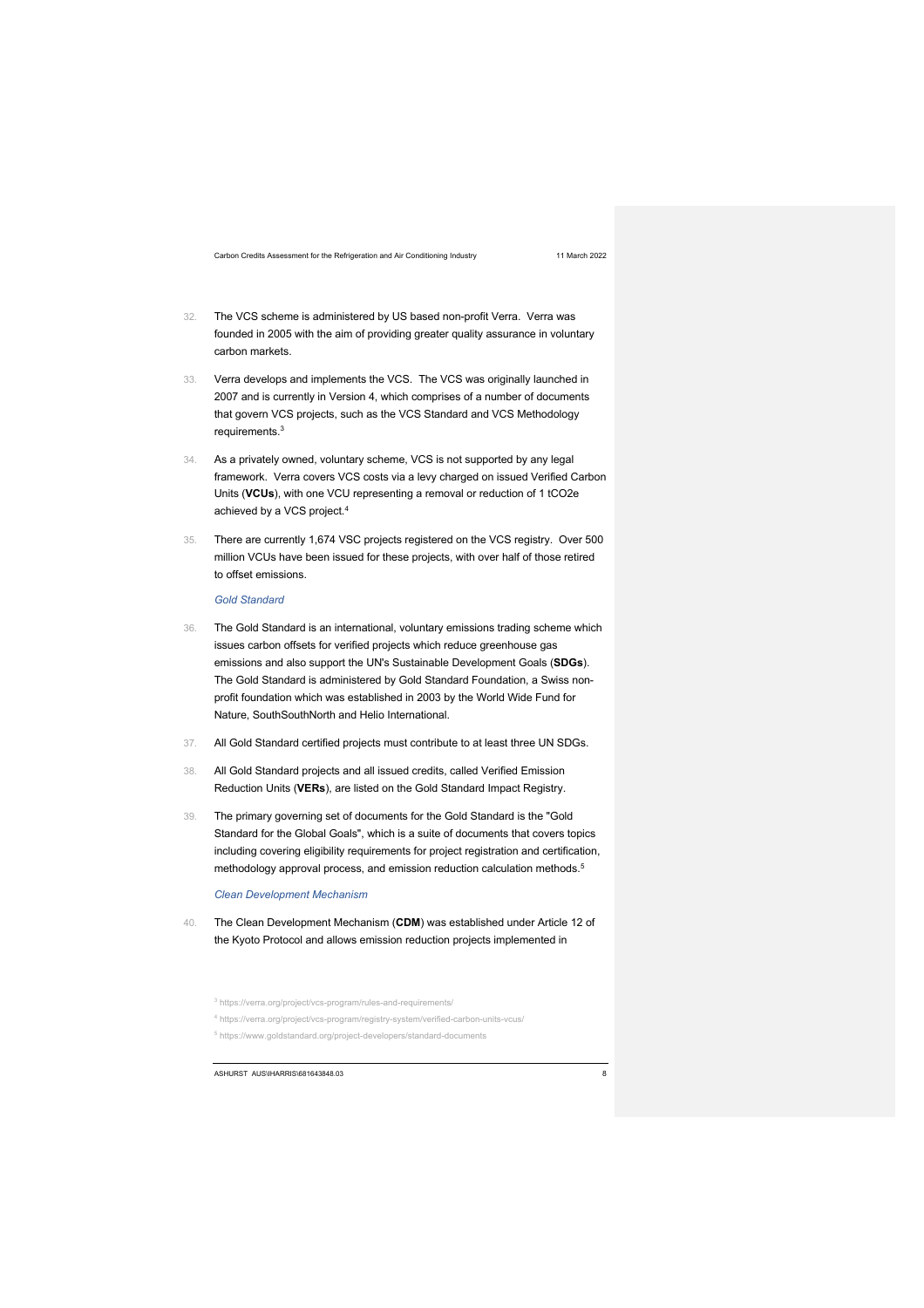32. The VCS scheme is administered by US based non-profit Verra. Verra was founded in 2005 with the aim of providing greater quality assurance in voluntary carbon markets.

33. Verra develops and implements the VCS. The VCS was originally launched in 2007 and is currently in Version 4, which comprises of a number of documents that govern VCS projects, such as the VCS Standard and VCS Methodology requirements.[3]

34. As a privately owned, voluntary scheme, VCS is not supported by any legal framework. Verra covers VCS costs via a levy charged on issued Verified Carbon Units (**VCUs**), with one VCU representing a removal or reduction of 1 $tCO_2e$ achieved by a VCS project.[4]

35. There are currently 1,674 VSC projects registered on the VCS registry. Over 500 million VCUs have been issued for these projects, with over half of those retired to offset emissions.

*Gold Standard*

36. The Gold Standard is an international, voluntary emissions trading scheme which issues carbon offsets for verified projects which reduce greenhouse gas emissions and also support the UN's Sustainable Development Goals (**SDGs**). The Gold Standard is administered by Gold Standard Foundation, a Swiss non-profit foundation which was established in 2003 by the World Wide Fund for Nature, SouthSouthNorth and Helio International.

37. All Gold Standard certified projects must contribute to at least three UN SDGs.

38. All Gold Standard projects and all issued credits, called Verified Emission Reduction Units (**VERs**), are listed on the Gold Standard Impact Registry.

39. The primary governing set of documents for the Gold Standard is the "Gold Standard for the Global Goals", which is a suite of documents that covers topics including covering eligibility requirements for project registration and certification, methodology approval process, and emission reduction calculation methods.[5]

*Clean Development Mechanism*

40. The Clean Development Mechanism (**CDM**) was established under Article 12 of the Kyoto Protocol and allows emission reduction projects implemented in

[3] https://verra.org/project/vcs-program/rules-and-requirements/

[4] https://verra.org/project/vcs-program/registry-system/verified-carbon-units-vcus/

[5] https://www.goldstandard.org/project-developers/standard-documents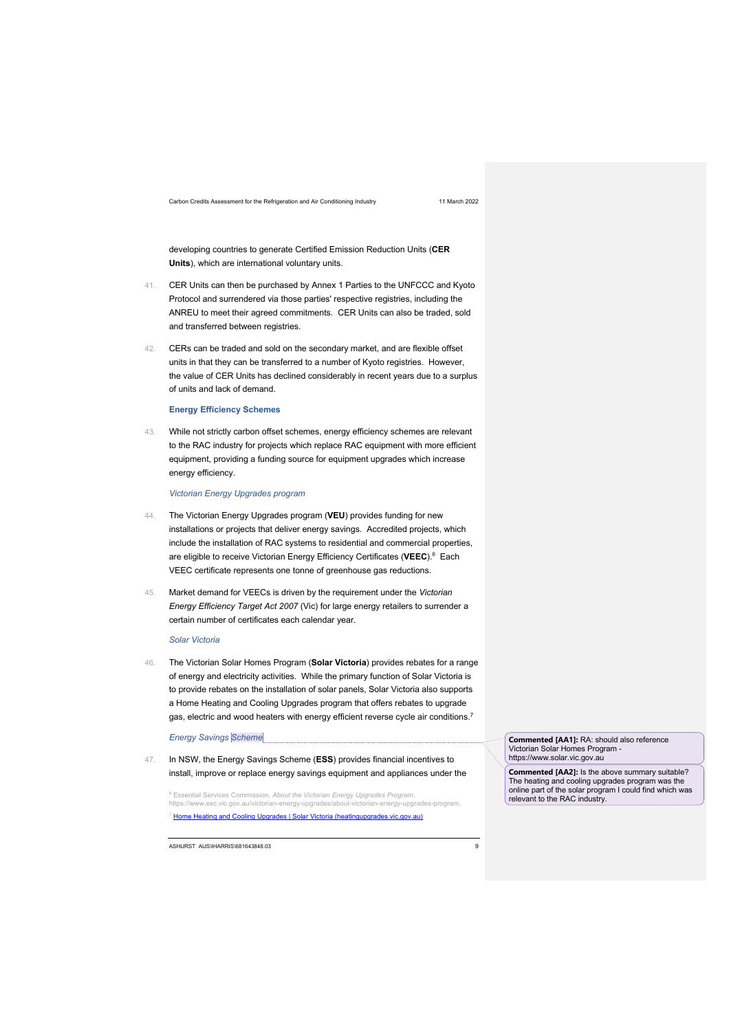developing countries to generate Certified Emission Reduction Units (**CER Units**), which are international voluntary units.

41. CER Units can then be purchased by Annex 1 Parties to the UNFCCC and Kyoto Protocol and surrendered via those parties' respective registries, including the ANREU to meet their agreed commitments. CER Units can also be traded, sold and transferred between registries.

42. CERs can be traded and sold on the secondary market, and are flexible offset units in that they can be transferred to a number of Kyoto registries. However, the value of CER Units has declined considerably in recent years due to a surplus of units and lack of demand.

### Energy Efficiency Schemes

43. While not strictly carbon offset schemes, energy efficiency schemes are relevant to the RAC industry for projects which replace RAC equipment with more efficient equipment, providing a funding source for equipment upgrades which increase energy efficiency.

#### *Victorian Energy Upgrades program*

44. The Victorian Energy Upgrades program (**VEU**) provides funding for new installations or projects that deliver energy savings. Accredited projects, which include the installation of RAC systems to residential and commercial properties, are eligible to receive Victorian Energy Efficiency Certificates (**VEEC**).[6] Each VEEC certificate represents one tonne of greenhouse gas reductions.

45. Market demand for VEECs is driven by the requirement under the *Victorian Energy Efficiency Target Act 2007* (Vic) for large energy retailers to surrender a certain number of certificates each calendar year.

#### *Solar Victoria*

46. The Victorian Solar Homes Program (**Solar Victoria**) provides rebates for a range of energy and electricity activities. While the primary function of Solar Victoria is to provide rebates on the installation of solar panels, Solar Victoria also supports a Home Heating and Cooling Upgrades program that offers rebates to upgrade gas, electric and wood heaters with energy efficient reverse cycle air conditions.[7]

#### *Energy Savings Scheme*

47. In NSW, the Energy Savings Scheme (**ESS**) provides financial incentives to install, improve or replace energy savings equipment and appliances under the

[6] Essential Services Commission, *About the Victorian Energy Upgrades Program*, https://www.esc.vic.gov.au/victorian-energy-upgrades/about-victorian-energy-upgrades-program.

[7] Home Heating and Cooling Upgrades | Solar Victoria (heatingupgrades.vic.gov.au)

**Commented [AA1]:** RA: should also reference Victorian Solar Homes Program - https://www.solar.vic.gov.au

**Commented [AA2]:** Is the above summary suitable? The heating and cooling upgrades program was the online part of the solar program I could find which was relevant to the RAC industry.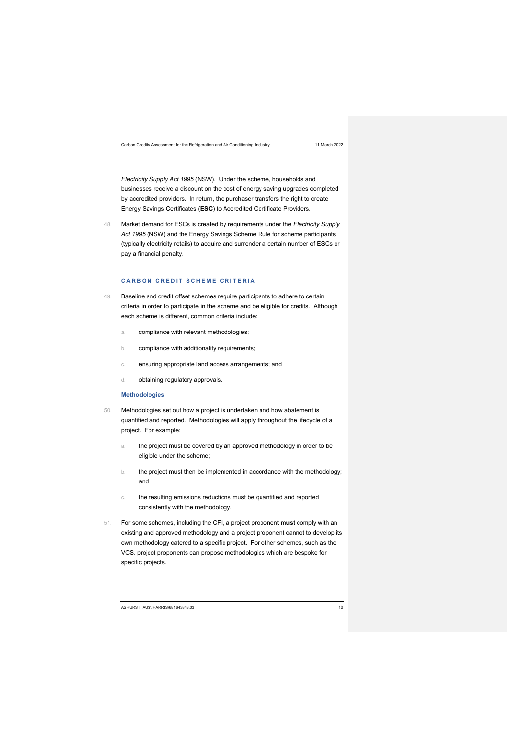*Electricity Supply Act 1995* (NSW). Under the scheme, households and businesses receive a discount on the cost of energy saving upgrades completed by accredited providers. In return, the purchaser transfers the right to create Energy Savings Certificates (**ESC**) to Accredited Certificate Providers.

48. Market demand for ESCs is created by requirements under the *Electricity Supply Act 1995* (NSW) and the Energy Savings Scheme Rule for scheme participants (typically electricity retails) to acquire and surrender a certain number of ESCs or pay a financial penalty.

### CARBON CREDIT SCHEME CRITERIA

49. Baseline and credit offset schemes require participants to adhere to certain criteria in order to participate in the scheme and be eligible for credits. Although each scheme is different, common criteria include:

    a. compliance with relevant methodologies;

    b. compliance with additionality requirements;

    c. ensuring appropriate land access arrangements; and

    d. obtaining regulatory approvals.

#### Methodologies

50. Methodologies set out how a project is undertaken and how abatement is quantified and reported. Methodologies will apply throughout the lifecycle of a project. For example:

    a. the project must be covered by an approved methodology in order to be eligible under the scheme;

    b. the project must then be implemented in accordance with the methodology; and

    c. the resulting emissions reductions must be quantified and reported consistently with the methodology.

51. For some schemes, including the CFI, a project proponent **must** comply with an existing and approved methodology and a project proponent cannot to develop its own methodology catered to a specific project. For other schemes, such as the VCS, project proponents can propose methodologies which are bespoke for specific projects.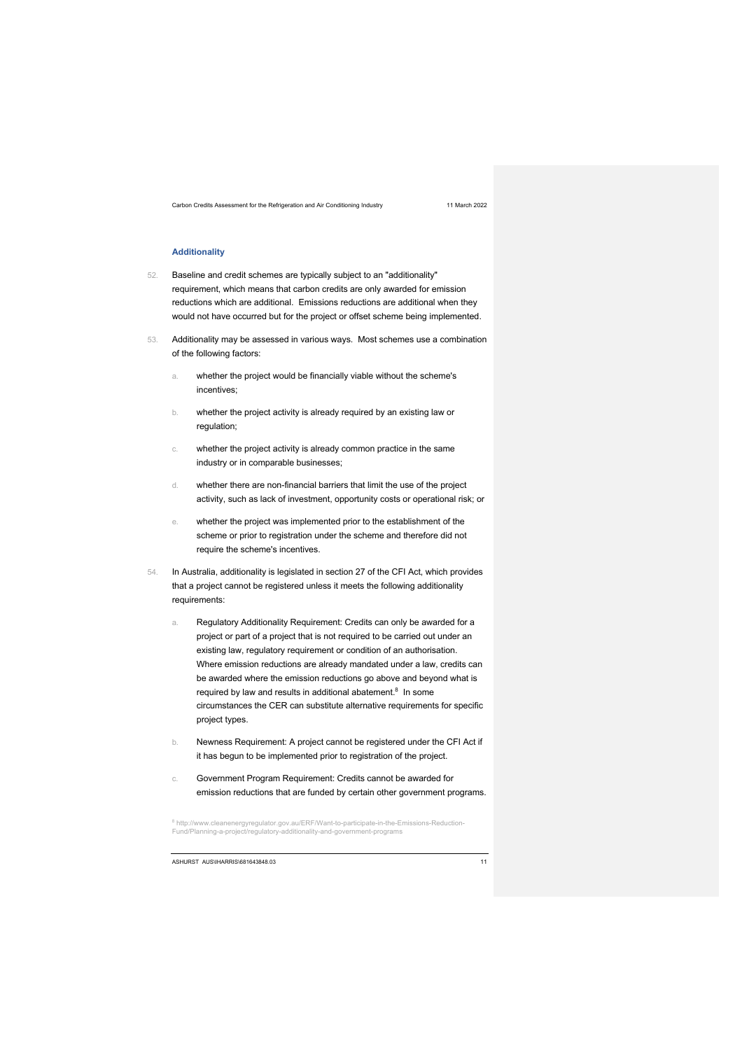### Additionality

52. Baseline and credit schemes are typically subject to an "additionality" requirement, which means that carbon credits are only awarded for emission reductions which are additional. Emissions reductions are additional when they would not have occurred but for the project or offset scheme being implemented.

53. Additionality may be assessed in various ways. Most schemes use a combination of the following factors:

    a. whether the project would be financially viable without the scheme's incentives;

    b. whether the project activity is already required by an existing law or regulation;

    c. whether the project activity is already common practice in the same industry or in comparable businesses;

    d. whether there are non-financial barriers that limit the use of the project activity, such as lack of investment, opportunity costs or operational risk; or

    e. whether the project was implemented prior to the establishment of the scheme or prior to registration under the scheme and therefore did not require the scheme's incentives.

54. In Australia, additionality is legislated in section 27 of the CFI Act, which provides that a project cannot be registered unless it meets the following additionality requirements:

    a. Regulatory Additionality Requirement: Credits can only be awarded for a project or part of a project that is not required to be carried out under an existing law, regulatory requirement or condition of an authorisation. Where emission reductions are already mandated under a law, credits can be awarded where the emission reductions go above and beyond what is required by law and results in additional abatement.[8] In some circumstances the CER can substitute alternative requirements for specific project types.

    b. Newness Requirement: A project cannot be registered under the CFI Act if it has begun to be implemented prior to registration of the project.

    c. Government Program Requirement: Credits cannot be awarded for emission reductions that are funded by certain other government programs.

[8] http://www.cleanenergyregulator.gov.au/ERF/Want-to-participate-in-the-Emissions-Reduction-Fund/Planning-a-project/regulatory-additionality-and-government-programs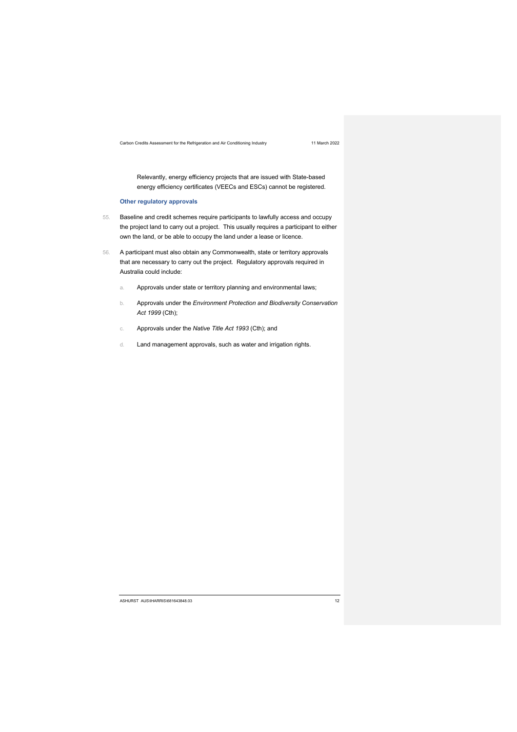Relevantly, energy efficiency projects that are issued with State-based energy efficiency certificates (VEECs and ESCs) cannot be registered.

### Other regulatory approvals

55. Baseline and credit schemes require participants to lawfully access and occupy the project land to carry out a project. This usually requires a participant to either own the land, or be able to occupy the land under a lease or licence.

56. A participant must also obtain any Commonwealth, state or territory approvals that are necessary to carry out the project. Regulatory approvals required in Australia could include:

    a. Approvals under state or territory planning and environmental laws;

    b. Approvals under the *Environment Protection and Biodiversity Conservation Act 1999* (Cth);

    c. Approvals under the *Native Title Act 1993* (Cth); and

    d. Land management approvals, such as water and irrigation rights.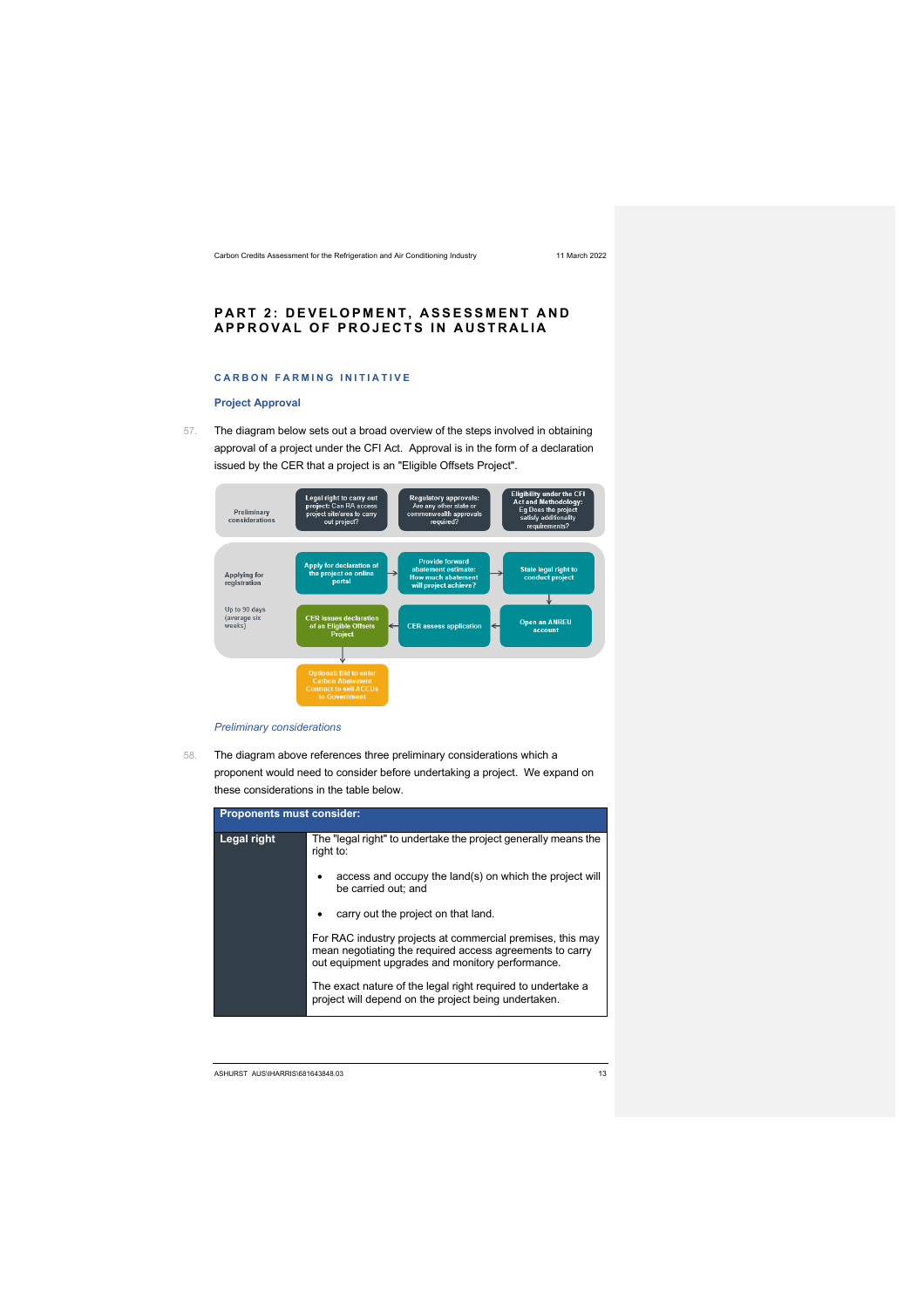## PART 2: DEVELOPMENT, ASSESSMENT AND APPROVAL OF PROJECTS IN AUSTRALIA

### CARBON FARMING INITIATIVE

#### Project Approval

57. The diagram below sets out a broad overview of the steps involved in obtaining approval of a project under the CFI Act. Approval is in the form of a declaration issued by the CER that a project is an "Eligible Offsets Project".

Preliminary considerations

Legal right to carry out project: Can RA access project site/area to carry out project?

Regulatory approvals: Are any other state or commonwealth approvals required?

Eligibility under the CFI Act and Methodology: Eg Does the project satisfy additionality requirements?

Applying for registration

Up to 90 days (average six weeks)

Apply for declaration of the project on online portal → Provide forward abatement estimate: How much abatement will project achieve? → State legal right to conduct project → Open an ANREU account → CER assess application → CER issues declaration of an Eligible Offsets Project → Optional: Bid to enter Carbon Abatement Contract to sell ACCUs to Government

*Preliminary considerations*

58. The diagram above references three preliminary considerations which a proponent would need to consider before undertaking a project. We expand on these considerations in the table below.

| Proponents must consider: | |
|---|---|
| **Legal right** | The "legal right" to undertake the project generally means the right to:<br><br>• access and occupy the land(s) on which the project will be carried out; and<br><br>• carry out the project on that land.<br><br>For RAC industry projects at commercial premises, this may mean negotiating the required access agreements to carry out equipment upgrades and monitory performance.<br><br>The exact nature of the legal right required to undertake a project will depend on the project being undertaken. |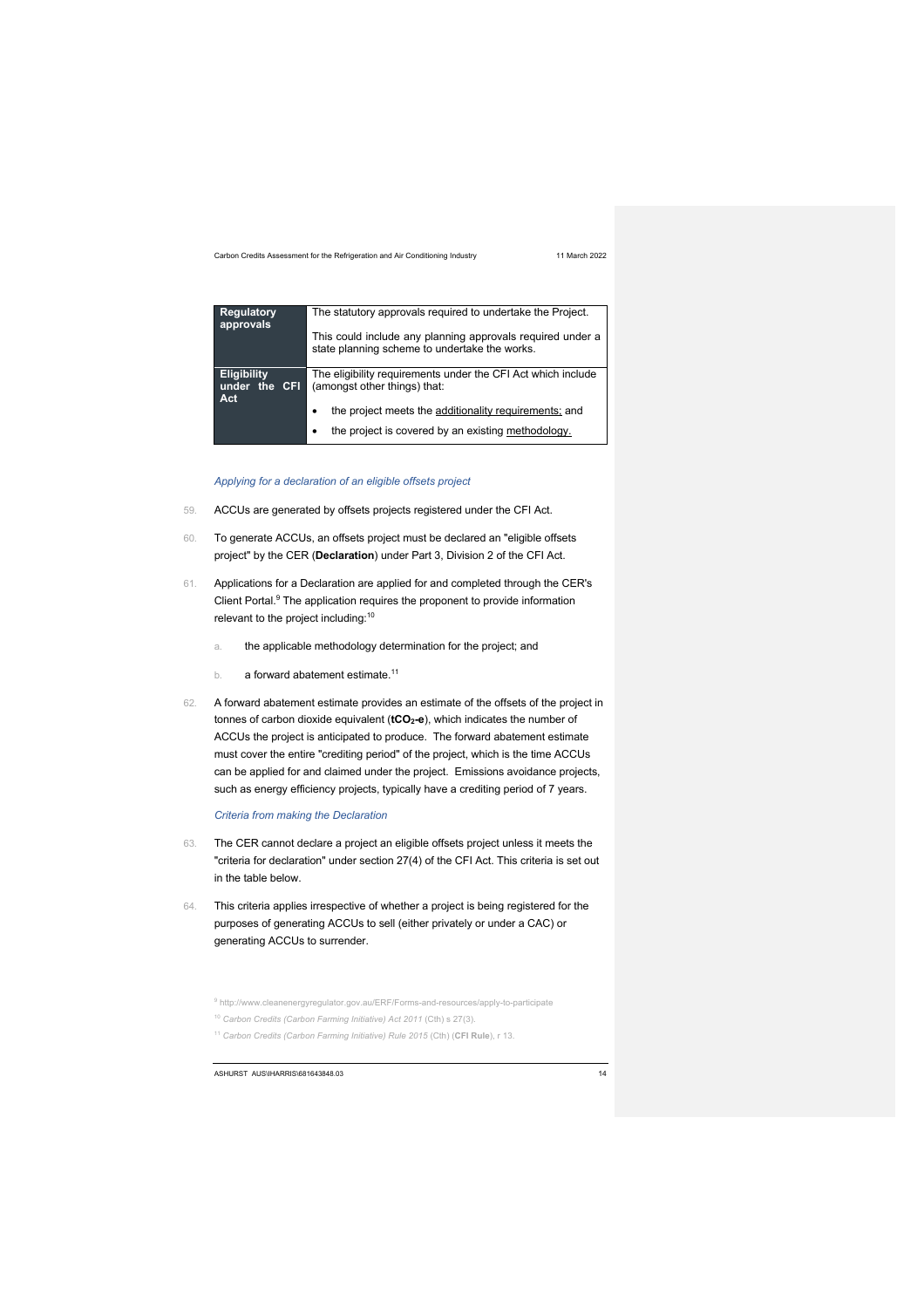| Regulatory approvals | The statutory approvals required to undertake the Project.<br><br>This could include any planning approvals required under a state planning scheme to undertake the works. |
|---|---|
| Eligibility under the CFI Act | The eligibility requirements under the CFI Act which include (amongst other things) that:<br>• the project meets the additionality requirements; and<br>• the project is covered by an existing methodology. |

*Applying for a declaration of an eligible offsets project*

59. ACCUs are generated by offsets projects registered under the CFI Act.

60. To generate ACCUs, an offsets project must be declared an "eligible offsets project" by the CER (**Declaration**) under Part 3, Division 2 of the CFI Act.

61. Applications for a Declaration are applied for and completed through the CER's Client Portal.[9] The application requires the proponent to provide information relevant to the project including:[10]

    a. the applicable methodology determination for the project; and

    b. a forward abatement estimate.[11]

62. A forward abatement estimate provides an estimate of the offsets of the project in tonnes of carbon dioxide equivalent (**$tCO_2$-e**), which indicates the number of ACCUs the project is anticipated to produce. The forward abatement estimate must cover the entire "crediting period" of the project, which is the time ACCUs can be applied for and claimed under the project. Emissions avoidance projects, such as energy efficiency projects, typically have a crediting period of 7 years.

*Criteria from making the Declaration*

63. The CER cannot declare a project an eligible offsets project unless it meets the "criteria for declaration" under section 27(4) of the CFI Act. This criteria is set out in the table below.

64. This criteria applies irrespective of whether a project is being registered for the purposes of generating ACCUs to sell (either privately or under a CAC) or generating ACCUs to surrender.

[9] http://www.cleanenergyregulator.gov.au/ERF/Forms-and-resources/apply-to-participate

[10] *Carbon Credits (Carbon Farming Initiative) Act 2011* (Cth) s 27(3).

[11] *Carbon Credits (Carbon Farming Initiative) Rule 2015* (Cth) (**CFI Rule**), r 13.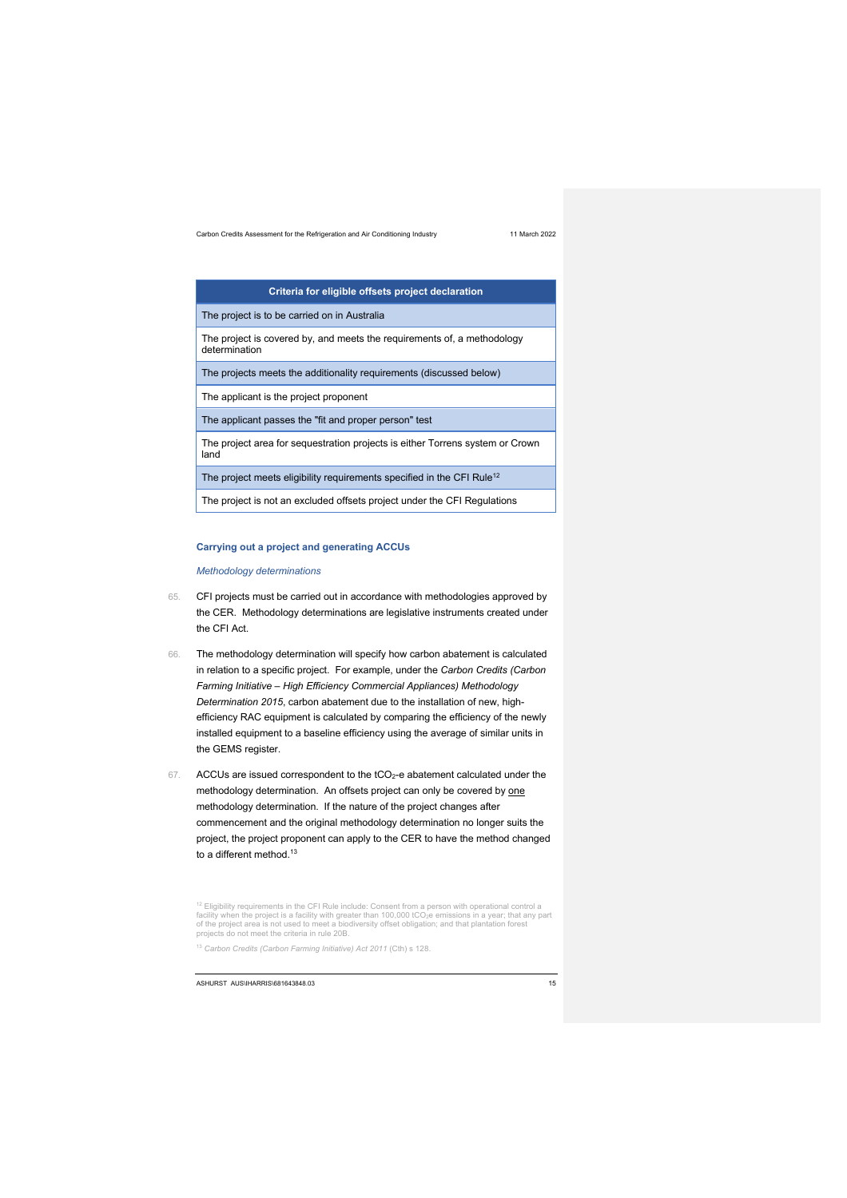| Criteria for eligible offsets project declaration |
|---|
| The project is to be carried on in Australia |
| The project is covered by, and meets the requirements of, a methodology determination |
| The projects meets the additionality requirements (discussed below) |
| The applicant is the project proponent |
| The applicant passes the "fit and proper person" test |
| The project area for sequestration projects is either Torrens system or Crown land |
| The project meets eligibility requirements specified in the CFI Rule[12] |
| The project is not an excluded offsets project under the CFI Regulations |

### Carrying out a project and generating ACCUs

*Methodology determinations*

65. CFI projects must be carried out in accordance with methodologies approved by the CER. Methodology determinations are legislative instruments created under the CFI Act.

66. The methodology determination will specify how carbon abatement is calculated in relation to a specific project. For example, under the *Carbon Credits (Carbon Farming Initiative – High Efficiency Commercial Appliances) Methodology Determination 2015*, carbon abatement due to the installation of new, high-efficiency RAC equipment is calculated by comparing the efficiency of the newly installed equipment to a baseline efficiency using the average of similar units in the GEMS register.

67. ACCUs are issued correspondent to the $tCO_2$-e abatement calculated under the methodology determination. An offsets project can only be covered by one methodology determination. If the nature of the project changes after commencement and the original methodology determination no longer suits the project, the project proponent can apply to the CER to have the method changed to a different method.[13]

[12] Eligibility requirements in the CFI Rule include: Consent from a person with operational control a facility when the project is a facility with greater than 100,000 $tCO_2$e emissions in a year; that any part of the project area is not used to meet a biodiversity offset obligation; and that plantation forest projects do not meet the criteria in rule 20B.

[13] *Carbon Credits (Carbon Farming Initiative) Act 2011* (Cth) s 128.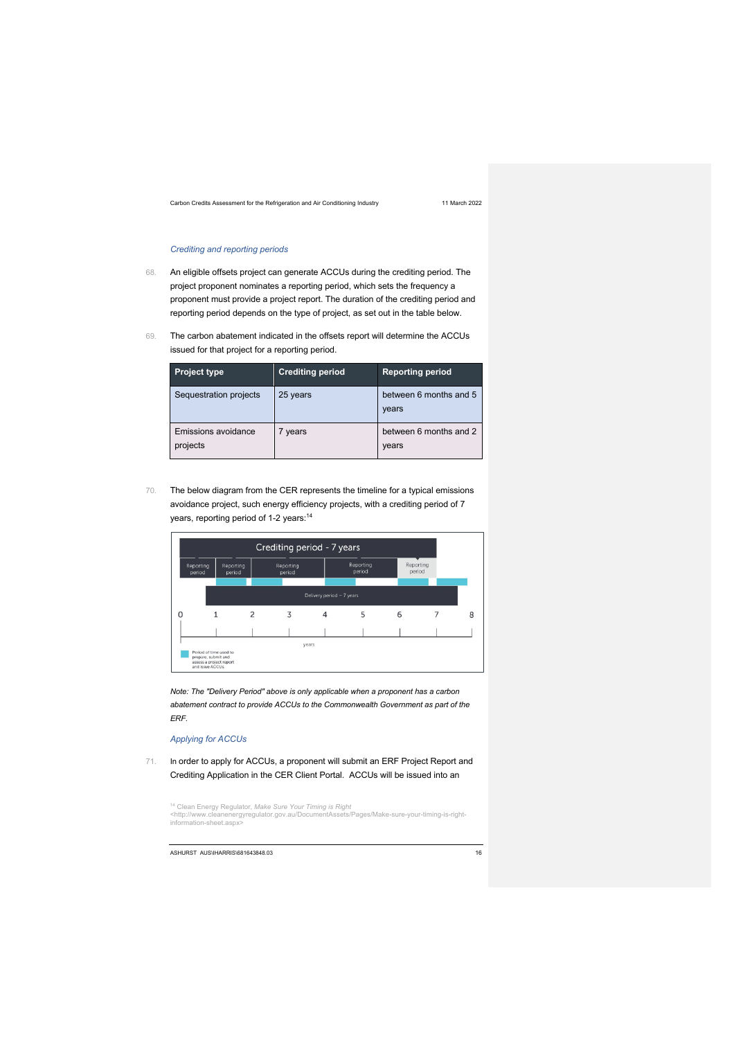*Crediting and reporting periods*

68. An eligible offsets project can generate ACCUs during the crediting period. The project proponent nominates a reporting period, which sets the frequency a proponent must provide a project report. The duration of the crediting period and reporting period depends on the type of project, as set out in the table below.

69. The carbon abatement indicated in the offsets report will determine the ACCUs issued for that project for a reporting period.

| Project type | Crediting period | Reporting period |
|---|---|---|
| Sequestration projects | 25 years | between 6 months and 5 years |
| Emissions avoidance projects | 7 years | between 6 months and 2 years |

70. The below diagram from the CER represents the timeline for a typical emissions avoidance project, such energy efficiency projects, with a crediting period of 7 years, reporting period of 1-2 years:[14]

*Note: The "Delivery Period" above is only applicable when a proponent has a carbon abatement contract to provide ACCUs to the Commonwealth Government as part of the ERF.*

*Applying for ACCUs*

71. In order to apply for ACCUs, a proponent will submit an ERF Project Report and Crediting Application in the CER Client Portal. ACCUs will be issued into an

[14] Clean Energy Regulator, *Make Sure Your Timing is Right* <http://www.cleanenergyregulator.gov.au/DocumentAssets/Pages/Make-sure-your-timing-is-right-information-sheet.aspx>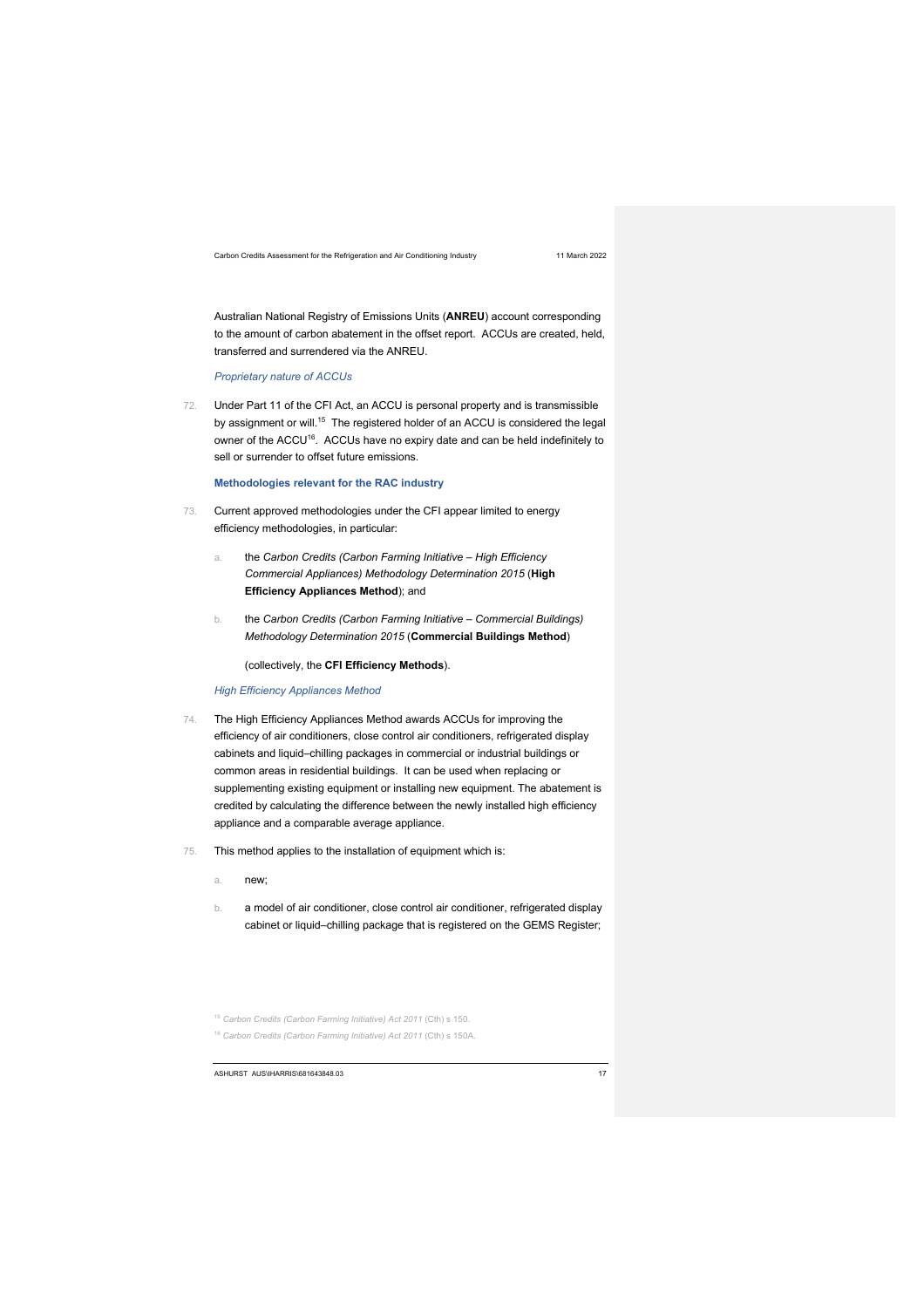Australian National Registry of Emissions Units (**ANREU**) account corresponding to the amount of carbon abatement in the offset report. ACCUs are created, held, transferred and surrendered via the ANREU.

*Proprietary nature of ACCUs*

72. Under Part 11 of the CFI Act, an ACCU is personal property and is transmissible by assignment or will.[15] The registered holder of an ACCU is considered the legal owner of the ACCU[16]. ACCUs have no expiry date and can be held indefinitely to sell or surrender to offset future emissions.

**Methodologies relevant for the RAC industry**

73. Current approved methodologies under the CFI appear limited to energy efficiency methodologies, in particular:

    a. the *Carbon Credits (Carbon Farming Initiative – High Efficiency Commercial Appliances) Methodology Determination 2015* (**High Efficiency Appliances Method**); and

    b. the *Carbon Credits (Carbon Farming Initiative – Commercial Buildings) Methodology Determination 2015* (**Commercial Buildings Method**)

    (collectively, the **CFI Efficiency Methods**).

*High Efficiency Appliances Method*

74. The High Efficiency Appliances Method awards ACCUs for improving the efficiency of air conditioners, close control air conditioners, refrigerated display cabinets and liquid–chilling packages in commercial or industrial buildings or common areas in residential buildings. It can be used when replacing or supplementing existing equipment or installing new equipment. The abatement is credited by calculating the difference between the newly installed high efficiency appliance and a comparable average appliance.

75. This method applies to the installation of equipment which is:

    a. new;

    b. a model of air conditioner, close control air conditioner, refrigerated display cabinet or liquid–chilling package that is registered on the GEMS Register;

[15] *Carbon Credits (Carbon Farming Initiative) Act 2011* (Cth) s 150.

[16] *Carbon Credits (Carbon Farming Initiative) Act 2011* (Cth) s 150A.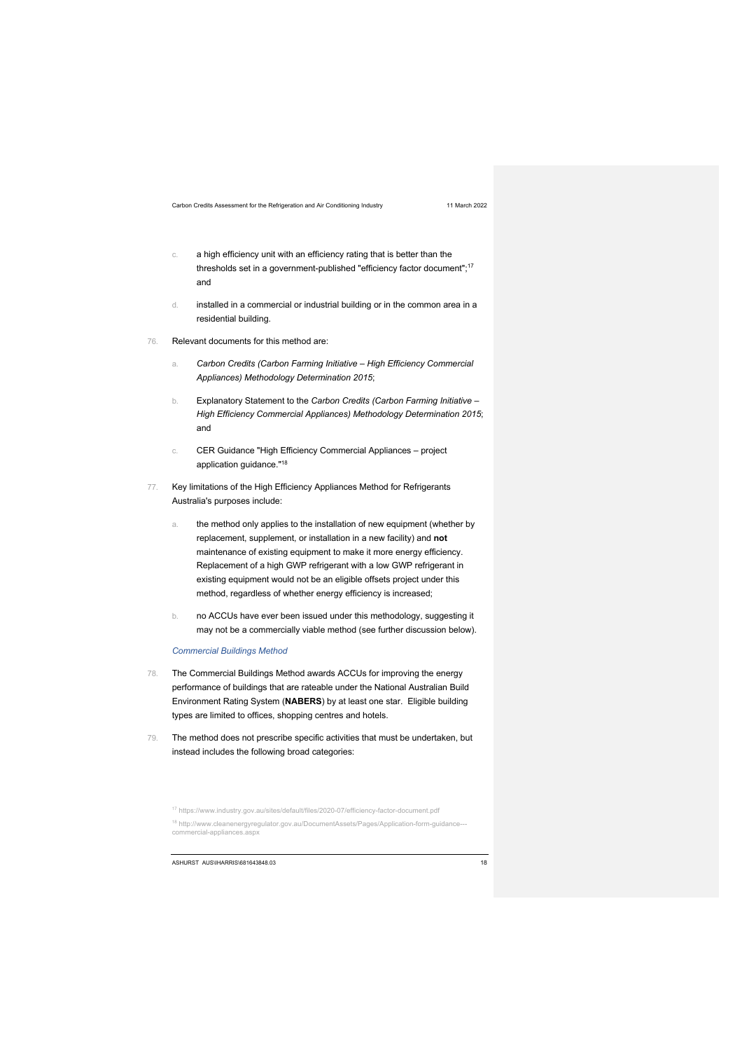c. a high efficiency unit with an efficiency rating that is better than the thresholds set in a government-published "efficiency factor document";[17] and

d. installed in a commercial or industrial building or in the common area in a residential building.

76. Relevant documents for this method are:

a. *Carbon Credits (Carbon Farming Initiative – High Efficiency Commercial Appliances) Methodology Determination 2015*;

b. Explanatory Statement to the *Carbon Credits (Carbon Farming Initiative – High Efficiency Commercial Appliances) Methodology Determination 2015*; and

c. CER Guidance "High Efficiency Commercial Appliances – project application guidance."[18]

77. Key limitations of the High Efficiency Appliances Method for Refrigerants Australia's purposes include:

a. the method only applies to the installation of new equipment (whether by replacement, supplement, or installation in a new facility) and **not** maintenance of existing equipment to make it more energy efficiency. Replacement of a high GWP refrigerant with a low GWP refrigerant in existing equipment would not be an eligible offsets project under this method, regardless of whether energy efficiency is increased;

b. no ACCUs have ever been issued under this methodology, suggesting it may not be a commercially viable method (see further discussion below).

### *Commercial Buildings Method*

78. The Commercial Buildings Method awards ACCUs for improving the energy performance of buildings that are rateable under the National Australian Build Environment Rating System (**NABERS**) by at least one star. Eligible building types are limited to offices, shopping centres and hotels.

79. The method does not prescribe specific activities that must be undertaken, but instead includes the following broad categories:

[17] https://www.industry.gov.au/sites/default/files/2020-07/efficiency-factor-document.pdf

[18] http://www.cleanenergyregulator.gov.au/DocumentAssets/Pages/Application-form-guidance---commercial-appliances.aspx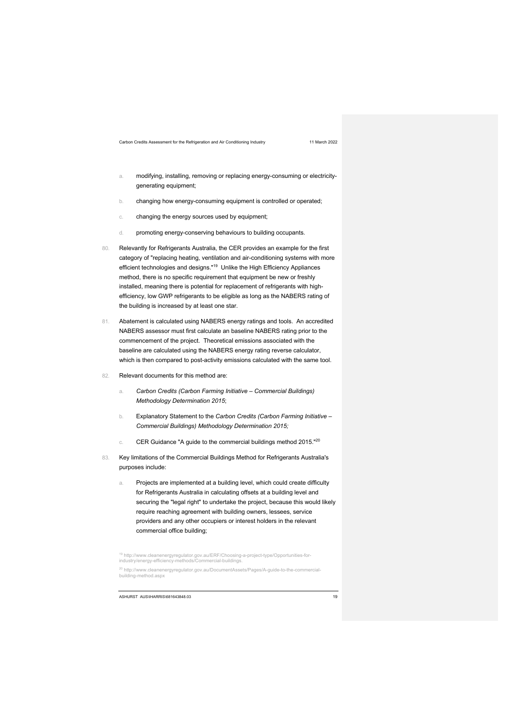a. modifying, installing, removing or replacing energy-consuming or electricity-generating equipment;

b. changing how energy-consuming equipment is controlled or operated;

c. changing the energy sources used by equipment;

d. promoting energy-conserving behaviours to building occupants.

80. Relevantly for Refrigerants Australia, the CER provides an example for the first category of "replacing heating, ventilation and air-conditioning systems with more efficient technologies and designs."[19] Unlike the High Efficiency Appliances method, there is no specific requirement that equipment be new or freshly installed, meaning there is potential for replacement of refrigerants with high-efficiency, low GWP refrigerants to be eligible as long as the NABERS rating of the building is increased by at least one star.

81. Abatement is calculated using NABERS energy ratings and tools. An accredited NABERS assessor must first calculate an baseline NABERS rating prior to the commencement of the project. Theoretical emissions associated with the baseline are calculated using the NABERS energy rating reverse calculator, which is then compared to post-activity emissions calculated with the same tool.

82. Relevant documents for this method are:

a. *Carbon Credits (Carbon Farming Initiative – Commercial Buildings) Methodology Determination 2015*;

b. Explanatory Statement to the *Carbon Credits (Carbon Farming Initiative – Commercial Buildings) Methodology Determination 2015;*

c. CER Guidance "A guide to the commercial buildings method 2015."[20]

83. Key limitations of the Commercial Buildings Method for Refrigerants Australia's purposes include:

a. Projects are implemented at a building level, which could create difficulty for Refrigerants Australia in calculating offsets at a building level and securing the "legal right" to undertake the project, because this would likely require reaching agreement with building owners, lessees, service providers and any other occupiers or interest holders in the relevant commercial office building;

[19] http://www.cleanenergyregulator.gov.au/ERF/Choosing-a-project-type/Opportunities-for-industry/energy-efficiency-methods/Commercial-buildings.

[20] http://www.cleanenergyregulator.gov.au/DocumentAssets/Pages/A-guide-to-the-commercial-building-method.aspx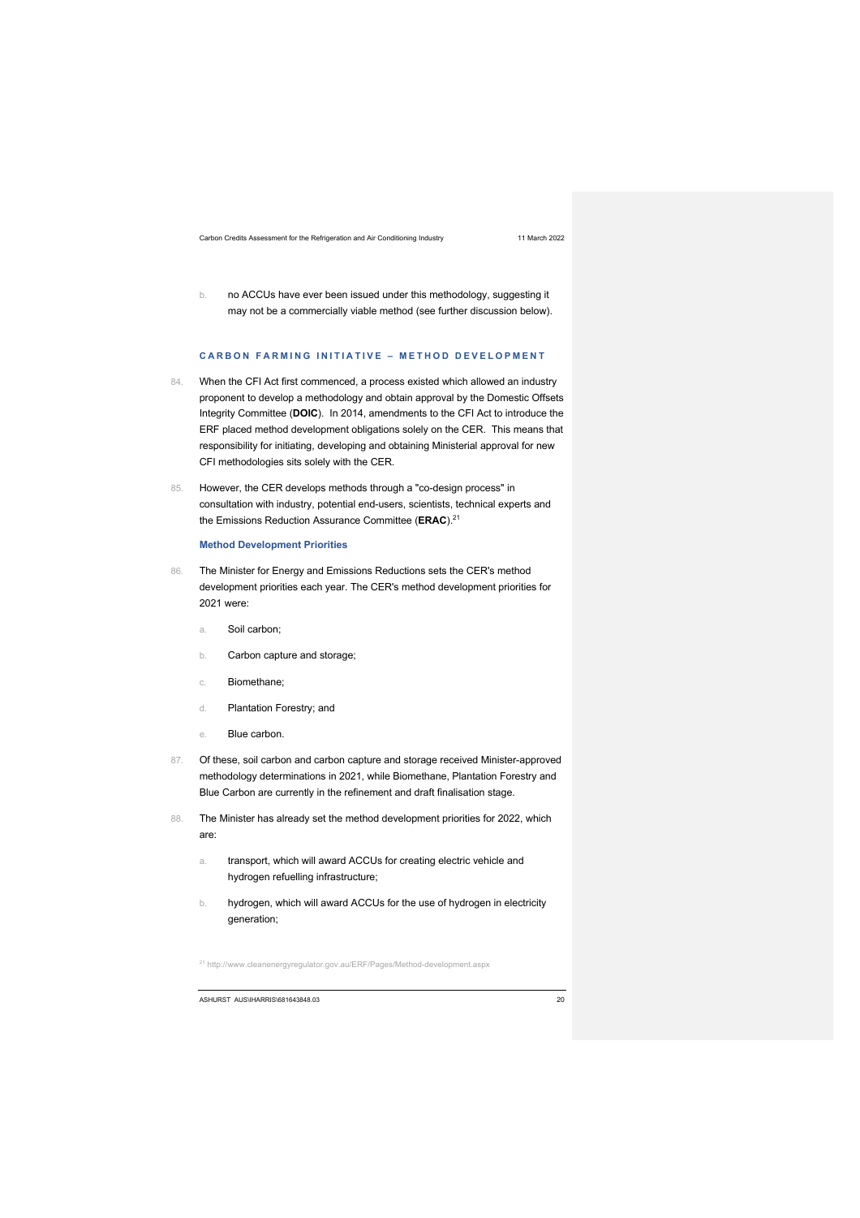b. no ACCUs have ever been issued under this methodology, suggesting it may not be a commercially viable method (see further discussion below).

## CARBON FARMING INITIATIVE – METHOD DEVELOPMENT

84. When the CFI Act first commenced, a process existed which allowed an industry proponent to develop a methodology and obtain approval by the Domestic Offsets Integrity Committee (**DOIC**). In 2014, amendments to the CFI Act to introduce the ERF placed method development obligations solely on the CER. This means that responsibility for initiating, developing and obtaining Ministerial approval for new CFI methodologies sits solely with the CER.

85. However, the CER develops methods through a "co-design process" in consultation with industry, potential end-users, scientists, technical experts and the Emissions Reduction Assurance Committee (**ERAC**).[21]

### Method Development Priorities

86. The Minister for Energy and Emissions Reductions sets the CER's method development priorities each year. The CER's method development priorities for 2021 were:

    a. Soil carbon;

    b. Carbon capture and storage;

    c. Biomethane;

    d. Plantation Forestry; and

    e. Blue carbon.

87. Of these, soil carbon and carbon capture and storage received Minister-approved methodology determinations in 2021, while Biomethane, Plantation Forestry and Blue Carbon are currently in the refinement and draft finalisation stage.

88. The Minister has already set the method development priorities for 2022, which are:

    a. transport, which will award ACCUs for creating electric vehicle and hydrogen refuelling infrastructure;

    b. hydrogen, which will award ACCUs for the use of hydrogen in electricity generation;

[21] http://www.cleanenergyregulator.gov.au/ERF/Pages/Method-development.aspx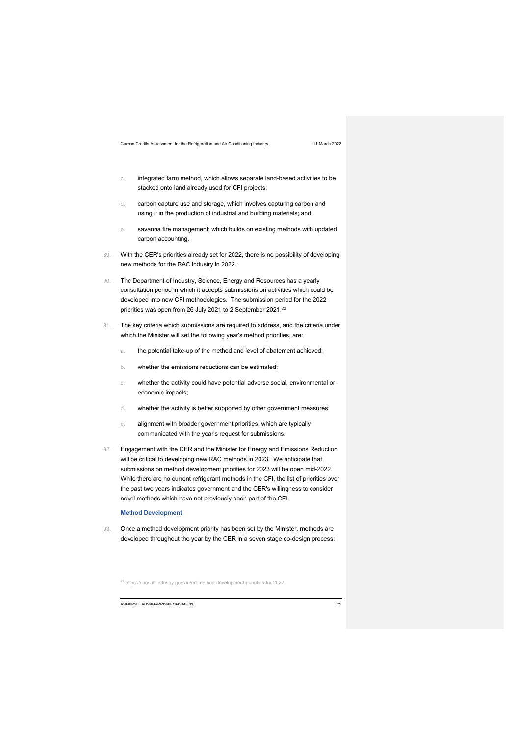c. integrated farm method, which allows separate land-based activities to be stacked onto land already used for CFI projects;

d. carbon capture use and storage, which involves capturing carbon and using it in the production of industrial and building materials; and

e. savanna fire management; which builds on existing methods with updated carbon accounting.

89. With the CER's priorities already set for 2022, there is no possibility of developing new methods for the RAC industry in 2022.

90. The Department of Industry, Science, Energy and Resources has a yearly consultation period in which it accepts submissions on activities which could be developed into new CFI methodologies. The submission period for the 2022 priorities was open from 26 July 2021 to 2 September 2021.[22]

91. The key criteria which submissions are required to address, and the criteria under which the Minister will set the following year's method priorities, are:

a. the potential take-up of the method and level of abatement achieved;

b. whether the emissions reductions can be estimated;

c. whether the activity could have potential adverse social, environmental or economic impacts;

d. whether the activity is better supported by other government measures;

e. alignment with broader government priorities, which are typically communicated with the year's request for submissions.

92. Engagement with the CER and the Minister for Energy and Emissions Reduction will be critical to developing new RAC methods in 2023. We anticipate that submissions on method development priorities for 2023 will be open mid-2022. While there are no current refrigerant methods in the CFI, the list of priorities over the past two years indicates government and the CER's willingness to consider novel methods which have not previously been part of the CFI.

### Method Development

93. Once a method development priority has been set by the Minister, methods are developed throughout the year by the CER in a seven stage co-design process:

[22] https://consult.industry.gov.au/erf-method-development-priorities-for-2022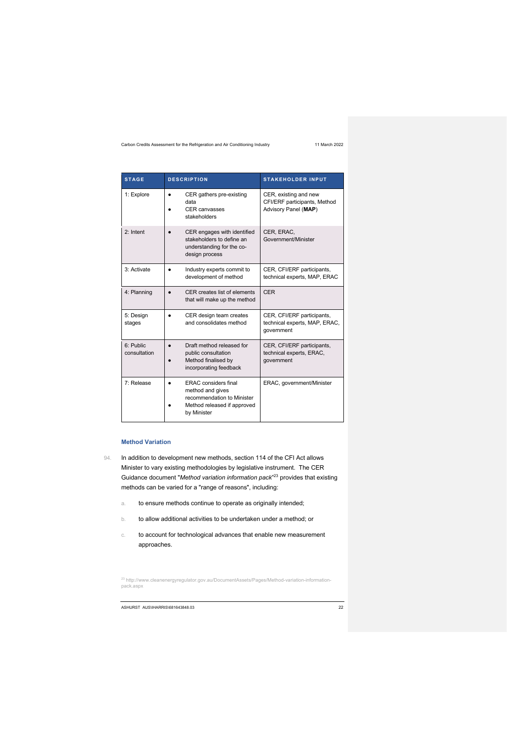| STAGE | DESCRIPTION | STAKEHOLDER INPUT |
|---|---|---|
| 1: Explore | • CER gathers pre-existing data<br>• CER canvasses stakeholders | CER, existing and new CFI/ERF participants, Method Advisory Panel (**MAP**) |
| 2: Intent | • CER engages with identified stakeholders to define an understanding for the co-design process | CER, ERAC, Government/Minister |
| 3: Activate | • Industry experts commit to development of method | CER, CFI/ERF participants, technical experts, MAP, ERAC |
| 4: Planning | • CER creates list of elements that will make up the method | CER |
| 5: Design stages | • CER design team creates and consolidates method | CER, CFI/ERF participants, technical experts, MAP, ERAC, government |
| 6: Public consultation | • Draft method released for public consultation<br>• Method finalised by incorporating feedback | CER, CFI/ERF participants, technical experts, ERAC, government |
| 7: Release | • ERAC considers final method and gives recommendation to Minister<br>• Method released if approved by Minister | ERAC, government/Minister |

### Method Variation

94. In addition to development new methods, section 114 of the CFI Act allows Minister to vary existing methodologies by legislative instrument. The CER Guidance document "*Method variation information pack*"[23] provides that existing methods can be varied for a "range of reasons", including:

    a. to ensure methods continue to operate as originally intended;

    b. to allow additional activities to be undertaken under a method; or

    c. to account for technological advances that enable new measurement approaches.

[23] http://www.cleanenergyregulator.gov.au/DocumentAssets/Pages/Method-variation-information-pack.aspx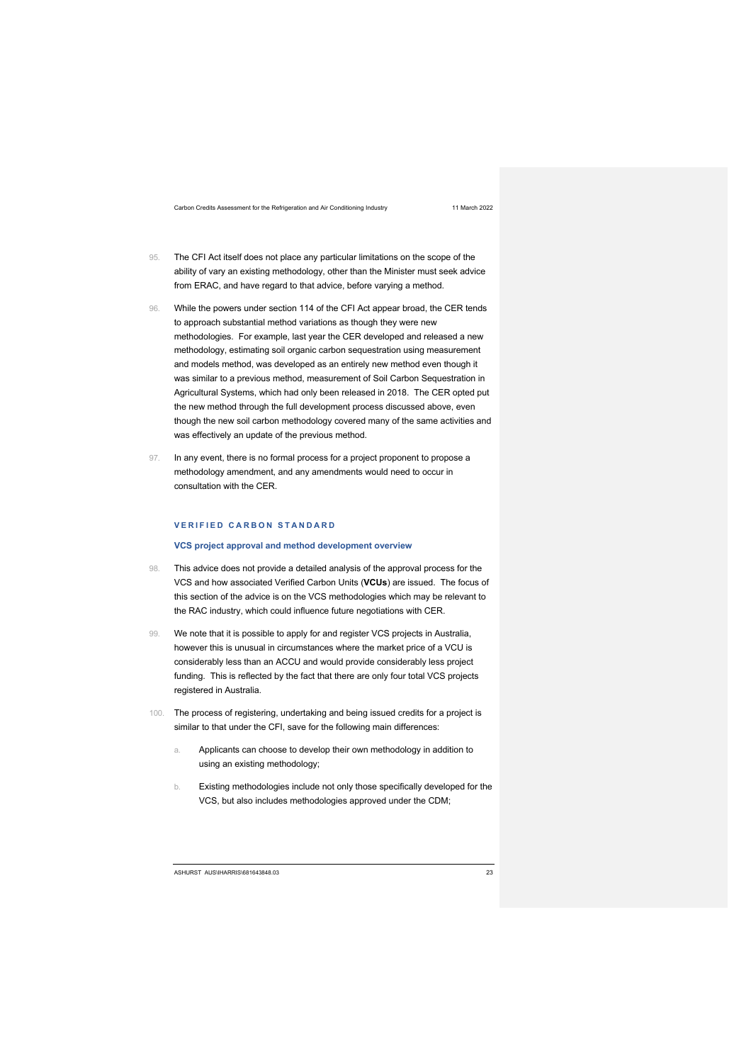95. The CFI Act itself does not place any particular limitations on the scope of the ability of vary an existing methodology, other than the Minister must seek advice from ERAC, and have regard to that advice, before varying a method.

96. While the powers under section 114 of the CFI Act appear broad, the CER tends to approach substantial method variations as though they were new methodologies. For example, last year the CER developed and released a new methodology, estimating soil organic carbon sequestration using measurement and models method, was developed as an entirely new method even though it was similar to a previous method, measurement of Soil Carbon Sequestration in Agricultural Systems, which had only been released in 2018. The CER opted put the new method through the full development process discussed above, even though the new soil carbon methodology covered many of the same activities and was effectively an update of the previous method.

97. In any event, there is no formal process for a project proponent to propose a methodology amendment, and any amendments would need to occur in consultation with the CER.

## VERIFIED CARBON STANDARD

### VCS project approval and method development overview

98. This advice does not provide a detailed analysis of the approval process for the VCS and how associated Verified Carbon Units (**VCUs**) are issued. The focus of this section of the advice is on the VCS methodologies which may be relevant to the RAC industry, which could influence future negotiations with CER.

99. We note that it is possible to apply for and register VCS projects in Australia, however this is unusual in circumstances where the market price of a VCU is considerably less than an ACCU and would provide considerably less project funding. This is reflected by the fact that there are only four total VCS projects registered in Australia.

100. The process of registering, undertaking and being issued credits for a project is similar to that under the CFI, save for the following main differences:

    a. Applicants can choose to develop their own methodology in addition to using an existing methodology;

    b. Existing methodologies include not only those specifically developed for the VCS, but also includes methodologies approved under the CDM;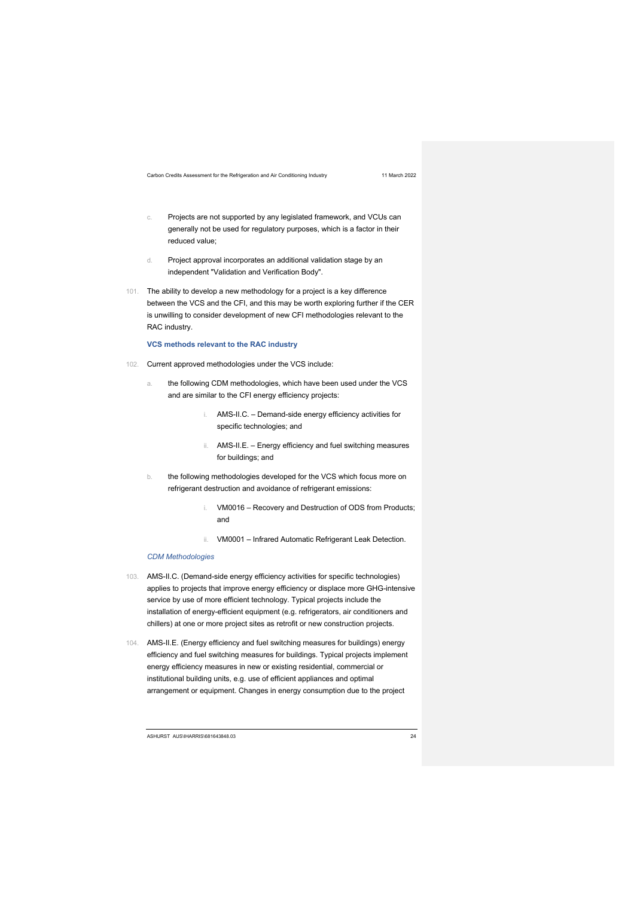c. Projects are not supported by any legislated framework, and VCUs can generally not be used for regulatory purposes, which is a factor in their reduced value;

d. Project approval incorporates an additional validation stage by an independent "Validation and Verification Body".

101. The ability to develop a new methodology for a project is a key difference between the VCS and the CFI, and this may be worth exploring further if the CER is unwilling to consider development of new CFI methodologies relevant to the RAC industry.

**VCS methods relevant to the RAC industry**

102. Current approved methodologies under the VCS include:

a. the following CDM methodologies, which have been used under the VCS and are similar to the CFI energy efficiency projects:

i. AMS-II.C. – Demand-side energy efficiency activities for specific technologies; and

ii. AMS-II.E. – Energy efficiency and fuel switching measures for buildings; and

b. the following methodologies developed for the VCS which focus more on refrigerant destruction and avoidance of refrigerant emissions:

i. VM0016 – Recovery and Destruction of ODS from Products; and

ii. VM0001 – Infrared Automatic Refrigerant Leak Detection.

*CDM Methodologies*

103. AMS-II.C. (Demand-side energy efficiency activities for specific technologies) applies to projects that improve energy efficiency or displace more GHG-intensive service by use of more efficient technology. Typical projects include the installation of energy-efficient equipment (e.g. refrigerators, air conditioners and chillers) at one or more project sites as retrofit or new construction projects.

104. AMS-II.E. (Energy efficiency and fuel switching measures for buildings) energy efficiency and fuel switching measures for buildings. Typical projects implement energy efficiency measures in new or existing residential, commercial or institutional building units, e.g. use of efficient appliances and optimal arrangement or equipment. Changes in energy consumption due to the project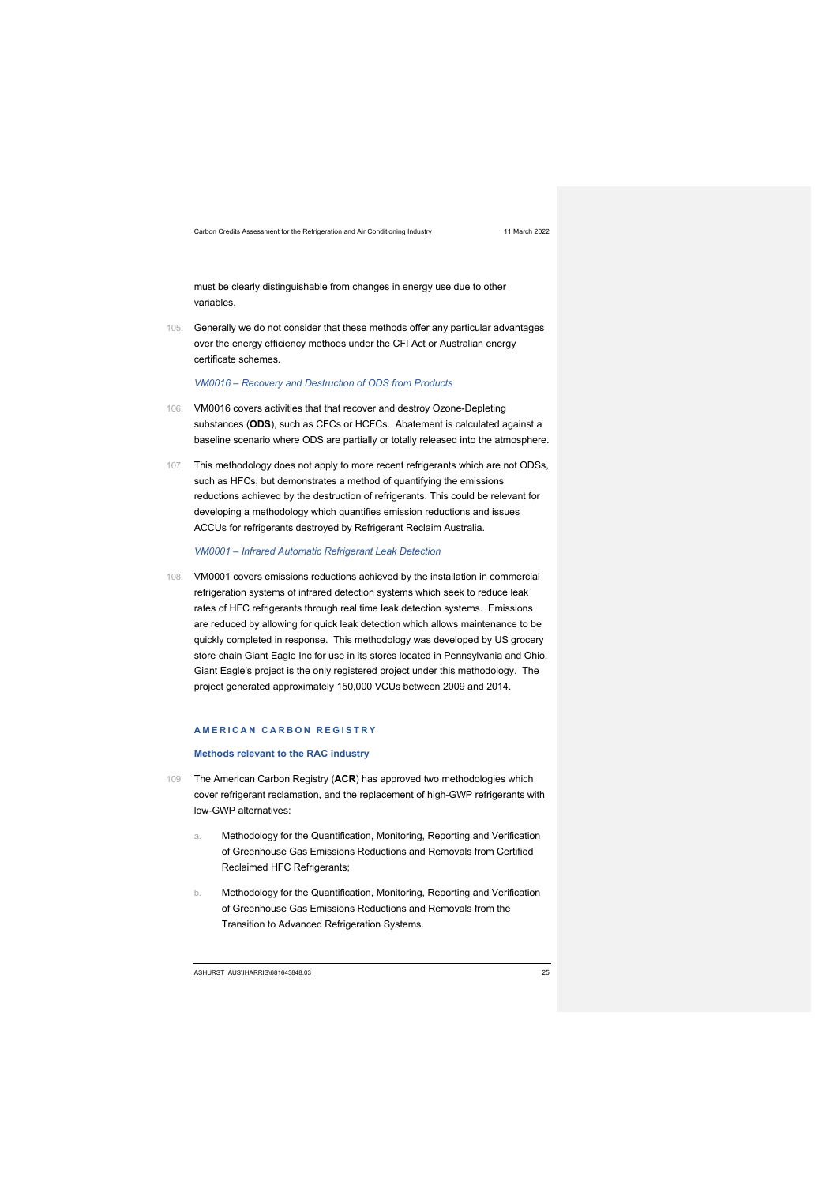must be clearly distinguishable from changes in energy use due to other variables.

105. Generally we do not consider that these methods offer any particular advantages over the energy efficiency methods under the CFI Act or Australian energy certificate schemes.

*VM0016 – Recovery and Destruction of ODS from Products*

106. VM0016 covers activities that that recover and destroy Ozone-Depleting substances (**ODS**), such as CFCs or HCFCs. Abatement is calculated against a baseline scenario where ODS are partially or totally released into the atmosphere.

107. This methodology does not apply to more recent refrigerants which are not ODSs, such as HFCs, but demonstrates a method of quantifying the emissions reductions achieved by the destruction of refrigerants. This could be relevant for developing a methodology which quantifies emission reductions and issues ACCUs for refrigerants destroyed by Refrigerant Reclaim Australia.

*VM0001 – Infrared Automatic Refrigerant Leak Detection*

108. VM0001 covers emissions reductions achieved by the installation in commercial refrigeration systems of infrared detection systems which seek to reduce leak rates of HFC refrigerants through real time leak detection systems. Emissions are reduced by allowing for quick leak detection which allows maintenance to be quickly completed in response. This methodology was developed by US grocery store chain Giant Eagle Inc for use in its stores located in Pennsylvania and Ohio. Giant Eagle's project is the only registered project under this methodology. The project generated approximately 150,000 VCUs between 2009 and 2014.

## AMERICAN CARBON REGISTRY

### Methods relevant to the RAC industry

109. The American Carbon Registry (**ACR**) has approved two methodologies which cover refrigerant reclamation, and the replacement of high-GWP refrigerants with low-GWP alternatives:

   a. Methodology for the Quantification, Monitoring, Reporting and Verification of Greenhouse Gas Emissions Reductions and Removals from Certified Reclaimed HFC Refrigerants;

   b. Methodology for the Quantification, Monitoring, Reporting and Verification of Greenhouse Gas Emissions Reductions and Removals from the Transition to Advanced Refrigeration Systems.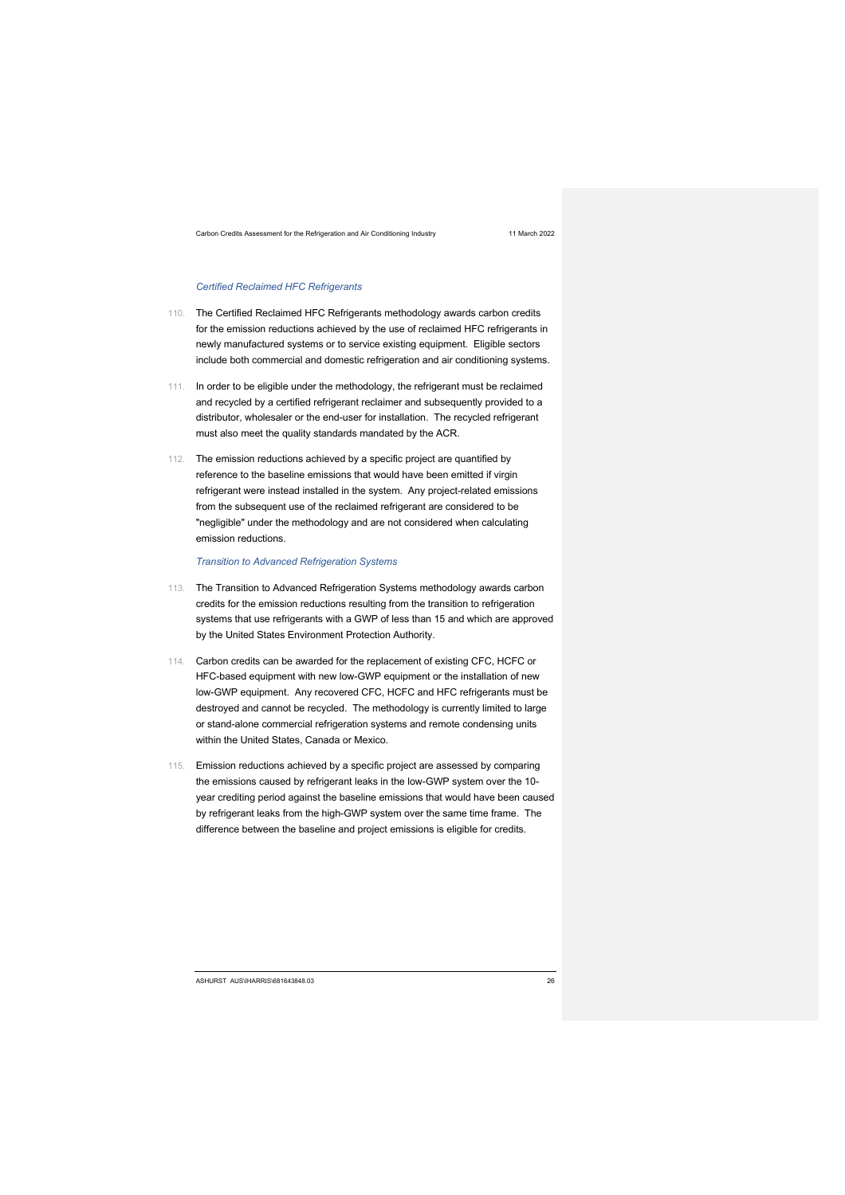### *Certified Reclaimed HFC Refrigerants*

110. The Certified Reclaimed HFC Refrigerants methodology awards carbon credits for the emission reductions achieved by the use of reclaimed HFC refrigerants in newly manufactured systems or to service existing equipment. Eligible sectors include both commercial and domestic refrigeration and air conditioning systems.

111. In order to be eligible under the methodology, the refrigerant must be reclaimed and recycled by a certified refrigerant reclaimer and subsequently provided to a distributor, wholesaler or the end-user for installation. The recycled refrigerant must also meet the quality standards mandated by the ACR.

112. The emission reductions achieved by a specific project are quantified by reference to the baseline emissions that would have been emitted if virgin refrigerant were instead installed in the system. Any project-related emissions from the subsequent use of the reclaimed refrigerant are considered to be "negligible" under the methodology and are not considered when calculating emission reductions.

### *Transition to Advanced Refrigeration Systems*

113. The Transition to Advanced Refrigeration Systems methodology awards carbon credits for the emission reductions resulting from the transition to refrigeration systems that use refrigerants with a GWP of less than 15 and which are approved by the United States Environment Protection Authority.

114. Carbon credits can be awarded for the replacement of existing CFC, HCFC or HFC-based equipment with new low-GWP equipment or the installation of new low-GWP equipment. Any recovered CFC, HCFC and HFC refrigerants must be destroyed and cannot be recycled. The methodology is currently limited to large or stand-alone commercial refrigeration systems and remote condensing units within the United States, Canada or Mexico.

115. Emission reductions achieved by a specific project are assessed by comparing the emissions caused by refrigerant leaks in the low-GWP system over the 10-year crediting period against the baseline emissions that would have been caused by refrigerant leaks from the high-GWP system over the same time frame. The difference between the baseline and project emissions is eligible for credits.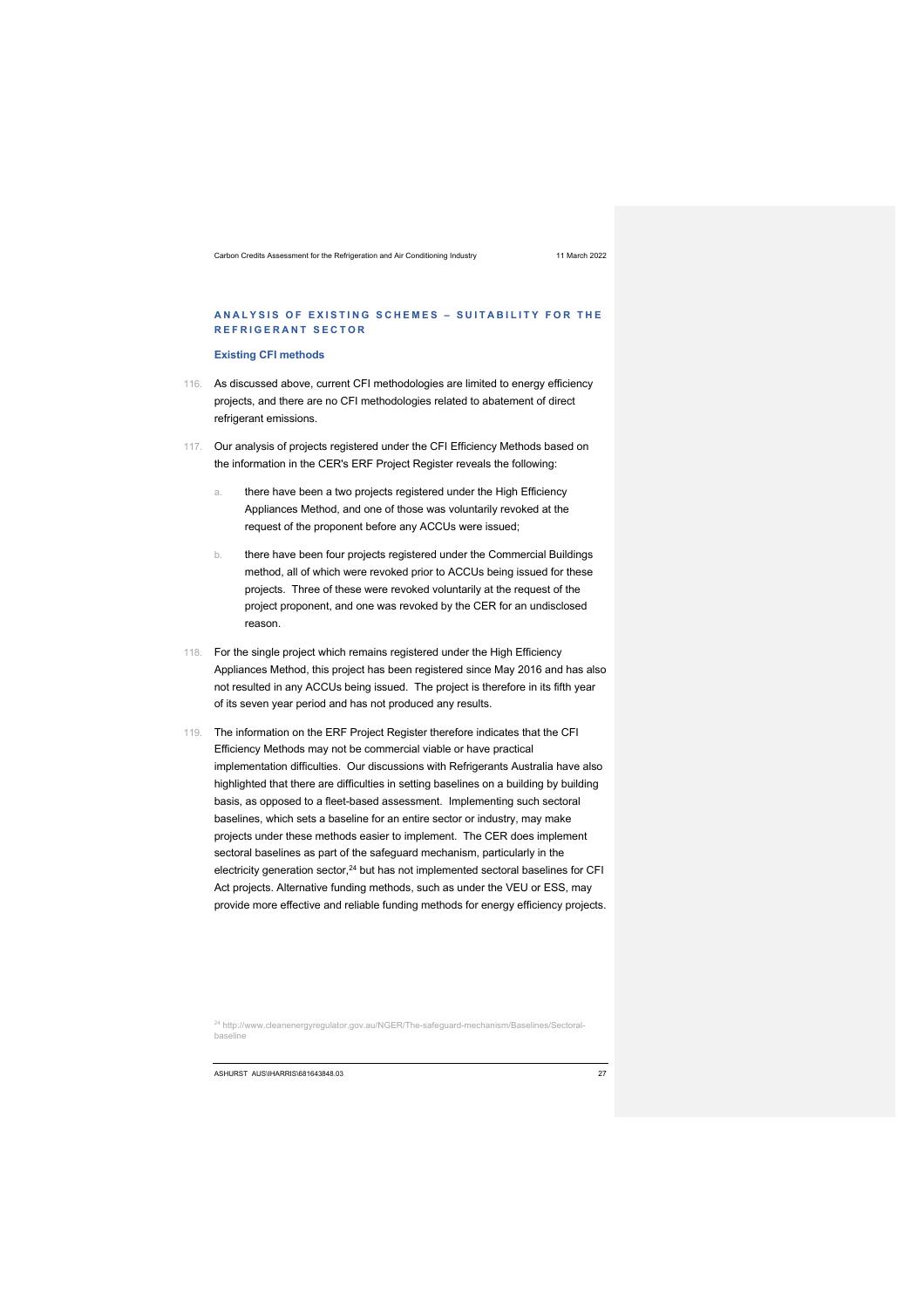## ANALYSIS OF EXISTING SCHEMES – SUITABILITY FOR THE REFRIGERANT SECTOR

### Existing CFI methods

116. As discussed above, current CFI methodologies are limited to energy efficiency projects, and there are no CFI methodologies related to abatement of direct refrigerant emissions.

117. Our analysis of projects registered under the CFI Efficiency Methods based on the information in the CER's ERF Project Register reveals the following:

    a. there have been a two projects registered under the High Efficiency Appliances Method, and one of those was voluntarily revoked at the request of the proponent before any ACCUs were issued;

    b. there have been four projects registered under the Commercial Buildings method, all of which were revoked prior to ACCUs being issued for these projects. Three of these were revoked voluntarily at the request of the project proponent, and one was revoked by the CER for an undisclosed reason.

118. For the single project which remains registered under the High Efficiency Appliances Method, this project has been registered since May 2016 and has also not resulted in any ACCUs being issued. The project is therefore in its fifth year of its seven year period and has not produced any results.

119. The information on the ERF Project Register therefore indicates that the CFI Efficiency Methods may not be commercial viable or have practical implementation difficulties. Our discussions with Refrigerants Australia have also highlighted that there are difficulties in setting baselines on a building by building basis, as opposed to a fleet-based assessment. Implementing such sectoral baselines, which sets a baseline for an entire sector or industry, may make projects under these methods easier to implement. The CER does implement sectoral baselines as part of the safeguard mechanism, particularly in the electricity generation sector,[24] but has not implemented sectoral baselines for CFI Act projects. Alternative funding methods, such as under the VEU or ESS, may provide more effective and reliable funding methods for energy efficiency projects.

[24] http://www.cleanenergyregulator.gov.au/NGER/The-safeguard-mechanism/Baselines/Sectoral-baseline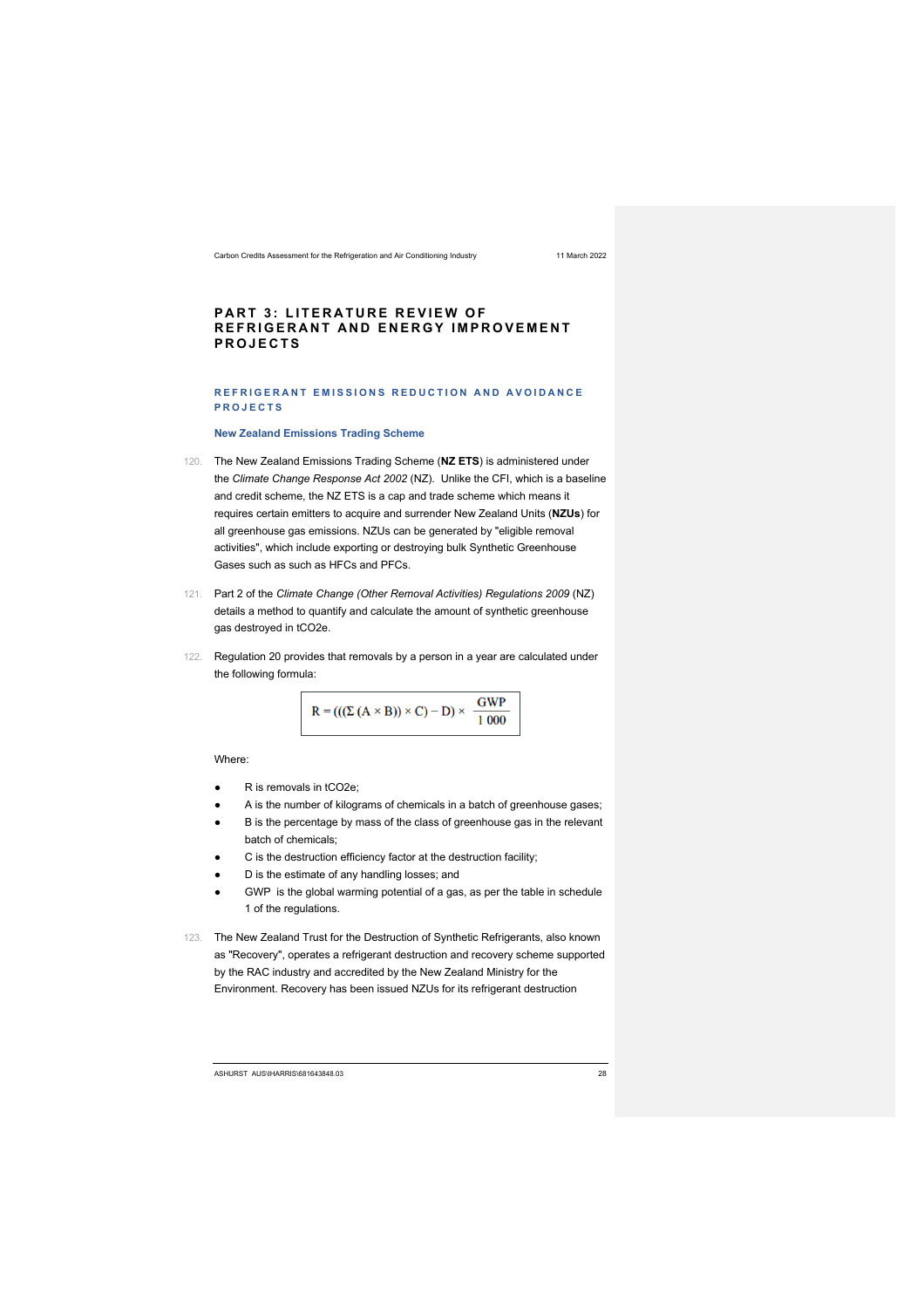# PART 3: LITERATURE REVIEW OF REFRIGERANT AND ENERGY IMPROVEMENT PROJECTS

## REFRIGERANT EMISSIONS REDUCTION AND AVOIDANCE PROJECTS

### New Zealand Emissions Trading Scheme

120. The New Zealand Emissions Trading Scheme (**NZ ETS**) is administered under the *Climate Change Response Act 2002* (NZ). Unlike the CFI, which is a baseline and credit scheme, the NZ ETS is a cap and trade scheme which means it requires certain emitters to acquire and surrender New Zealand Units (**NZUs**) for all greenhouse gas emissions. NZUs can be generated by "eligible removal activities", which include exporting or destroying bulk Synthetic Greenhouse Gases such as such as HFCs and PFCs.

121. Part 2 of the *Climate Change (Other Removal Activities) Regulations 2009* (NZ) details a method to quantify and calculate the amount of synthetic greenhouse gas destroyed in tCO2e.

122. Regulation 20 provides that removals by a person in a year are calculated under the following formula:

$$R = (((\Sigma (A \times B)) \times C) - D) \times \frac{GWP}{1\,000}$$

Where:

- R is removals in tCO2e;
- A is the number of kilograms of chemicals in a batch of greenhouse gases;
- B is the percentage by mass of the class of greenhouse gas in the relevant batch of chemicals;
- C is the destruction efficiency factor at the destruction facility;
- D is the estimate of any handling losses; and
- GWP is the global warming potential of a gas, as per the table in schedule 1 of the regulations.

123. The New Zealand Trust for the Destruction of Synthetic Refrigerants, also known as "Recovery", operates a refrigerant destruction and recovery scheme supported by the RAC industry and accredited by the New Zealand Ministry for the Environment. Recovery has been issued NZUs for its refrigerant destruction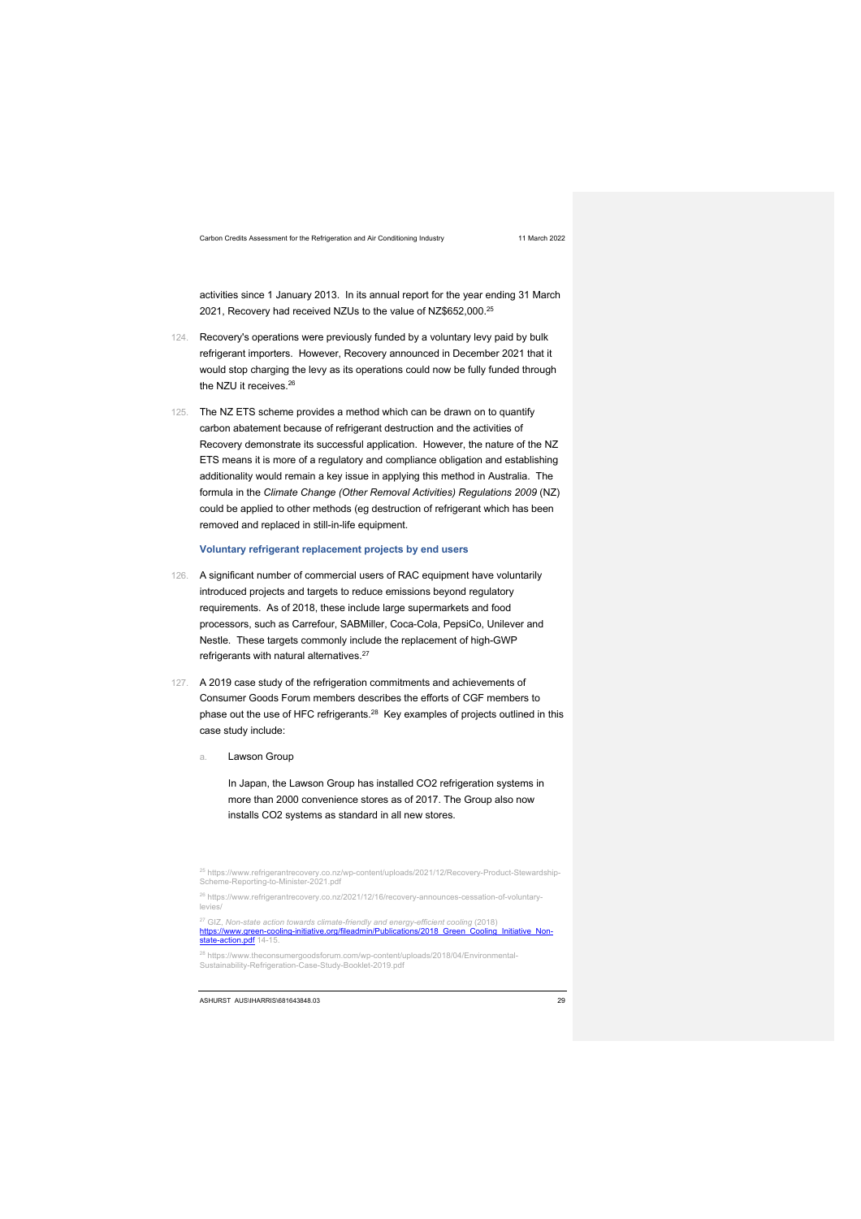activities since 1 January 2013. In its annual report for the year ending 31 March 2021, Recovery had received NZUs to the value of NZ$652,000.[25]

124. Recovery's operations were previously funded by a voluntary levy paid by bulk refrigerant importers. However, Recovery announced in December 2021 that it would stop charging the levy as its operations could now be fully funded through the NZU it receives.[26]

125. The NZ ETS scheme provides a method which can be drawn on to quantify carbon abatement because of refrigerant destruction and the activities of Recovery demonstrate its successful application. However, the nature of the NZ ETS means it is more of a regulatory and compliance obligation and establishing additionality would remain a key issue in applying this method in Australia. The formula in the *Climate Change (Other Removal Activities) Regulations 2009* (NZ) could be applied to other methods (eg destruction of refrigerant which has been removed and replaced in still-in-life equipment.

### Voluntary refrigerant replacement projects by end users

126. A significant number of commercial users of RAC equipment have voluntarily introduced projects and targets to reduce emissions beyond regulatory requirements. As of 2018, these include large supermarkets and food processors, such as Carrefour, SABMiller, Coca-Cola, PepsiCo, Unilever and Nestle. These targets commonly include the replacement of high-GWP refrigerants with natural alternatives.[27]

127. A 2019 case study of the refrigeration commitments and achievements of Consumer Goods Forum members describes the efforts of CGF members to phase out the use of HFC refrigerants.[28] Key examples of projects outlined in this case study include:

   a. Lawson Group

      In Japan, the Lawson Group has installed $CO_2$ refrigeration systems in more than 2000 convenience stores as of 2017. The Group also now installs $CO_2$ systems as standard in all new stores.

---

[25] https://www.refrigerantrecovery.co.nz/wp-content/uploads/2021/12/Recovery-Product-Stewardship-Scheme-Reporting-to-Minister-2021.pdf

[26] https://www.refrigerantrecovery.co.nz/2021/12/16/recovery-announces-cessation-of-voluntary-levies/

[27] GIZ, *Non-state action towards climate-friendly and energy-efficient cooling* (2018) https://www.green-cooling-initiative.org/fileadmin/Publications/2018_Green_Cooling_Initiative_Non-state-action.pdf 14-15.

[28] https://www.theconsumergoodsforum.com/wp-content/uploads/2018/04/Environmental-Sustainability-Refrigeration-Case-Study-Booklet-2019.pdf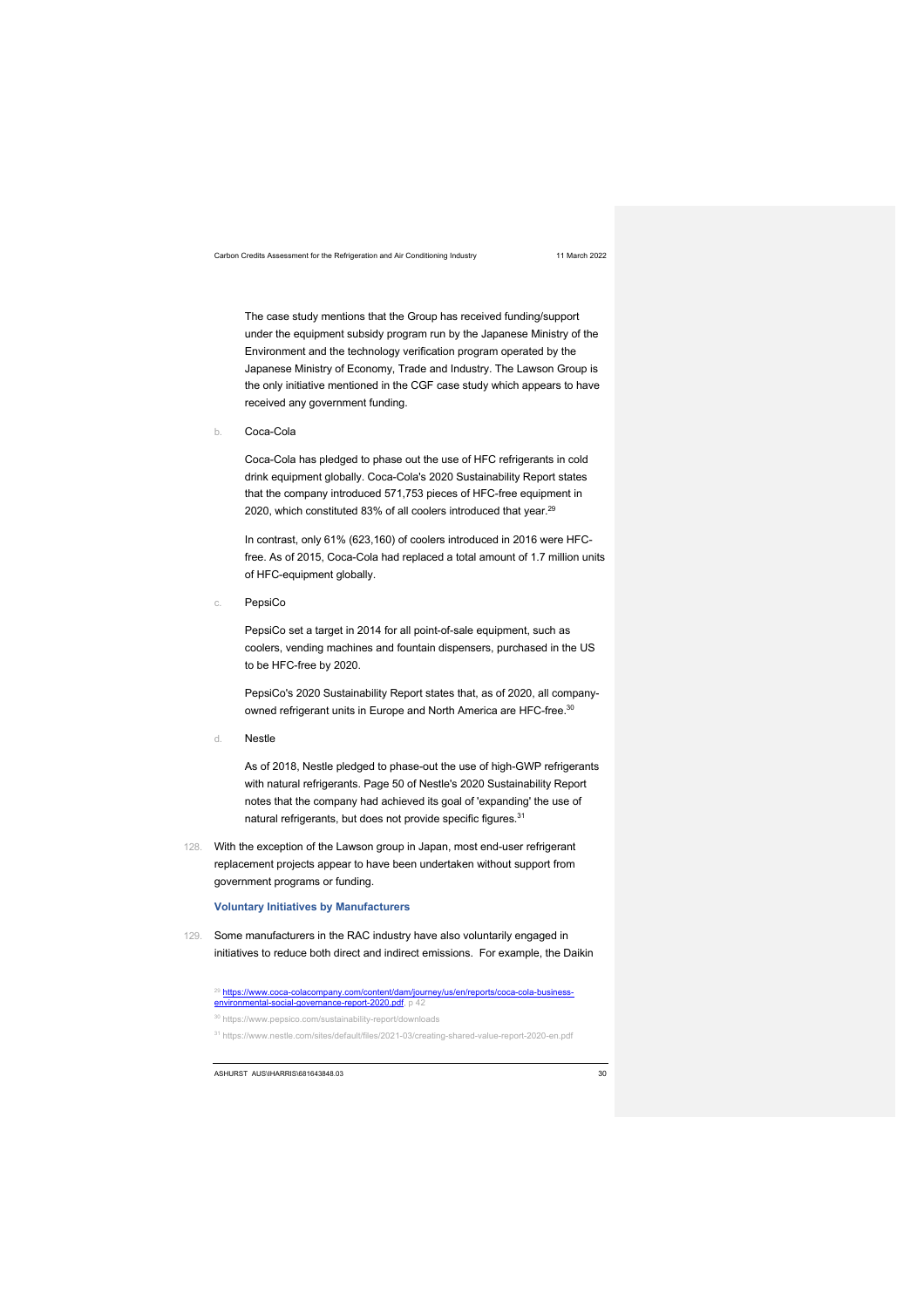The case study mentions that the Group has received funding/support under the equipment subsidy program run by the Japanese Ministry of the Environment and the technology verification program operated by the Japanese Ministry of Economy, Trade and Industry. The Lawson Group is the only initiative mentioned in the CGF case study which appears to have received any government funding.

b. Coca-Cola

Coca-Cola has pledged to phase out the use of HFC refrigerants in cold drink equipment globally. Coca-Cola's 2020 Sustainability Report states that the company introduced 571,753 pieces of HFC-free equipment in 2020, which constituted 83% of all coolers introduced that year.[29]

In contrast, only 61% (623,160) of coolers introduced in 2016 were HFC-free. As of 2015, Coca-Cola had replaced a total amount of 1.7 million units of HFC-equipment globally.

c. PepsiCo

PepsiCo set a target in 2014 for all point-of-sale equipment, such as coolers, vending machines and fountain dispensers, purchased in the US to be HFC-free by 2020.

PepsiCo's 2020 Sustainability Report states that, as of 2020, all company-owned refrigerant units in Europe and North America are HFC-free.[30]

d. Nestle

As of 2018, Nestle pledged to phase-out the use of high-GWP refrigerants with natural refrigerants. Page 50 of Nestle's 2020 Sustainability Report notes that the company had achieved its goal of 'expanding' the use of natural refrigerants, but does not provide specific figures.[31]

128. With the exception of the Lawson group in Japan, most end-user refrigerant replacement projects appear to have been undertaken without support from government programs or funding.

### Voluntary Initiatives by Manufacturers

129. Some manufacturers in the RAC industry have also voluntarily engaged in initiatives to reduce both direct and indirect emissions. For example, the Daikin

[29] https://www.coca-colacompany.com/content/dam/journey/us/en/reports/coca-cola-business-environmental-social-governance-report-2020.pdf, p 42

[30] https://www.pepsico.com/sustainability-report/downloads

[31] https://www.nestle.com/sites/default/files/2021-03/creating-shared-value-report-2020-en.pdf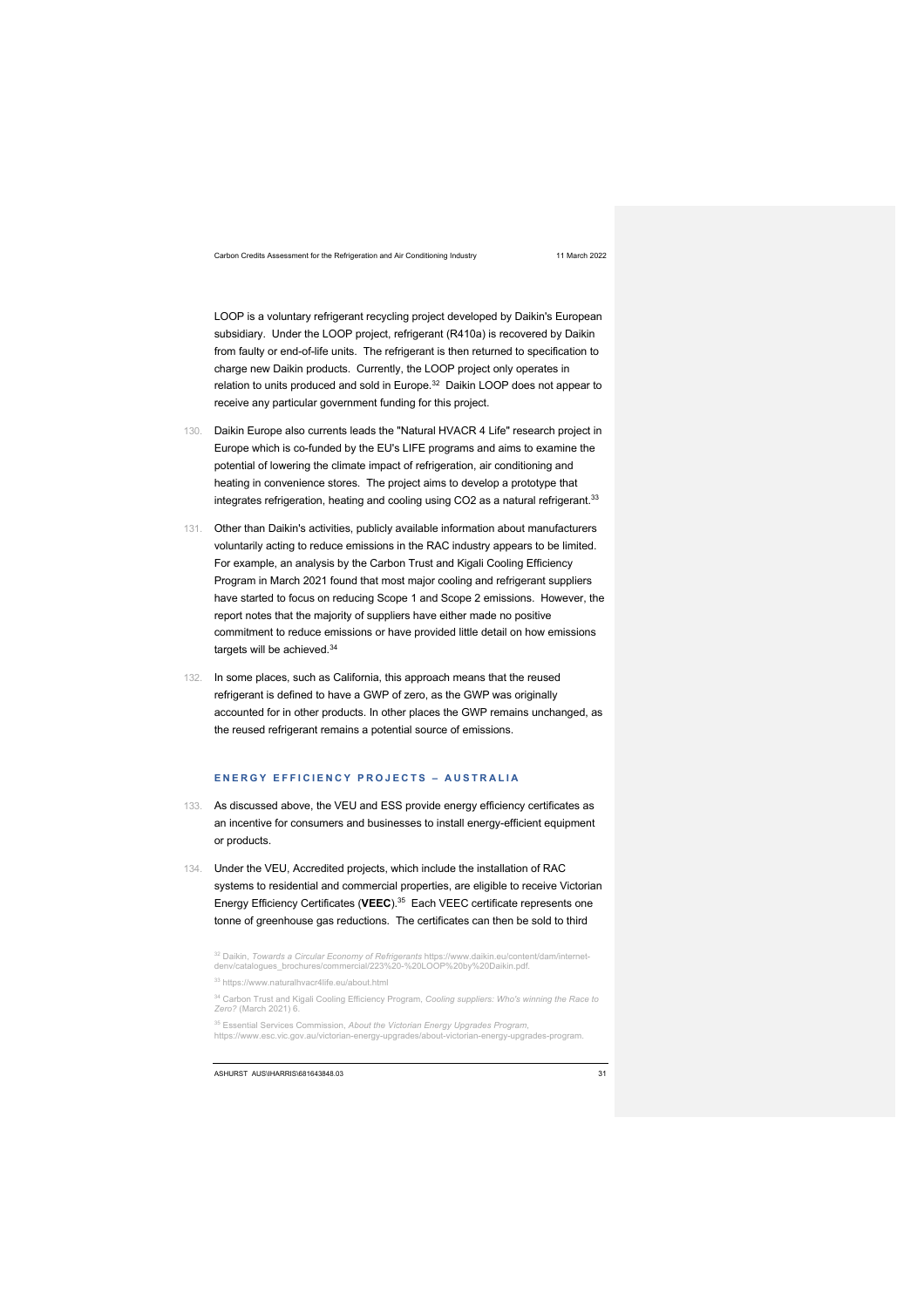LOOP is a voluntary refrigerant recycling project developed by Daikin's European subsidiary. Under the LOOP project, refrigerant (R410a) is recovered by Daikin from faulty or end-of-life units. The refrigerant is then returned to specification to charge new Daikin products. Currently, the LOOP project only operates in relation to units produced and sold in Europe.[32] Daikin LOOP does not appear to receive any particular government funding for this project.

130. Daikin Europe also currents leads the "Natural HVACR 4 Life" research project in Europe which is co-funded by the EU's LIFE programs and aims to examine the potential of lowering the climate impact of refrigeration, air conditioning and heating in convenience stores. The project aims to develop a prototype that integrates refrigeration, heating and cooling using CO2 as a natural refrigerant.[33]

131. Other than Daikin's activities, publicly available information about manufacturers voluntarily acting to reduce emissions in the RAC industry appears to be limited. For example, an analysis by the Carbon Trust and Kigali Cooling Efficiency Program in March 2021 found that most major cooling and refrigerant suppliers have started to focus on reducing Scope 1 and Scope 2 emissions. However, the report notes that the majority of suppliers have either made no positive commitment to reduce emissions or have provided little detail on how emissions targets will be achieved.[34]

132. In some places, such as California, this approach means that the reused refrigerant is defined to have a GWP of zero, as the GWP was originally accounted for in other products. In other places the GWP remains unchanged, as the reused refrigerant remains a potential source of emissions.

## ENERGY EFFICIENCY PROJECTS – AUSTRALIA

133. As discussed above, the VEU and ESS provide energy efficiency certificates as an incentive for consumers and businesses to install energy-efficient equipment or products.

134. Under the VEU, Accredited projects, which include the installation of RAC systems to residential and commercial properties, are eligible to receive Victorian Energy Efficiency Certificates (**VEEC**).[35] Each VEEC certificate represents one tonne of greenhouse gas reductions. The certificates can then be sold to third

---

[32] Daikin, *Towards a Circular Economy of Refrigerants* https://www.daikin.eu/content/dam/internet-denv/catalogues_brochures/commercial/223%20-%20LOOP%20by%20Daikin.pdf.

[33] https://www.naturalhvacr4life.eu/about.html

[34] Carbon Trust and Kigali Cooling Efficiency Program, *Cooling suppliers: Who's winning the Race to Zero?* (March 2021) 6.

[35] Essential Services Commission, *About the Victorian Energy Upgrades Program*, https://www.esc.vic.gov.au/victorian-energy-upgrades/about-victorian-energy-upgrades-program.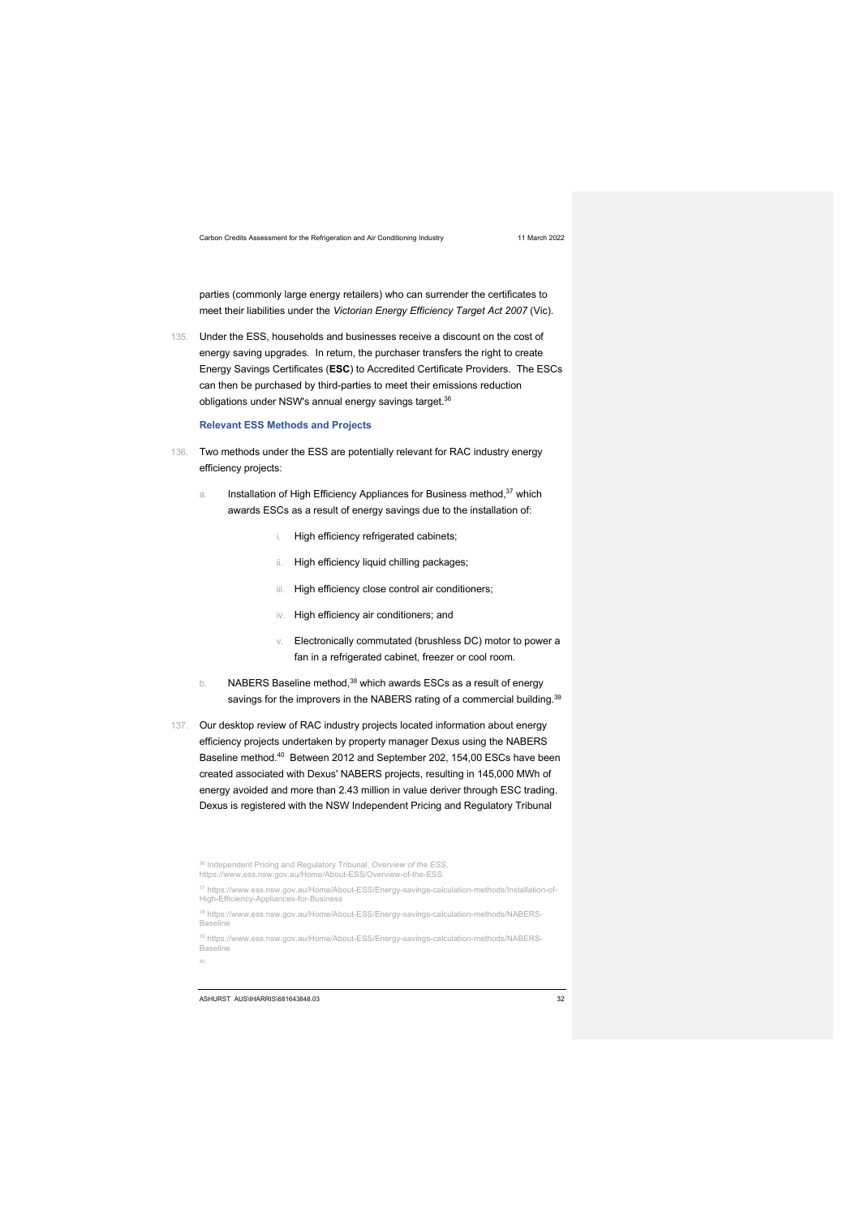parties (commonly large energy retailers) who can surrender the certificates to meet their liabilities under the *Victorian Energy Efficiency Target Act 2007* (Vic).

135. Under the ESS, households and businesses receive a discount on the cost of energy saving upgrades. In return, the purchaser transfers the right to create Energy Savings Certificates (**ESC**) to Accredited Certificate Providers. The ESCs can then be purchased by third-parties to meet their emissions reduction obligations under NSW's annual energy savings target.[36]

### Relevant ESS Methods and Projects

136. Two methods under the ESS are potentially relevant for RAC industry energy efficiency projects:

    a. Installation of High Efficiency Appliances for Business method,[37] which awards ESCs as a result of energy savings due to the installation of:

        i. High efficiency refrigerated cabinets;

        ii. High efficiency liquid chilling packages;

        iii. High efficiency close control air conditioners;

        iv. High efficiency air conditioners; and

        v. Electronically commutated (brushless DC) motor to power a fan in a refrigerated cabinet, freezer or cool room.

    b. NABERS Baseline method,[38] which awards ESCs as a result of energy savings for the improvers in the NABERS rating of a commercial building.[39]

137. Our desktop review of RAC industry projects located information about energy efficiency projects undertaken by property manager Dexus using the NABERS Baseline method.[40] Between 2012 and September 202, 154,00 ESCs have been created associated with Dexus' NABERS projects, resulting in 145,000 MWh of energy avoided and more than 2.43 million in value deriver through ESC trading. Dexus is registered with the NSW Independent Pricing and Regulatory Tribunal

---

[36] Independent Pricing and Regulatory Tribunal, *Overview of the ESS*, https://www.ess.nsw.gov.au/Home/About-ESS/Overview-of-the-ESS.

[37] https://www.ess.nsw.gov.au/Home/About-ESS/Energy-savings-calculation-methods/Installation-of-High-Efficiency-Appliances-for-Business

[38] https://www.ess.nsw.gov.au/Home/About-ESS/Energy-savings-calculation-methods/NABERS-Baseline

[39] https://www.ess.nsw.gov.au/Home/About-ESS/Energy-savings-calculation-methods/NABERS-Baseline

[40]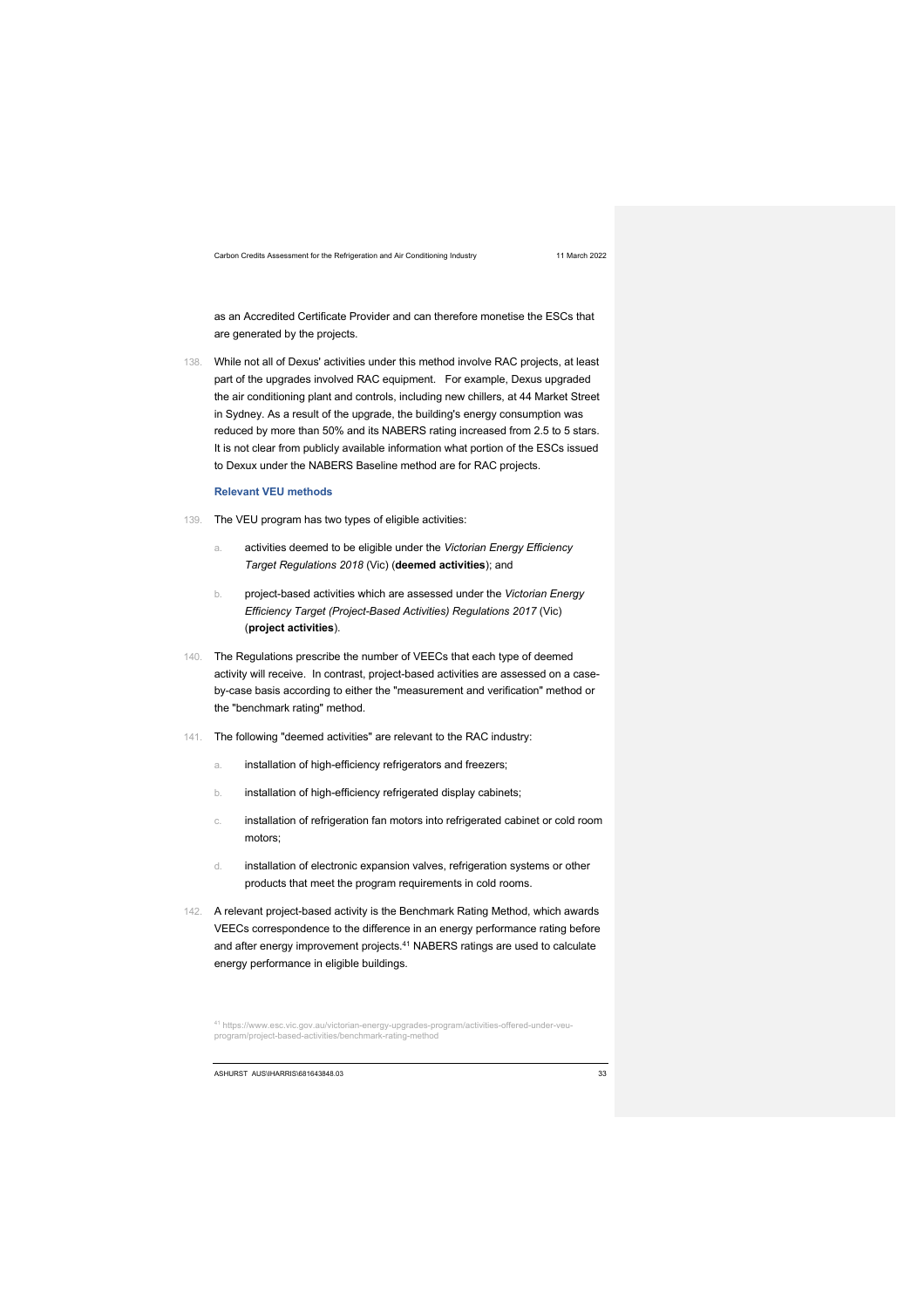as an Accredited Certificate Provider and can therefore monetise the ESCs that are generated by the projects.

138. While not all of Dexus' activities under this method involve RAC projects, at least part of the upgrades involved RAC equipment. For example, Dexus upgraded the air conditioning plant and controls, including new chillers, at 44 Market Street in Sydney. As a result of the upgrade, the building's energy consumption was reduced by more than 50% and its NABERS rating increased from 2.5 to 5 stars. It is not clear from publicly available information what portion of the ESCs issued to Dexux under the NABERS Baseline method are for RAC projects.

### Relevant VEU methods

139. The VEU program has two types of eligible activities:

   a. activities deemed to be eligible under the *Victorian Energy Efficiency Target Regulations 2018* (Vic) (**deemed activities**); and

   b. project-based activities which are assessed under the *Victorian Energy Efficiency Target (Project-Based Activities) Regulations 2017* (Vic) (**project activities**).

140. The Regulations prescribe the number of VEECs that each type of deemed activity will receive. In contrast, project-based activities are assessed on a case-by-case basis according to either the "measurement and verification" method or the "benchmark rating" method.

141. The following "deemed activities" are relevant to the RAC industry:

   a. installation of high-efficiency refrigerators and freezers;

   b. installation of high-efficiency refrigerated display cabinets;

   c. installation of refrigeration fan motors into refrigerated cabinet or cold room motors;

   d. installation of electronic expansion valves, refrigeration systems or other products that meet the program requirements in cold rooms.

142. A relevant project-based activity is the Benchmark Rating Method, which awards VEECs correspondence to the difference in an energy performance rating before and after energy improvement projects.[41] NABERS ratings are used to calculate energy performance in eligible buildings.

[41] https://www.esc.vic.gov.au/victorian-energy-upgrades-program/activities-offered-under-veu-program/project-based-activities/benchmark-rating-method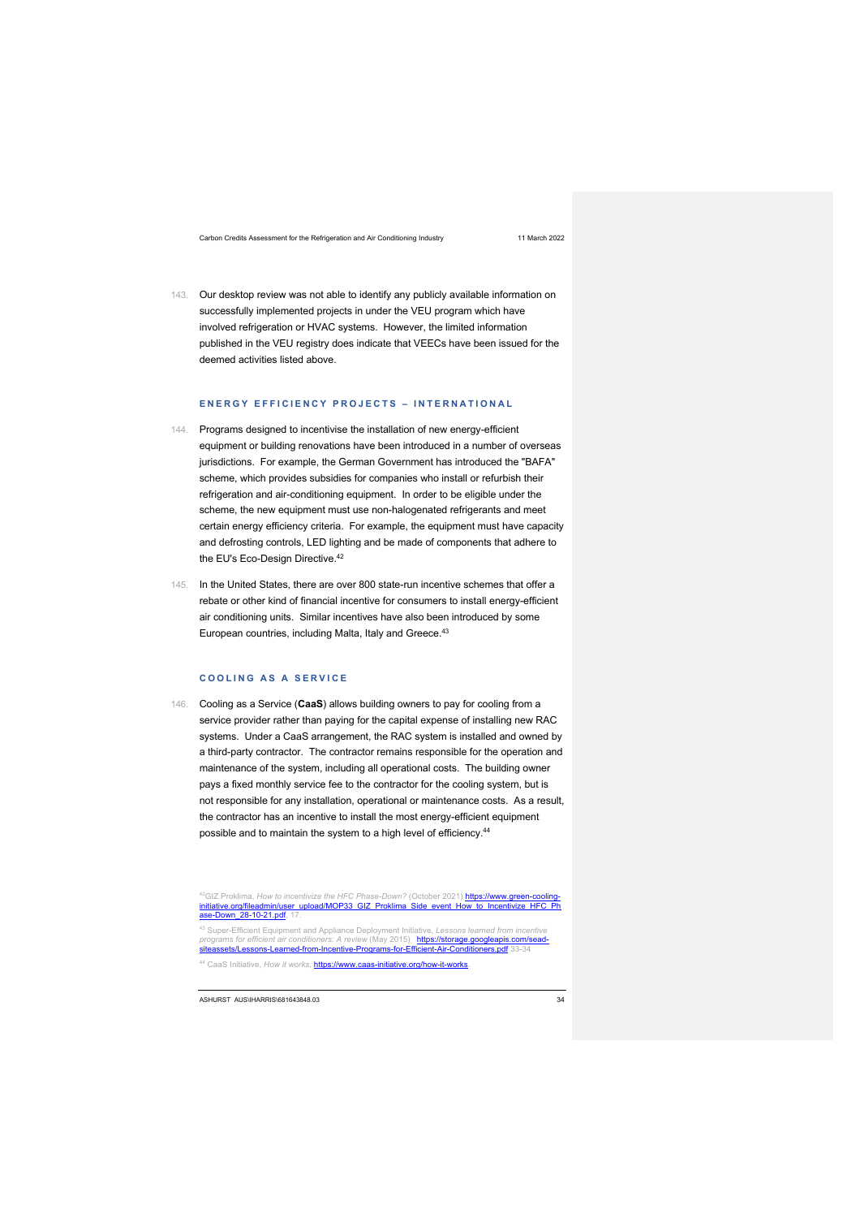143. Our desktop review was not able to identify any publicly available information on successfully implemented projects in under the VEU program which have involved refrigeration or HVAC systems. However, the limited information published in the VEU registry does indicate that VEECs have been issued for the deemed activities listed above.

## ENERGY EFFICIENCY PROJECTS – INTERNATIONAL

144. Programs designed to incentivise the installation of new energy-efficient equipment or building renovations have been introduced in a number of overseas jurisdictions. For example, the German Government has introduced the "BAFA" scheme, which provides subsidies for companies who install or refurbish their refrigeration and air-conditioning equipment. In order to be eligible under the scheme, the new equipment must use non-halogenated refrigerants and meet certain energy efficiency criteria. For example, the equipment must have capacity and defrosting controls, LED lighting and be made of components that adhere to the EU's Eco-Design Directive.[42]

145. In the United States, there are over 800 state-run incentive schemes that offer a rebate or other kind of financial incentive for consumers to install energy-efficient air conditioning units. Similar incentives have also been introduced by some European countries, including Malta, Italy and Greece.[43]

## COOLING AS A SERVICE

146. Cooling as a Service (**CaaS**) allows building owners to pay for cooling from a service provider rather than paying for the capital expense of installing new RAC systems. Under a CaaS arrangement, the RAC system is installed and owned by a third-party contractor. The contractor remains responsible for the operation and maintenance of the system, including all operational costs. The building owner pays a fixed monthly service fee to the contractor for the cooling system, but is not responsible for any installation, operational or maintenance costs. As a result, the contractor has an incentive to install the most energy-efficient equipment possible and to maintain the system to a high level of efficiency.[44]

---

[42] GIZ Proklima, *How to incentivize the HFC Phase-Down?* (October 2021) https://www.green-cooling-initiative.org/fileadmin/user_upload/MOP33_GIZ_Proklima_Side_event_How_to_Incentivize_HFC_Phase-Down_28-10-21.pdf, 17.

[43] Super-Efficient Equipment and Appliance Deployment Initiative, *Lessons learned from incentive programs for efficient air conditioners: A review* (May 2015) https://storage.googleapis.com/sead-siteassets/Lessons-Learned-from-Incentive-Programs-for-Efficient-Air-Conditioners.pdf 33-34

[44] CaaS Initiative, *How it works*, https://www.caas-initiative.org/how-it-works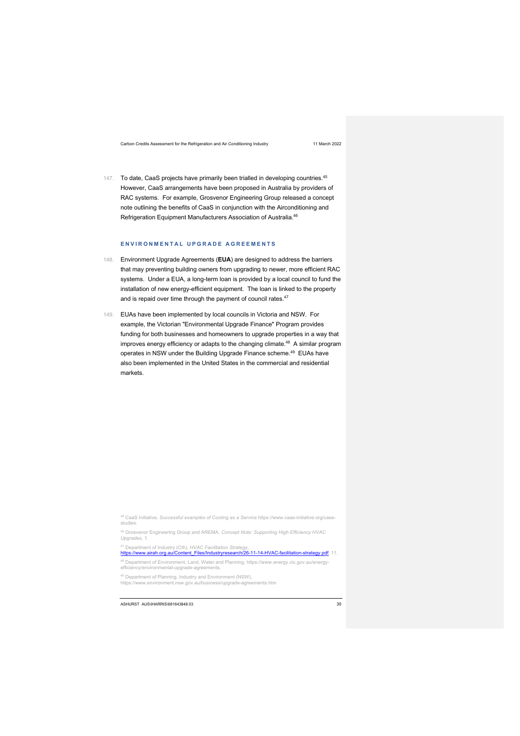147. To date, CaaS projects have primarily been trialled in developing countries.[45] However, CaaS arrangements have been proposed in Australia by providers of RAC systems. For example, Grosvenor Engineering Group released a concept note outlining the benefits of CaaS in conjunction with the Airconditioning and Refrigeration Equipment Manufacturers Association of Australia.[46]

### ENVIRONMENTAL UPGRADE AGREEMENTS

148. Environment Upgrade Agreements (**EUA**) are designed to address the barriers that may preventing building owners from upgrading to newer, more efficient RAC systems. Under a EUA, a long-term loan is provided by a local council to fund the installation of new energy-efficient equipment. The loan is linked to the property and is repaid over time through the payment of council rates.[47]

149. EUAs have been implemented by local councils in Victoria and NSW. For example, the Victorian "Environmental Upgrade Finance" Program provides funding for both businesses and homeowners to upgrade properties in a way that improves energy efficiency or adapts to the changing climate.[48] A similar program operates in NSW under the Building Upgrade Finance scheme.[49] EUAs have also been implemented in the United States in the commercial and residential markets.

[45] CaaS Initiative, *Successful examples of Cooling as a Service* https://www.caas-initiative.org/case-studies.

[46] Grosvenor Engineering Group and AREMA, *Concept Note: Supporting High Efficiency HVAC Upgrades*, 1.

[47] Department of Industry (Cth), *HVAC Facilitation Strategy*, https://www.airah.org.au/Content_Files/Industryresearch/26-11-14-HVAC-facilitation-strategy.pdf, 11.

[48] Department of Environment, Land, Water and Planning, https://www.energy.vic.gov.au/energy-efficiency/environmental-upgrade-agreements.

[49] Department of Planning, Industry and Environment (NSW), https://www.environment.nsw.gov.au/business/upgrade-agreements.htm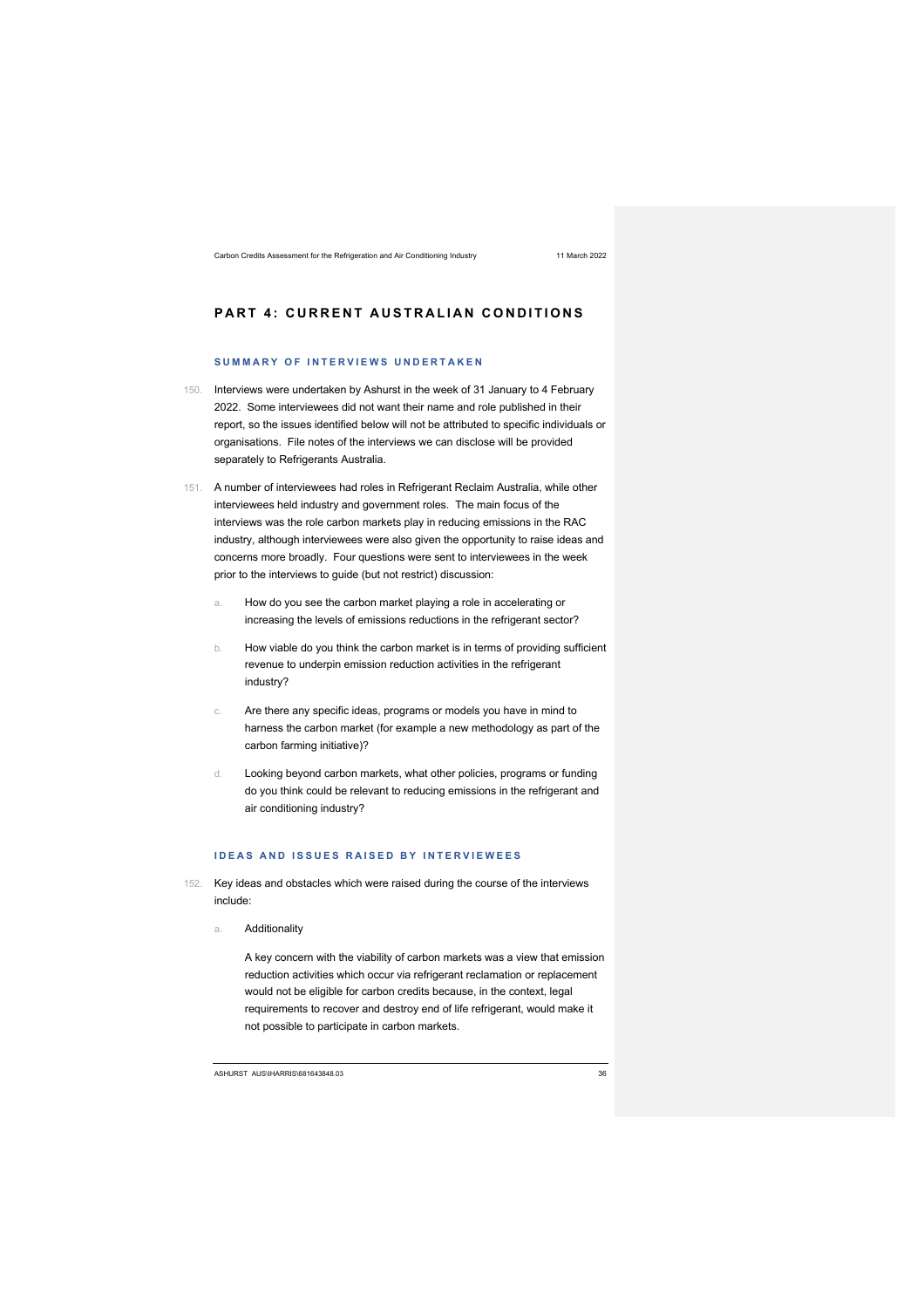## PART 4: CURRENT AUSTRALIAN CONDITIONS

### SUMMARY OF INTERVIEWS UNDERTAKEN

150. Interviews were undertaken by Ashurst in the week of 31 January to 4 February 2022. Some interviewees did not want their name and role published in their report, so the issues identified below will not be attributed to specific individuals or organisations. File notes of the interviews we can disclose will be provided separately to Refrigerants Australia.

151. A number of interviewees had roles in Refrigerant Reclaim Australia, while other interviewees held industry and government roles. The main focus of the interviews was the role carbon markets play in reducing emissions in the RAC industry, although interviewees were also given the opportunity to raise ideas and concerns more broadly. Four questions were sent to interviewees in the week prior to the interviews to guide (but not restrict) discussion:

    a. How do you see the carbon market playing a role in accelerating or increasing the levels of emissions reductions in the refrigerant sector?

    b. How viable do you think the carbon market is in terms of providing sufficient revenue to underpin emission reduction activities in the refrigerant industry?

    c. Are there any specific ideas, programs or models you have in mind to harness the carbon market (for example a new methodology as part of the carbon farming initiative)?

    d. Looking beyond carbon markets, what other policies, programs or funding do you think could be relevant to reducing emissions in the refrigerant and air conditioning industry?

### IDEAS AND ISSUES RAISED BY INTERVIEWEES

152. Key ideas and obstacles which were raised during the course of the interviews include:

    a. Additionality

    A key concern with the viability of carbon markets was a view that emission reduction activities which occur via refrigerant reclamation or replacement would not be eligible for carbon credits because, in the context, legal requirements to recover and destroy end of life refrigerant, would make it not possible to participate in carbon markets.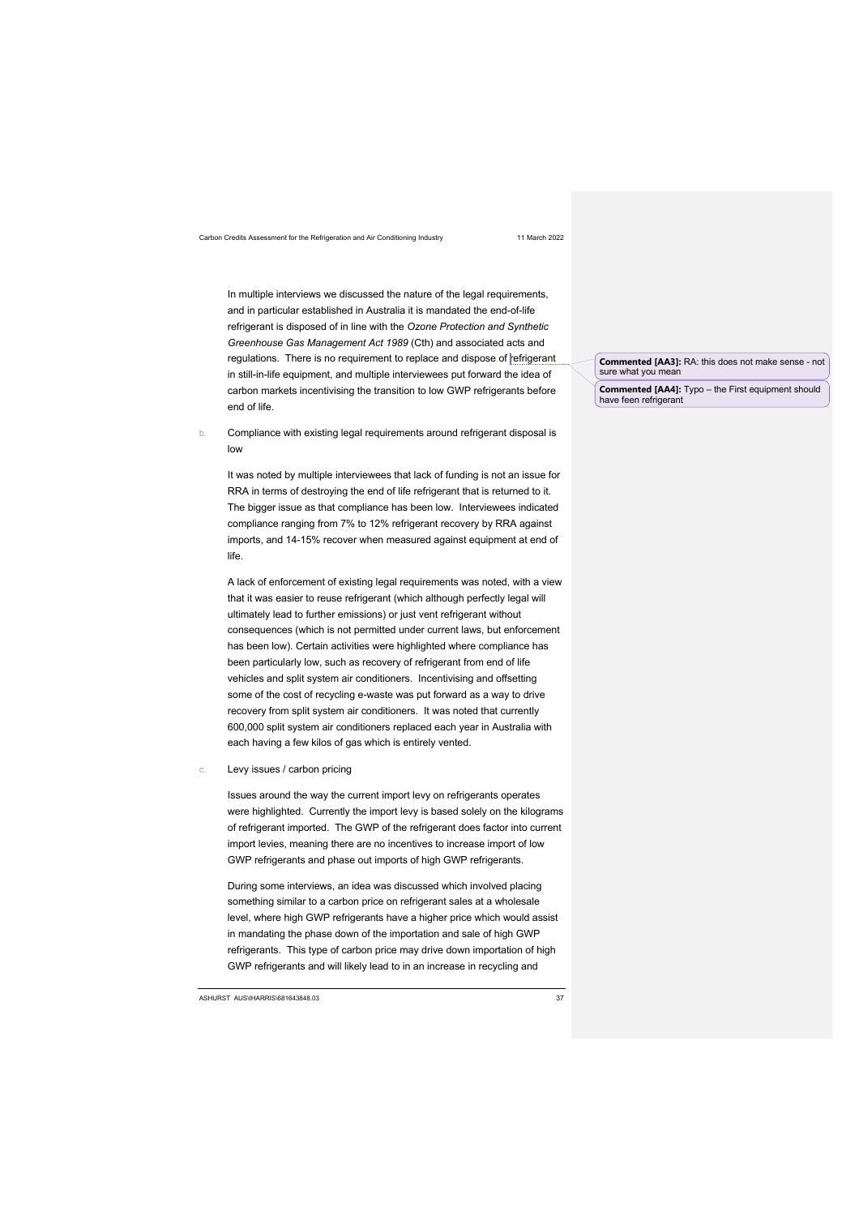In multiple interviews we discussed the nature of the legal requirements, and in particular established in Australia it is mandated the end-of-life refrigerant is disposed of in line with the *Ozone Protection and Synthetic Greenhouse Gas Management Act 1989* (Cth) and associated acts and regulations. There is no requirement to replace and dispose of refrigerant in still-in-life equipment, and multiple interviewees put forward the idea of carbon markets incentivising the transition to low GWP refrigerants before end of life.

**Commented [AA3]:** RA: this does not make sense - not sure what you mean

**Commented [AA4]:** Typo – the First equipment should have feen refrigerant

b. Compliance with existing legal requirements around refrigerant disposal is low

It was noted by multiple interviewees that lack of funding is not an issue for RRA in terms of destroying the end of life refrigerant that is returned to it. The bigger issue as that compliance has been low. Interviewees indicated compliance ranging from 7% to 12% refrigerant recovery by RRA against imports, and 14-15% recover when measured against equipment at end of life.

A lack of enforcement of existing legal requirements was noted, with a view that it was easier to reuse refrigerant (which although perfectly legal will ultimately lead to further emissions) or just vent refrigerant without consequences (which is not permitted under current laws, but enforcement has been low). Certain activities were highlighted where compliance has been particularly low, such as recovery of refrigerant from end of life vehicles and split system air conditioners. Incentivising and offsetting some of the cost of recycling e-waste was put forward as a way to drive recovery from split system air conditioners. It was noted that currently 600,000 split system air conditioners replaced each year in Australia with each having a few kilos of gas which is entirely vented.

c. Levy issues / carbon pricing

Issues around the way the current import levy on refrigerants operates were highlighted. Currently the import levy is based solely on the kilograms of refrigerant imported. The GWP of the refrigerant does factor into current import levies, meaning there are no incentives to increase import of low GWP refrigerants and phase out imports of high GWP refrigerants.

During some interviews, an idea was discussed which involved placing something similar to a carbon price on refrigerant sales at a wholesale level, where high GWP refrigerants have a higher price which would assist in mandating the phase down of the importation and sale of high GWP refrigerants. This type of carbon price may drive down importation of high GWP refrigerants and will likely lead to in an increase in recycling and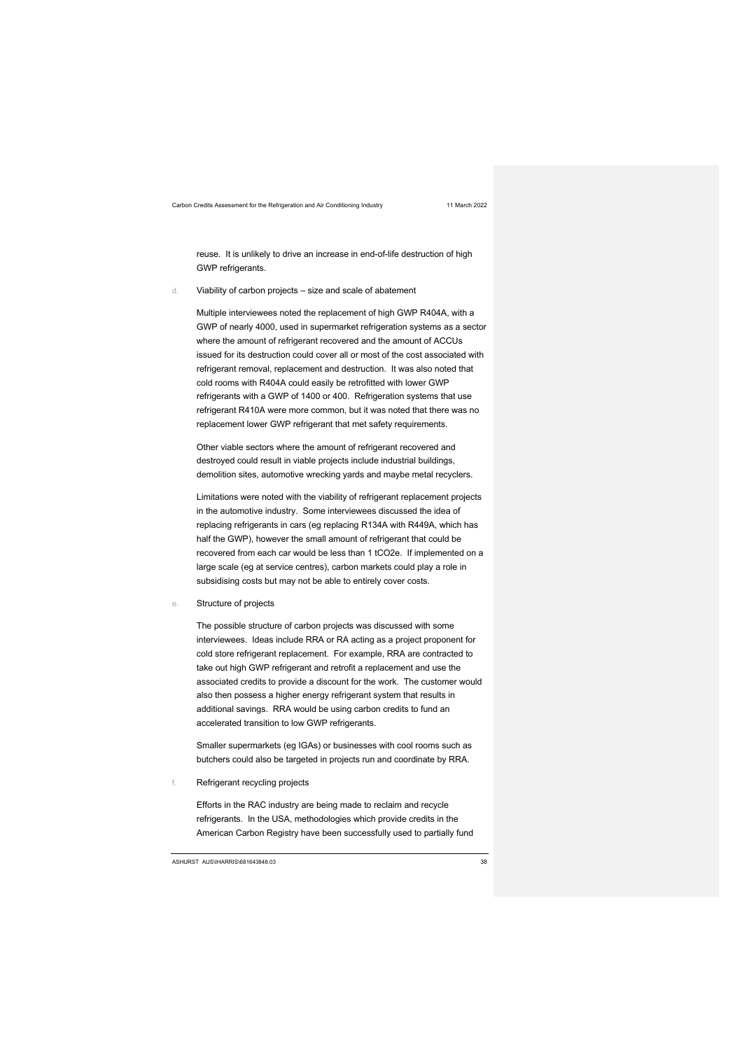reuse. It is unlikely to drive an increase in end-of-life destruction of high GWP refrigerants.

d. Viability of carbon projects – size and scale of abatement

Multiple interviewees noted the replacement of high GWP R404A, with a GWP of nearly 4000, used in supermarket refrigeration systems as a sector where the amount of refrigerant recovered and the amount of ACCUs issued for its destruction could cover all or most of the cost associated with refrigerant removal, replacement and destruction. It was also noted that cold rooms with R404A could easily be retrofitted with lower GWP refrigerants with a GWP of 1400 or 400. Refrigeration systems that use refrigerant R410A were more common, but it was noted that there was no replacement lower GWP refrigerant that met safety requirements.

Other viable sectors where the amount of refrigerant recovered and destroyed could result in viable projects include industrial buildings, demolition sites, automotive wrecking yards and maybe metal recyclers.

Limitations were noted with the viability of refrigerant replacement projects in the automotive industry. Some interviewees discussed the idea of replacing refrigerants in cars (eg replacing R134A with R449A, which has half the GWP), however the small amount of refrigerant that could be recovered from each car would be less than 1 tCO2e. If implemented on a large scale (eg at service centres), carbon markets could play a role in subsidising costs but may not be able to entirely cover costs.

e. Structure of projects

The possible structure of carbon projects was discussed with some interviewees. Ideas include RRA or RA acting as a project proponent for cold store refrigerant replacement. For example, RRA are contracted to take out high GWP refrigerant and retrofit a replacement and use the associated credits to provide a discount for the work. The customer would also then possess a higher energy refrigerant system that results in additional savings. RRA would be using carbon credits to fund an accelerated transition to low GWP refrigerants.

Smaller supermarkets (eg IGAs) or businesses with cool rooms such as butchers could also be targeted in projects run and coordinate by RRA.

f. Refrigerant recycling projects

Efforts in the RAC industry are being made to reclaim and recycle refrigerants. In the USA, methodologies which provide credits in the American Carbon Registry have been successfully used to partially fund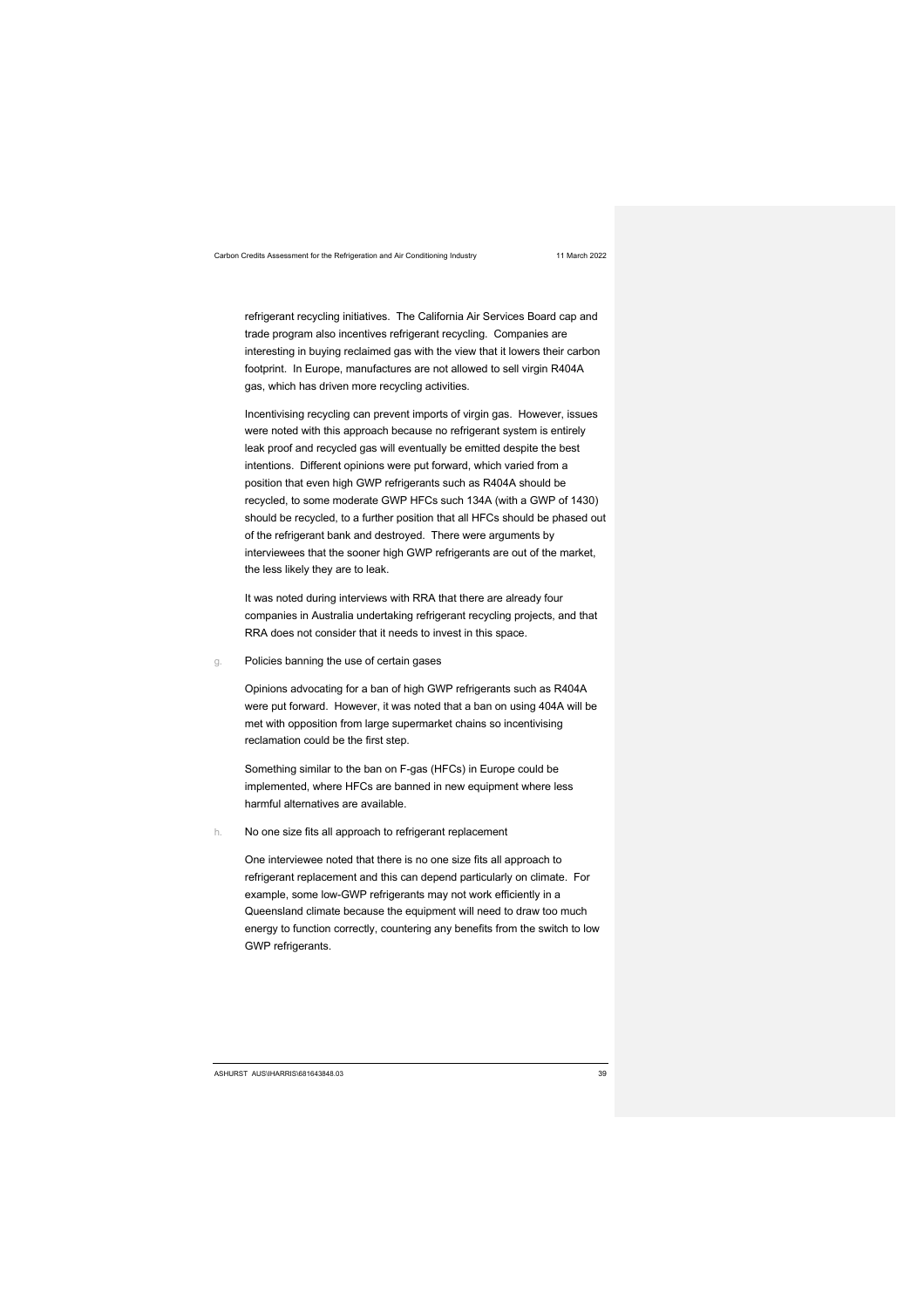refrigerant recycling initiatives. The California Air Services Board cap and trade program also incentives refrigerant recycling. Companies are interesting in buying reclaimed gas with the view that it lowers their carbon footprint. In Europe, manufactures are not allowed to sell virgin R404A gas, which has driven more recycling activities.

Incentivising recycling can prevent imports of virgin gas. However, issues were noted with this approach because no refrigerant system is entirely leak proof and recycled gas will eventually be emitted despite the best intentions. Different opinions were put forward, which varied from a position that even high GWP refrigerants such as R404A should be recycled, to some moderate GWP HFCs such 134A (with a GWP of 1430) should be recycled, to a further position that all HFCs should be phased out of the refrigerant bank and destroyed. There were arguments by interviewees that the sooner high GWP refrigerants are out of the market, the less likely they are to leak.

It was noted during interviews with RRA that there are already four companies in Australia undertaking refrigerant recycling projects, and that RRA does not consider that it needs to invest in this space.

g. Policies banning the use of certain gases

Opinions advocating for a ban of high GWP refrigerants such as R404A were put forward. However, it was noted that a ban on using 404A will be met with opposition from large supermarket chains so incentivising reclamation could be the first step.

Something similar to the ban on F-gas (HFCs) in Europe could be implemented, where HFCs are banned in new equipment where less harmful alternatives are available.

h. No one size fits all approach to refrigerant replacement

One interviewee noted that there is no one size fits all approach to refrigerant replacement and this can depend particularly on climate. For example, some low-GWP refrigerants may not work efficiently in a Queensland climate because the equipment will need to draw too much energy to function correctly, countering any benefits from the switch to low GWP refrigerants.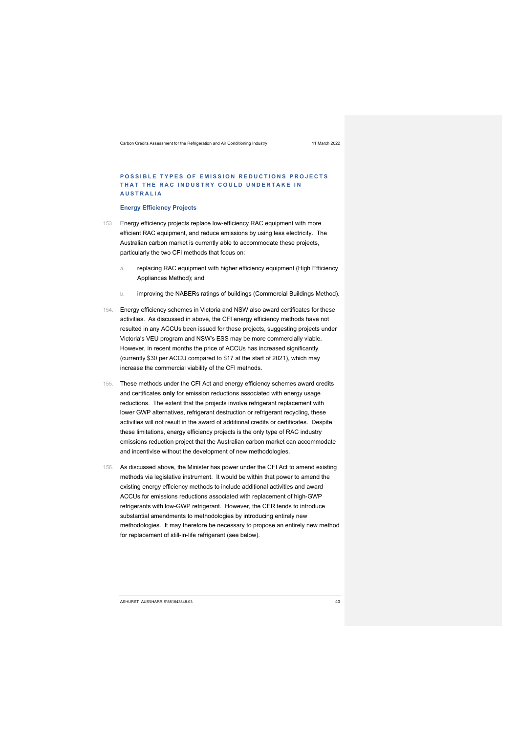## POSSIBLE TYPES OF EMISSION REDUCTIONS PROJECTS THAT THE RAC INDUSTRY COULD UNDERTAKE IN AUSTRALIA

### Energy Efficiency Projects

153. Energy efficiency projects replace low-efficiency RAC equipment with more efficient RAC equipment, and reduce emissions by using less electricity. The Australian carbon market is currently able to accommodate these projects, particularly the two CFI methods that focus on:

    a. replacing RAC equipment with higher efficiency equipment (High Efficiency Appliances Method); and

    b. improving the NABERs ratings of buildings (Commercial Buildings Method).

154. Energy efficiency schemes in Victoria and NSW also award certificates for these activities. As discussed in above, the CFI energy efficiency methods have not resulted in any ACCUs been issued for these projects, suggesting projects under Victoria's VEU program and NSW's ESS may be more commercially viable. However, in recent months the price of ACCUs has increased significantly (currently $30 per ACCU compared to $17 at the start of 2021), which may increase the commercial viability of the CFI methods.

155. These methods under the CFI Act and energy efficiency schemes award credits and certificates **only** for emission reductions associated with energy usage reductions. The extent that the projects involve refrigerant replacement with lower GWP alternatives, refrigerant destruction or refrigerant recycling, these activities will not result in the award of additional credits or certificates. Despite these limitations, energy efficiency projects is the only type of RAC industry emissions reduction project that the Australian carbon market can accommodate and incentivise without the development of new methodologies.

156. As discussed above, the Minister has power under the CFI Act to amend existing methods via legislative instrument. It would be within that power to amend the existing energy efficiency methods to include additional activities and award ACCUs for emissions reductions associated with replacement of high-GWP refrigerants with low-GWP refrigerant. However, the CER tends to introduce substantial amendments to methodologies by introducing entirely new methodologies. It may therefore be necessary to propose an entirely new method for replacement of still-in-life refrigerant (see below).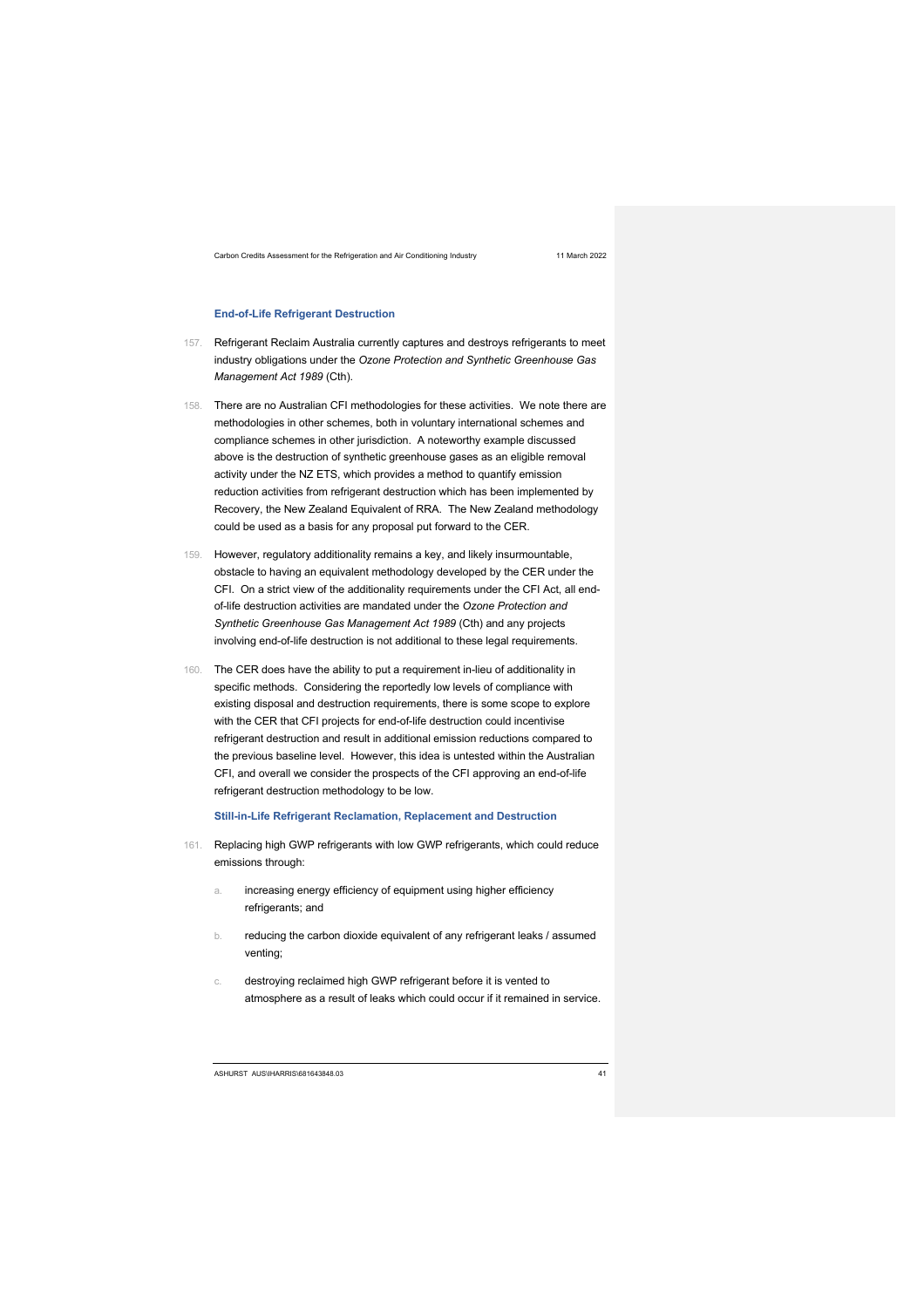### End-of-Life Refrigerant Destruction

157. Refrigerant Reclaim Australia currently captures and destroys refrigerants to meet industry obligations under the *Ozone Protection and Synthetic Greenhouse Gas Management Act 1989* (Cth).

158. There are no Australian CFI methodologies for these activities. We note there are methodologies in other schemes, both in voluntary international schemes and compliance schemes in other jurisdiction. A noteworthy example discussed above is the destruction of synthetic greenhouse gases as an eligible removal activity under the NZ ETS, which provides a method to quantify emission reduction activities from refrigerant destruction which has been implemented by Recovery, the New Zealand Equivalent of RRA. The New Zealand methodology could be used as a basis for any proposal put forward to the CER.

159. However, regulatory additionality remains a key, and likely insurmountable, obstacle to having an equivalent methodology developed by the CER under the CFI. On a strict view of the additionality requirements under the CFI Act, all end-of-life destruction activities are mandated under the *Ozone Protection and Synthetic Greenhouse Gas Management Act 1989* (Cth) and any projects involving end-of-life destruction is not additional to these legal requirements.

160. The CER does have the ability to put a requirement in-lieu of additionality in specific methods. Considering the reportedly low levels of compliance with existing disposal and destruction requirements, there is some scope to explore with the CER that CFI projects for end-of-life destruction could incentivise refrigerant destruction and result in additional emission reductions compared to the previous baseline level. However, this idea is untested within the Australian CFI, and overall we consider the prospects of the CFI approving an end-of-life refrigerant destruction methodology to be low.

### Still-in-Life Refrigerant Reclamation, Replacement and Destruction

161. Replacing high GWP refrigerants with low GWP refrigerants, which could reduce emissions through:

    a. increasing energy efficiency of equipment using higher efficiency refrigerants; and

    b. reducing the carbon dioxide equivalent of any refrigerant leaks / assumed venting;

    c. destroying reclaimed high GWP refrigerant before it is vented to atmosphere as a result of leaks which could occur if it remained in service.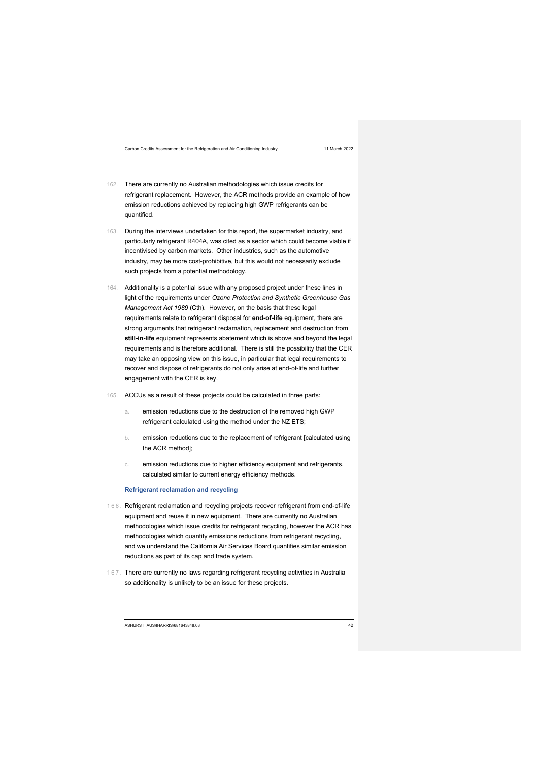162. There are currently no Australian methodologies which issue credits for refrigerant replacement. However, the ACR methods provide an example of how emission reductions achieved by replacing high GWP refrigerants can be quantified.

163. During the interviews undertaken for this report, the supermarket industry, and particularly refrigerant R404A, was cited as a sector which could become viable if incentivised by carbon markets. Other industries, such as the automotive industry, may be more cost-prohibitive, but this would not necessarily exclude such projects from a potential methodology.

164. Additionality is a potential issue with any proposed project under these lines in light of the requirements under *Ozone Protection and Synthetic Greenhouse Gas Management Act 1989* (Cth). However, on the basis that these legal requirements relate to refrigerant disposal for **end-of-life** equipment, there are strong arguments that refrigerant reclamation, replacement and destruction from **still-in-life** equipment represents abatement which is above and beyond the legal requirements and is therefore additional. There is still the possibility that the CER may take an opposing view on this issue, in particular that legal requirements to recover and dispose of refrigerants do not only arise at end-of-life and further engagement with the CER is key.

165. ACCUs as a result of these projects could be calculated in three parts:

    a. emission reductions due to the destruction of the removed high GWP refrigerant calculated using the method under the NZ ETS;

    b. emission reductions due to the replacement of refrigerant [calculated using the ACR method];

    c. emission reductions due to higher efficiency equipment and refrigerants, calculated similar to current energy efficiency methods.

### Refrigerant reclamation and recycling

166. Refrigerant reclamation and recycling projects recover refrigerant from end-of-life equipment and reuse it in new equipment. There are currently no Australian methodologies which issue credits for refrigerant recycling, however the ACR has methodologies which quantify emissions reductions from refrigerant recycling, and we understand the California Air Services Board quantifies similar emission reductions as part of its cap and trade system.

167. There are currently no laws regarding refrigerant recycling activities in Australia so additionality is unlikely to be an issue for these projects.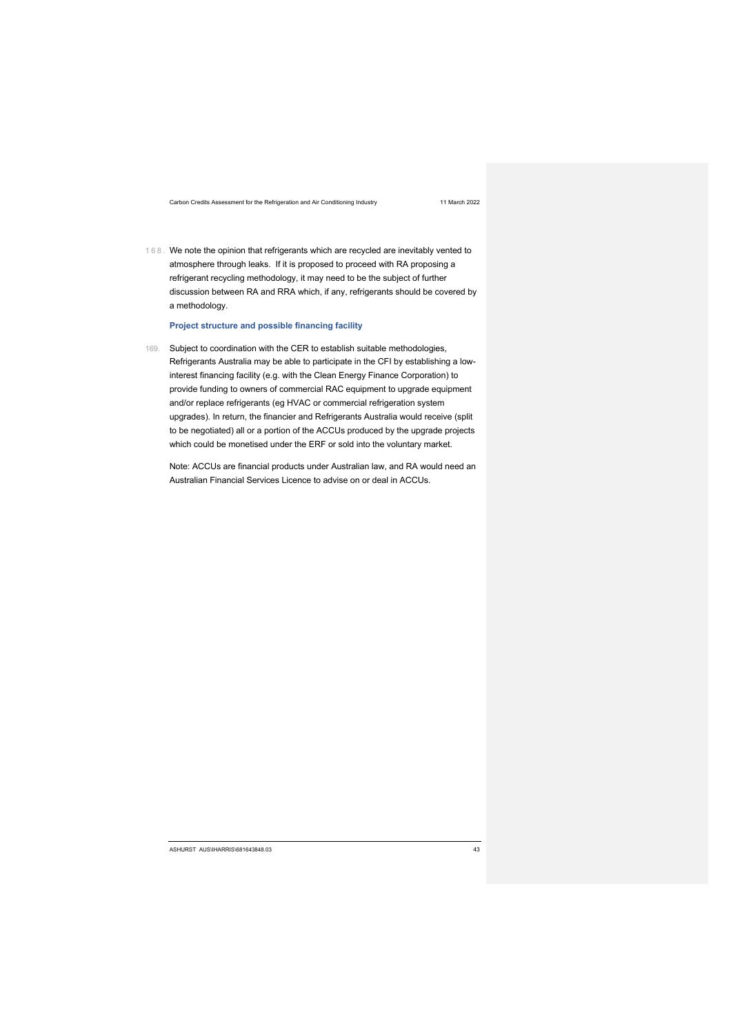168. We note the opinion that refrigerants which are recycled are inevitably vented to atmosphere through leaks. If it is proposed to proceed with RA proposing a refrigerant recycling methodology, it may need to be the subject of further discussion between RA and RRA which, if any, refrigerants should be covered by a methodology.

### Project structure and possible financing facility

169. Subject to coordination with the CER to establish suitable methodologies, Refrigerants Australia may be able to participate in the CFI by establishing a low-interest financing facility (e.g. with the Clean Energy Finance Corporation) to provide funding to owners of commercial RAC equipment to upgrade equipment and/or replace refrigerants (eg HVAC or commercial refrigeration system upgrades). In return, the financier and Refrigerants Australia would receive (split to be negotiated) all or a portion of the ACCUs produced by the upgrade projects which could be monetised under the ERF or sold into the voluntary market.

Note: ACCUs are financial products under Australian law, and RA would need an Australian Financial Services Licence to advise on or deal in ACCUs.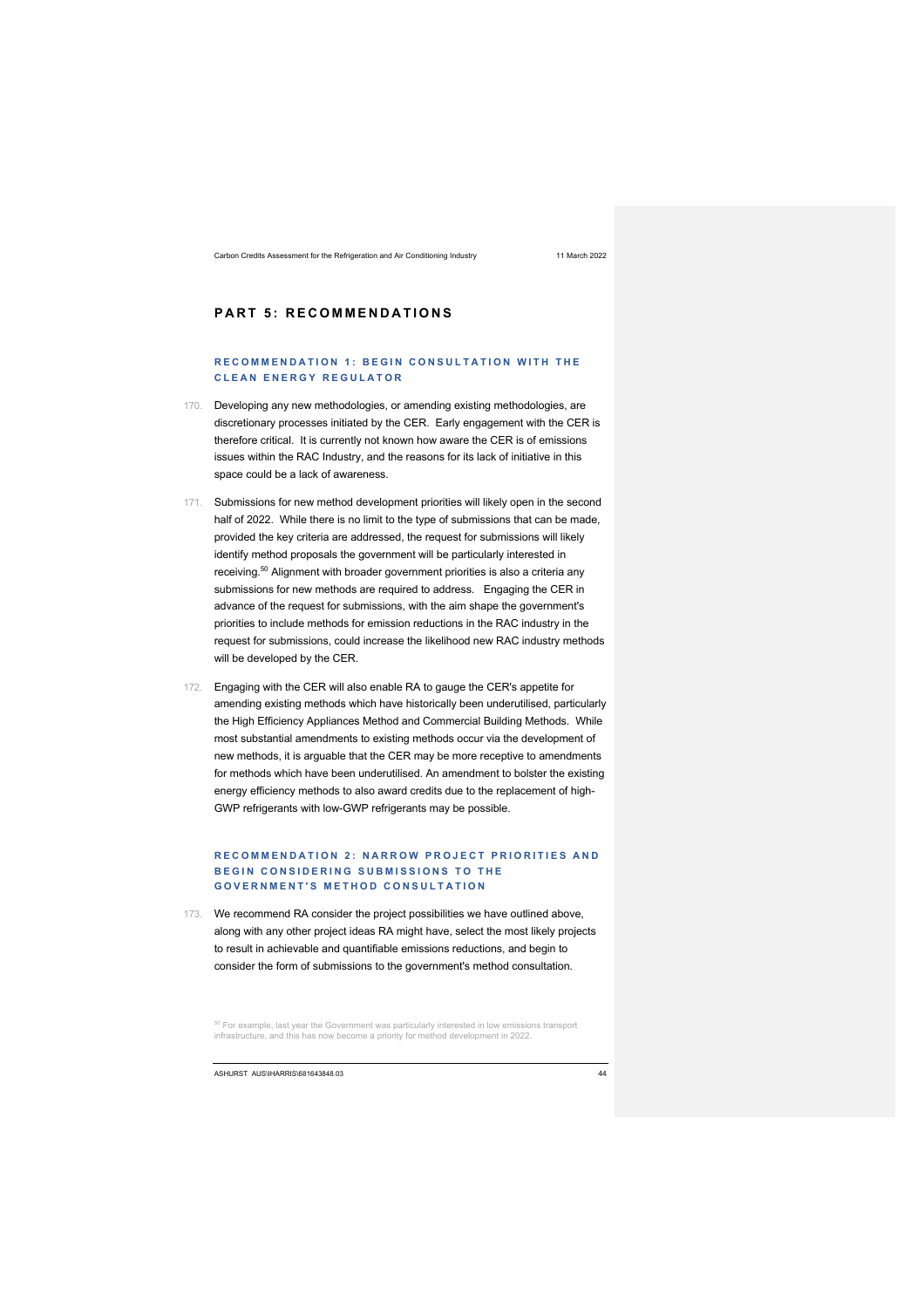## PART 5: RECOMMENDATIONS

### RECOMMENDATION 1: BEGIN CONSULTATION WITH THE CLEAN ENERGY REGULATOR

170. Developing any new methodologies, or amending existing methodologies, are discretionary processes initiated by the CER. Early engagement with the CER is therefore critical. It is currently not known how aware the CER is of emissions issues within the RAC Industry, and the reasons for its lack of initiative in this space could be a lack of awareness.

171. Submissions for new method development priorities will likely open in the second half of 2022. While there is no limit to the type of submissions that can be made, provided the key criteria are addressed, the request for submissions will likely identify method proposals the government will be particularly interested in receiving.[50] Alignment with broader government priorities is also a criteria any submissions for new methods are required to address. Engaging the CER in advance of the request for submissions, with the aim shape the government's priorities to include methods for emission reductions in the RAC industry in the request for submissions, could increase the likelihood new RAC industry methods will be developed by the CER.

172. Engaging with the CER will also enable RA to gauge the CER's appetite for amending existing methods which have historically been underutilised, particularly the High Efficiency Appliances Method and Commercial Building Methods. While most substantial amendments to existing methods occur via the development of new methods, it is arguable that the CER may be more receptive to amendments for methods which have been underutilised. An amendment to bolster the existing energy efficiency methods to also award credits due to the replacement of high-GWP refrigerants with low-GWP refrigerants may be possible.

### RECOMMENDATION 2: NARROW PROJECT PRIORITIES AND BEGIN CONSIDERING SUBMISSIONS TO THE GOVERNMENT'S METHOD CONSULTATION

173. We recommend RA consider the project possibilities we have outlined above, along with any other project ideas RA might have, select the most likely projects to result in achievable and quantifiable emissions reductions, and begin to consider the form of submissions to the government's method consultation.

[50] For example, last year the Government was particularly interested in low emissions transport infrastructure, and this has now become a priority for method development in 2022.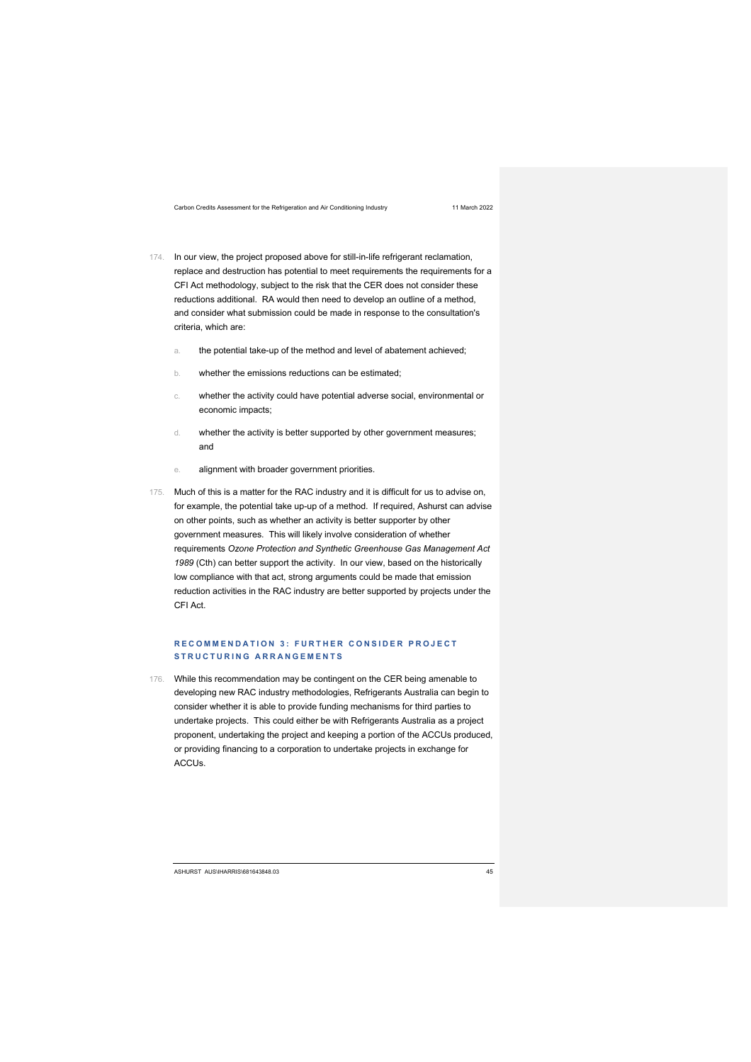174. In our view, the project proposed above for still-in-life refrigerant reclamation, replace and destruction has potential to meet requirements the requirements for a CFI Act methodology, subject to the risk that the CER does not consider these reductions additional. RA would then need to develop an outline of a method, and consider what submission could be made in response to the consultation's criteria, which are:

    a. the potential take-up of the method and level of abatement achieved;

    b. whether the emissions reductions can be estimated;

    c. whether the activity could have potential adverse social, environmental or economic impacts;

    d. whether the activity is better supported by other government measures; and

    e. alignment with broader government priorities.

175. Much of this is a matter for the RAC industry and it is difficult for us to advise on, for example, the potential take up-up of a method. If required, Ashurst can advise on other points, such as whether an activity is better supporter by other government measures. This will likely involve consideration of whether requirements *Ozone Protection and Synthetic Greenhouse Gas Management Act 1989* (Cth) can better support the activity. In our view, based on the historically low compliance with that act, strong arguments could be made that emission reduction activities in the RAC industry are better supported by projects under the CFI Act.

### RECOMMENDATION 3: FURTHER CONSIDER PROJECT STRUCTURING ARRANGEMENTS

176. While this recommendation may be contingent on the CER being amenable to developing new RAC industry methodologies, Refrigerants Australia can begin to consider whether it is able to provide funding mechanisms for third parties to undertake projects. This could either be with Refrigerants Australia as a project proponent, undertaking the project and keeping a portion of the ACCUs produced, or providing financing to a corporation to undertake projects in exchange for ACCUs.